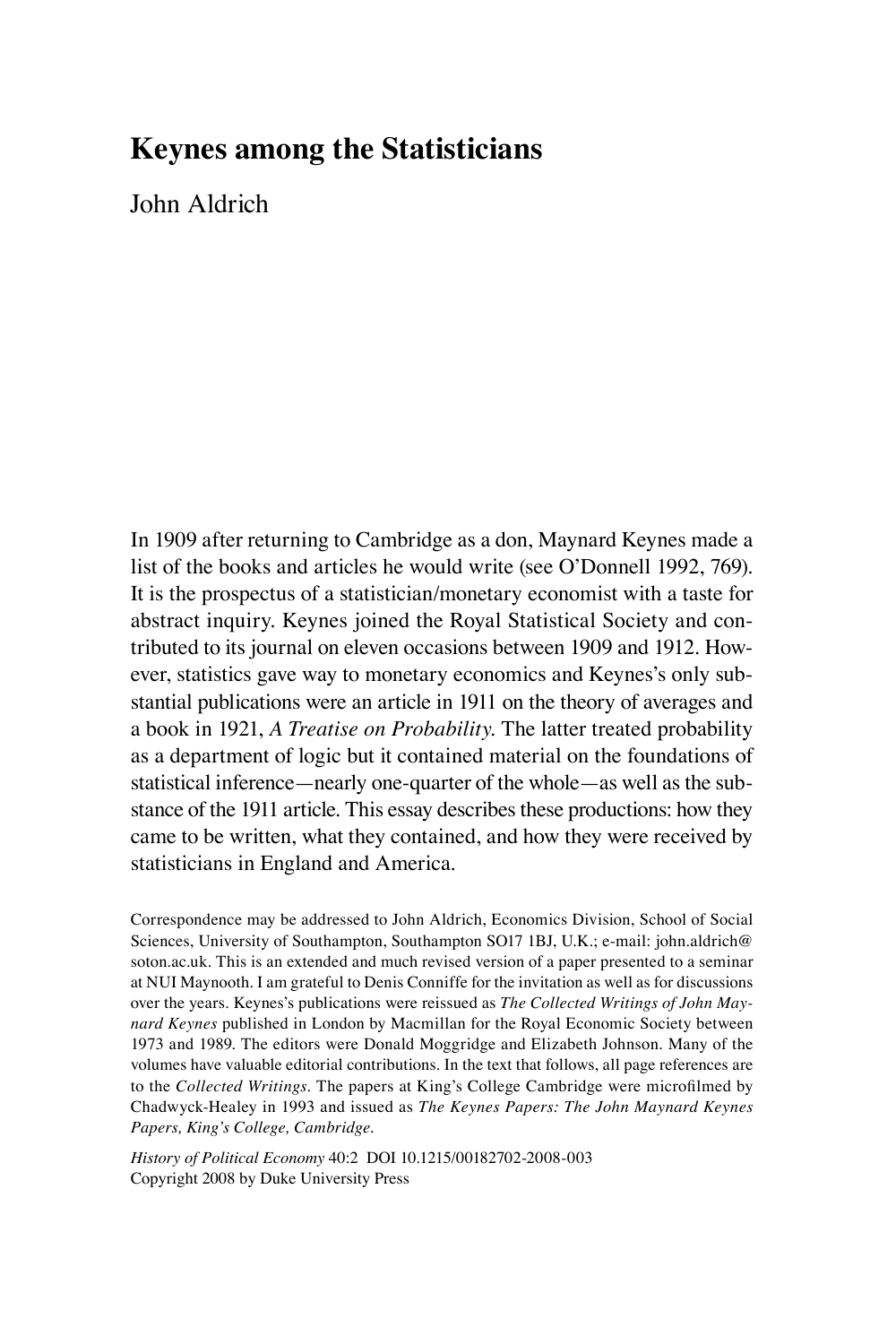# Keynes among the Statisticians

John Aldrich

In 1909 after returning to Cambridge as a don, Maynard Keynes made a list of the books and articles he would write (see O'Donnell 1992, 769). It is the prospectus of a statistician/monetary economist with a taste for abstract inquiry. Keynes joined the Royal Statistical Society and contributed to its journal on eleven occasions between 1909 and 1912. However, statistics gave way to monetary economics and Keynes's only substantial publications were an article in 1911 on the theory of averages and a book in 1921, *A Treatise on Probability.* The latter treated probability as a department of logic but it contained material on the foundations of statistical inference—nearly one-quarter of the whole—as well as the substance of the 1911 article. This essay describes these productions: how they came to be written, what they contained, and how they were received by statisticians in England and America.

Correspondence may be addressed to John Aldrich, Economics Division, School of Social Sciences, University of Southampton, Southampton SO17 1BJ, U.K.; e-mail: john.aldrich@soton.ac.uk. This is an extended and much revised version of a paper presented to a seminar at NUI Maynooth. I am grateful to Denis Conniffe for the invitation as well as for discussions over the years. Keynes's publications were reissued as *The Collected Writings of John Maynard Keynes* published in London by Macmillan for the Royal Economic Society between 1973 and 1989. The editors were Donald Moggridge and Elizabeth Johnson. Many of the volumes have valuable editorial contributions. In the text that follows, all page references are to the *Collected Writings*. The papers at King's College Cambridge were microfilmed by Chadwyck-Healey in 1993 and issued as *The Keynes Papers: The John Maynard Keynes Papers, King's College, Cambridge.*

*History of Political Economy* 40:2 DOI 10.1215/00182702-2008-003
Copyright 2008 by Duke University Press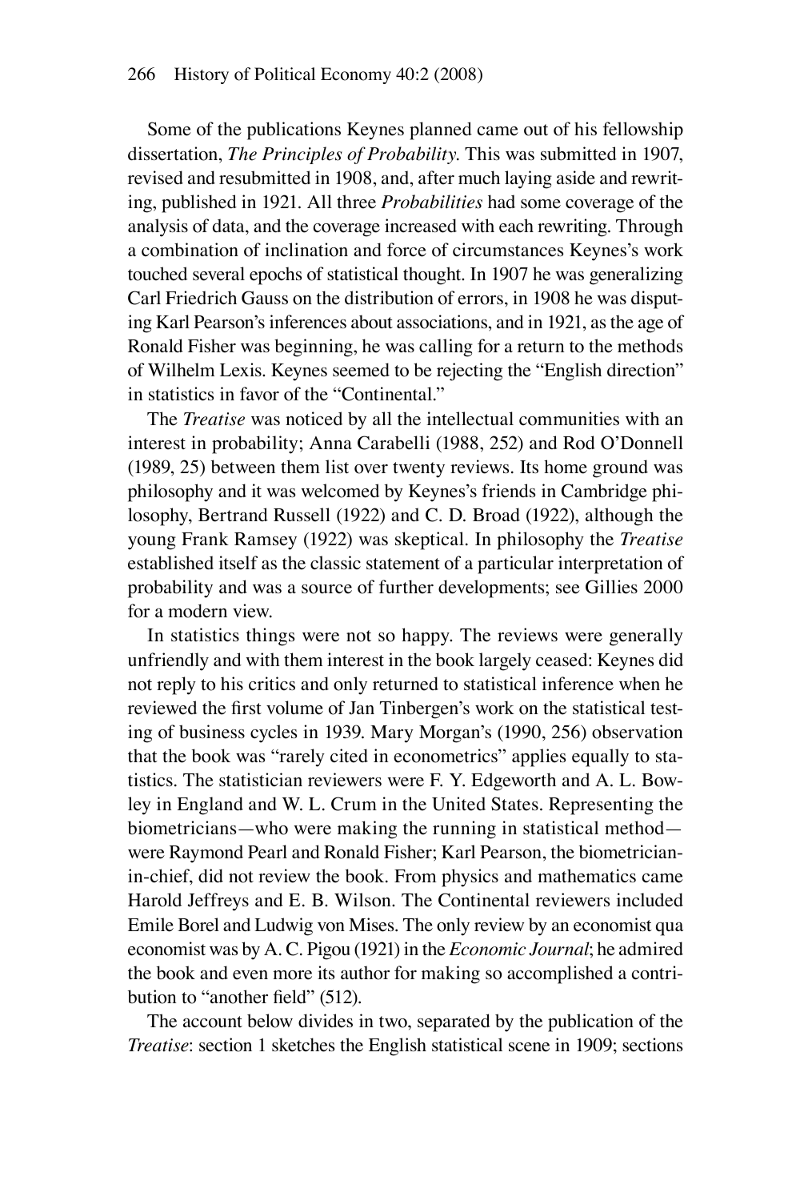Some of the publications Keynes planned came out of his fellowship dissertation, *The Principles of Probability*. This was submitted in 1907, revised and resubmitted in 1908, and, after much laying aside and rewriting, published in 1921. All three *Probabilities* had some coverage of the analysis of data, and the coverage increased with each rewriting. Through a combination of inclination and force of circumstances Keynes's work touched several epochs of statistical thought. In 1907 he was generalizing Carl Friedrich Gauss on the distribution of errors, in 1908 he was disputing Karl Pearson's inferences about associations, and in 1921, as the age of Ronald Fisher was beginning, he was calling for a return to the methods of Wilhelm Lexis. Keynes seemed to be rejecting the "English direction" in statistics in favor of the "Continental."

The *Treatise* was noticed by all the intellectual communities with an interest in probability; Anna Carabelli (1988, 252) and Rod O'Donnell (1989, 25) between them list over twenty reviews. Its home ground was philosophy and it was welcomed by Keynes's friends in Cambridge philosophy, Bertrand Russell (1922) and C. D. Broad (1922), although the young Frank Ramsey (1922) was skeptical. In philosophy the *Treatise* established itself as the classic statement of a particular interpretation of probability and was a source of further developments; see Gillies 2000 for a modern view.

In statistics things were not so happy. The reviews were generally unfriendly and with them interest in the book largely ceased: Keynes did not reply to his critics and only returned to statistical inference when he reviewed the first volume of Jan Tinbergen's work on the statistical testing of business cycles in 1939. Mary Morgan's (1990, 256) observation that the book was "rarely cited in econometrics" applies equally to statistics. The statistician reviewers were F. Y. Edgeworth and A. L. Bowley in England and W. L. Crum in the United States. Representing the biometricians—who were making the running in statistical method—were Raymond Pearl and Ronald Fisher; Karl Pearson, the biometrician-in-chief, did not review the book. From physics and mathematics came Harold Jeffreys and E. B. Wilson. The Continental reviewers included Emile Borel and Ludwig von Mises. The only review by an economist qua economist was by A. C. Pigou (1921) in the *Economic Journal*; he admired the book and even more its author for making so accomplished a contribution to "another field" (512).

The account below divides in two, separated by the publication of the *Treatise*: section 1 sketches the English statistical scene in 1909; sections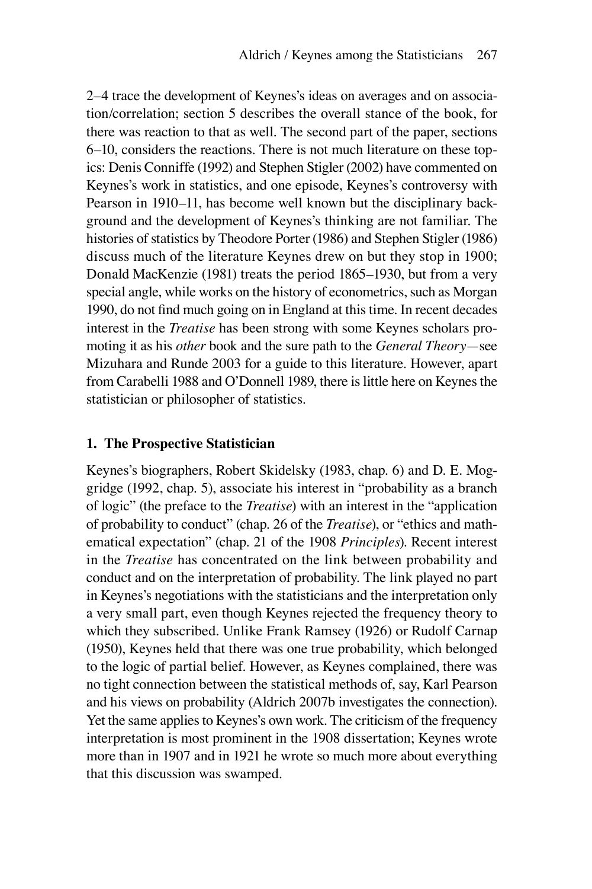2–4 trace the development of Keynes's ideas on averages and on association/correlation; section 5 describes the overall stance of the book, for there was reaction to that as well. The second part of the paper, sections 6–10, considers the reactions. There is not much literature on these topics: Denis Conniffe (1992) and Stephen Stigler (2002) have commented on Keynes's work in statistics, and one episode, Keynes's controversy with Pearson in 1910–11, has become well known but the disciplinary background and the development of Keynes's thinking are not familiar. The histories of statistics by Theodore Porter (1986) and Stephen Stigler (1986) discuss much of the literature Keynes drew on but they stop in 1900; Donald MacKenzie (1981) treats the period 1865–1930, but from a very special angle, while works on the history of econometrics, such as Morgan 1990, do not find much going on in England at this time. In recent decades interest in the *Treatise* has been strong with some Keynes scholars promoting it as his *other* book and the sure path to the *General Theory*—see Mizuhara and Runde 2003 for a guide to this literature. However, apart from Carabelli 1988 and O'Donnell 1989, there is little here on Keynes the statistician or philosopher of statistics.

## 1. The Prospective Statistician

Keynes's biographers, Robert Skidelsky (1983, chap. 6) and D. E. Moggridge (1992, chap. 5), associate his interest in "probability as a branch of logic" (the preface to the *Treatise*) with an interest in the "application of probability to conduct" (chap. 26 of the *Treatise*), or "ethics and mathematical expectation" (chap. 21 of the 1908 *Principles*). Recent interest in the *Treatise* has concentrated on the link between probability and conduct and on the interpretation of probability. The link played no part in Keynes's negotiations with the statisticians and the interpretation only a very small part, even though Keynes rejected the frequency theory to which they subscribed. Unlike Frank Ramsey (1926) or Rudolf Carnap (1950), Keynes held that there was one true probability, which belonged to the logic of partial belief. However, as Keynes complained, there was no tight connection between the statistical methods of, say, Karl Pearson and his views on probability (Aldrich 2007b investigates the connection). Yet the same applies to Keynes's own work. The criticism of the frequency interpretation is most prominent in the 1908 dissertation; Keynes wrote more than in 1907 and in 1921 he wrote so much more about everything that this discussion was swamped.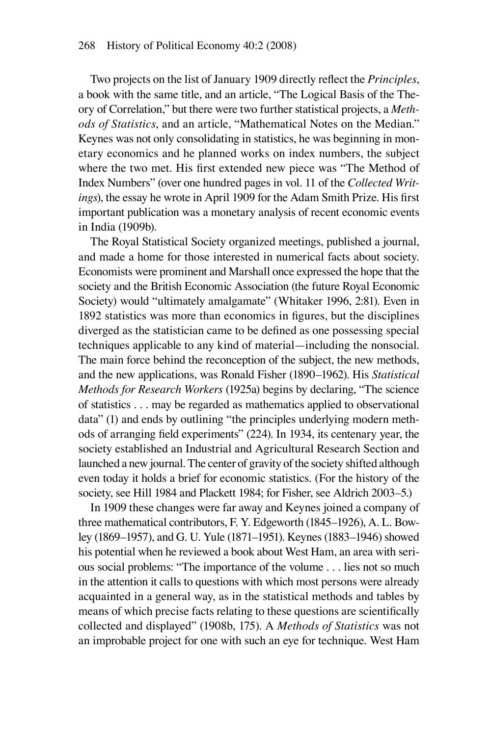Two projects on the list of January 1909 directly reflect the *Principles*, a book with the same title, and an article, "The Logical Basis of the Theory of Correlation," but there were two further statistical projects, a *Methods of Statistics*, and an article, "Mathematical Notes on the Median." Keynes was not only consolidating in statistics, he was beginning in monetary economics and he planned works on index numbers, the subject where the two met. His first extended new piece was "The Method of Index Numbers" (over one hundred pages in vol. 11 of the *Collected Writings*), the essay he wrote in April 1909 for the Adam Smith Prize. His first important publication was a monetary analysis of recent economic events in India (1909b).

The Royal Statistical Society organized meetings, published a journal, and made a home for those interested in numerical facts about society. Economists were prominent and Marshall once expressed the hope that the society and the British Economic Association (the future Royal Economic Society) would "ultimately amalgamate" (Whitaker 1996, 2:81). Even in 1892 statistics was more than economics in figures, but the disciplines diverged as the statistician came to be defined as one possessing special techniques applicable to any kind of material—including the nonsocial. The main force behind the reconception of the subject, the new methods, and the new applications, was Ronald Fisher (1890–1962). His *Statistical Methods for Research Workers* (1925a) begins by declaring, "The science of statistics . . . may be regarded as mathematics applied to observational data" (1) and ends by outlining "the principles underlying modern methods of arranging field experiments" (224). In 1934, its centenary year, the society established an Industrial and Agricultural Research Section and launched a new journal. The center of gravity of the society shifted although even today it holds a brief for economic statistics. (For the history of the society, see Hill 1984 and Plackett 1984; for Fisher, see Aldrich 2003–5.)

In 1909 these changes were far away and Keynes joined a company of three mathematical contributors, F. Y. Edgeworth (1845–1926), A. L. Bowley (1869–1957), and G. U. Yule (1871–1951). Keynes (1883–1946) showed his potential when he reviewed a book about West Ham, an area with serious social problems: "The importance of the volume . . . lies not so much in the attention it calls to questions with which most persons were already acquainted in a general way, as in the statistical methods and tables by means of which precise facts relating to these questions are scientifically collected and displayed" (1908b, 175). A *Methods of Statistics* was not an improbable project for one with such an eye for technique. West Ham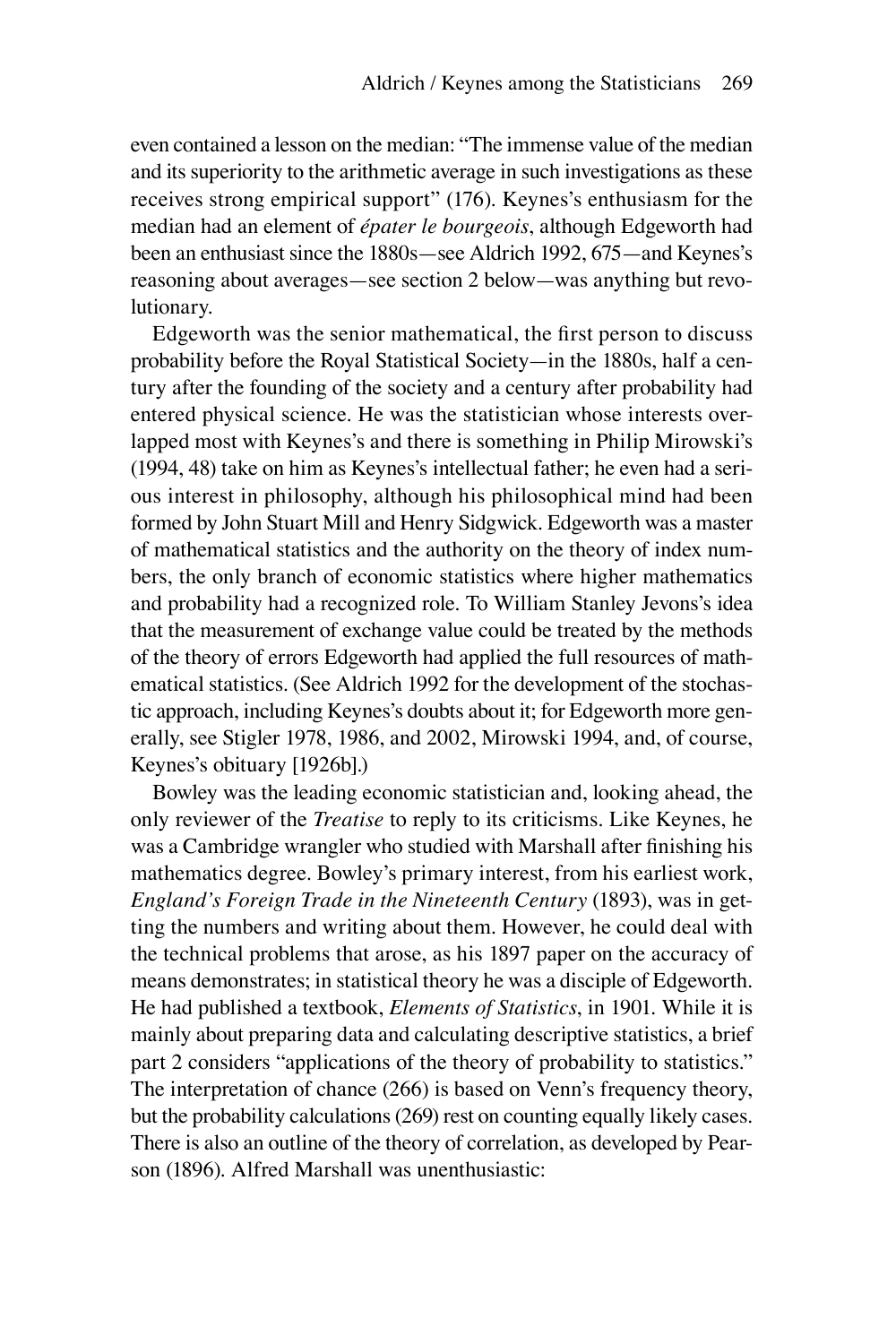even contained a lesson on the median: "The immense value of the median and its superiority to the arithmetic average in such investigations as these receives strong empirical support" (176). Keynes's enthusiasm for the median had an element of *épater le bourgeois*, although Edgeworth had been an enthusiast since the 1880s—see Aldrich 1992, 675—and Keynes's reasoning about averages—see section 2 below—was anything but revolutionary.

Edgeworth was the senior mathematical, the first person to discuss probability before the Royal Statistical Society—in the 1880s, half a century after the founding of the society and a century after probability had entered physical science. He was the statistician whose interests overlapped most with Keynes's and there is something in Philip Mirowski's (1994, 48) take on him as Keynes's intellectual father; he even had a serious interest in philosophy, although his philosophical mind had been formed by John Stuart Mill and Henry Sidgwick. Edgeworth was a master of mathematical statistics and the authority on the theory of index numbers, the only branch of economic statistics where higher mathematics and probability had a recognized role. To William Stanley Jevons's idea that the measurement of exchange value could be treated by the methods of the theory of errors Edgeworth had applied the full resources of mathematical statistics. (See Aldrich 1992 for the development of the stochastic approach, including Keynes's doubts about it; for Edgeworth more generally, see Stigler 1978, 1986, and 2002, Mirowski 1994, and, of course, Keynes's obituary [1926b].)

Bowley was the leading economic statistician and, looking ahead, the only reviewer of the *Treatise* to reply to its criticisms. Like Keynes, he was a Cambridge wrangler who studied with Marshall after finishing his mathematics degree. Bowley's primary interest, from his earliest work, *England's Foreign Trade in the Nineteenth Century* (1893), was in getting the numbers and writing about them. However, he could deal with the technical problems that arose, as his 1897 paper on the accuracy of means demonstrates; in statistical theory he was a disciple of Edgeworth. He had published a textbook, *Elements of Statistics*, in 1901. While it is mainly about preparing data and calculating descriptive statistics, a brief part 2 considers "applications of the theory of probability to statistics." The interpretation of chance (266) is based on Venn's frequency theory, but the probability calculations (269) rest on counting equally likely cases. There is also an outline of the theory of correlation, as developed by Pearson (1896). Alfred Marshall was unenthusiastic: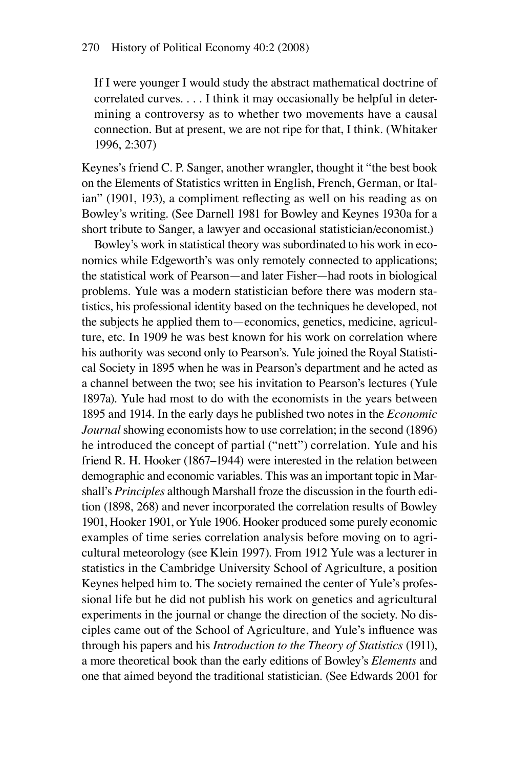> If I were younger I would study the abstract mathematical doctrine of correlated curves. . . . I think it may occasionally be helpful in determining a controversy as to whether two movements have a causal connection. But at present, we are not ripe for that, I think. (Whitaker 1996, 2:307)

Keynes's friend C. P. Sanger, another wrangler, thought it "the best book on the Elements of Statistics written in English, French, German, or Italian" (1901, 193), a compliment reflecting as well on his reading as on Bowley's writing. (See Darnell 1981 for Bowley and Keynes 1930a for a short tribute to Sanger, a lawyer and occasional statistician/economist.)

Bowley's work in statistical theory was subordinated to his work in economics while Edgeworth's was only remotely connected to applications; the statistical work of Pearson—and later Fisher—had roots in biological problems. Yule was a modern statistician before there was modern statistics, his professional identity based on the techniques he developed, not the subjects he applied them to—economics, genetics, medicine, agriculture, etc. In 1909 he was best known for his work on correlation where his authority was second only to Pearson's. Yule joined the Royal Statistical Society in 1895 when he was in Pearson's department and he acted as a channel between the two; see his invitation to Pearson's lectures (Yule 1897a). Yule had most to do with the economists in the years between 1895 and 1914. In the early days he published two notes in the *Economic Journal* showing economists how to use correlation; in the second (1896) he introduced the concept of partial ("nett") correlation. Yule and his friend R. H. Hooker (1867–1944) were interested in the relation between demographic and economic variables. This was an important topic in Marshall's *Principles* although Marshall froze the discussion in the fourth edition (1898, 268) and never incorporated the correlation results of Bowley 1901, Hooker 1901, or Yule 1906. Hooker produced some purely economic examples of time series correlation analysis before moving on to agricultural meteorology (see Klein 1997). From 1912 Yule was a lecturer in statistics in the Cambridge University School of Agriculture, a position Keynes helped him to. The society remained the center of Yule's professional life but he did not publish his work on genetics and agricultural experiments in the journal or change the direction of the society. No disciples came out of the School of Agriculture, and Yule's influence was through his papers and his *Introduction to the Theory of Statistics* (1911), a more theoretical book than the early editions of Bowley's *Elements* and one that aimed beyond the traditional statistician. (See Edwards 2001 for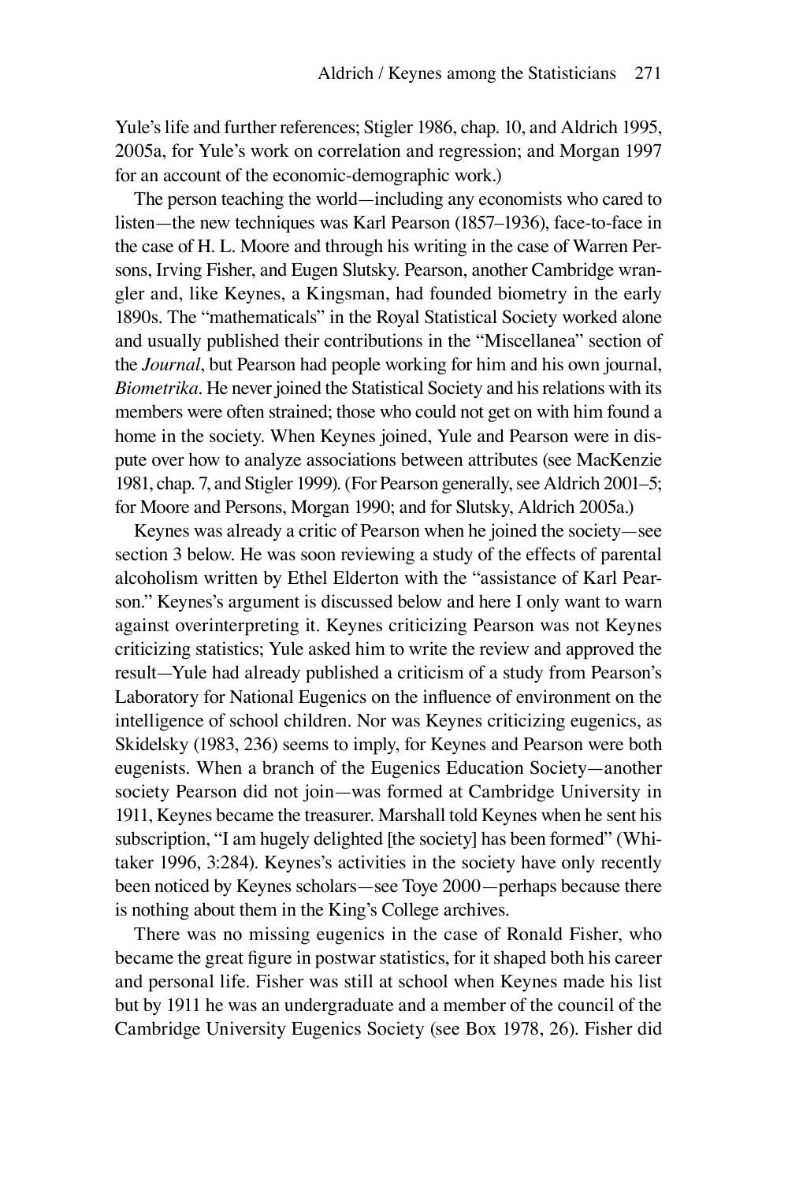Yule's life and further references; Stigler 1986, chap. 10, and Aldrich 1995, 2005a, for Yule's work on correlation and regression; and Morgan 1997 for an account of the economic-demographic work.)

The person teaching the world—including any economists who cared to listen—the new techniques was Karl Pearson (1857–1936), face-to-face in the case of H. L. Moore and through his writing in the case of Warren Persons, Irving Fisher, and Eugen Slutsky. Pearson, another Cambridge wrangler and, like Keynes, a Kingsman, had founded biometry in the early 1890s. The "mathematicals" in the Royal Statistical Society worked alone and usually published their contributions in the "Miscellanea" section of the *Journal*, but Pearson had people working for him and his own journal, *Biometrika*. He never joined the Statistical Society and his relations with its members were often strained; those who could not get on with him found a home in the society. When Keynes joined, Yule and Pearson were in dispute over how to analyze associations between attributes (see MacKenzie 1981, chap. 7, and Stigler 1999). (For Pearson generally, see Aldrich 2001–5; for Moore and Persons, Morgan 1990; and for Slutsky, Aldrich 2005a.)

Keynes was already a critic of Pearson when he joined the society—see section 3 below. He was soon reviewing a study of the effects of parental alcoholism written by Ethel Elderton with the "assistance of Karl Pearson." Keynes's argument is discussed below and here I only want to warn against overinterpreting it. Keynes criticizing Pearson was not Keynes criticizing statistics; Yule asked him to write the review and approved the result—Yule had already published a criticism of a study from Pearson's Laboratory for National Eugenics on the influence of environment on the intelligence of school children. Nor was Keynes criticizing eugenics, as Skidelsky (1983, 236) seems to imply, for Keynes and Pearson were both eugenists. When a branch of the Eugenics Education Society—another society Pearson did not join—was formed at Cambridge University in 1911, Keynes became the treasurer. Marshall told Keynes when he sent his subscription, "I am hugely delighted [the society] has been formed" (Whitaker 1996, 3:284). Keynes's activities in the society have only recently been noticed by Keynes scholars—see Toye 2000—perhaps because there is nothing about them in the King's College archives.

There was no missing eugenics in the case of Ronald Fisher, who became the great figure in postwar statistics, for it shaped both his career and personal life. Fisher was still at school when Keynes made his list but by 1911 he was an undergraduate and a member of the council of the Cambridge University Eugenics Society (see Box 1978, 26). Fisher did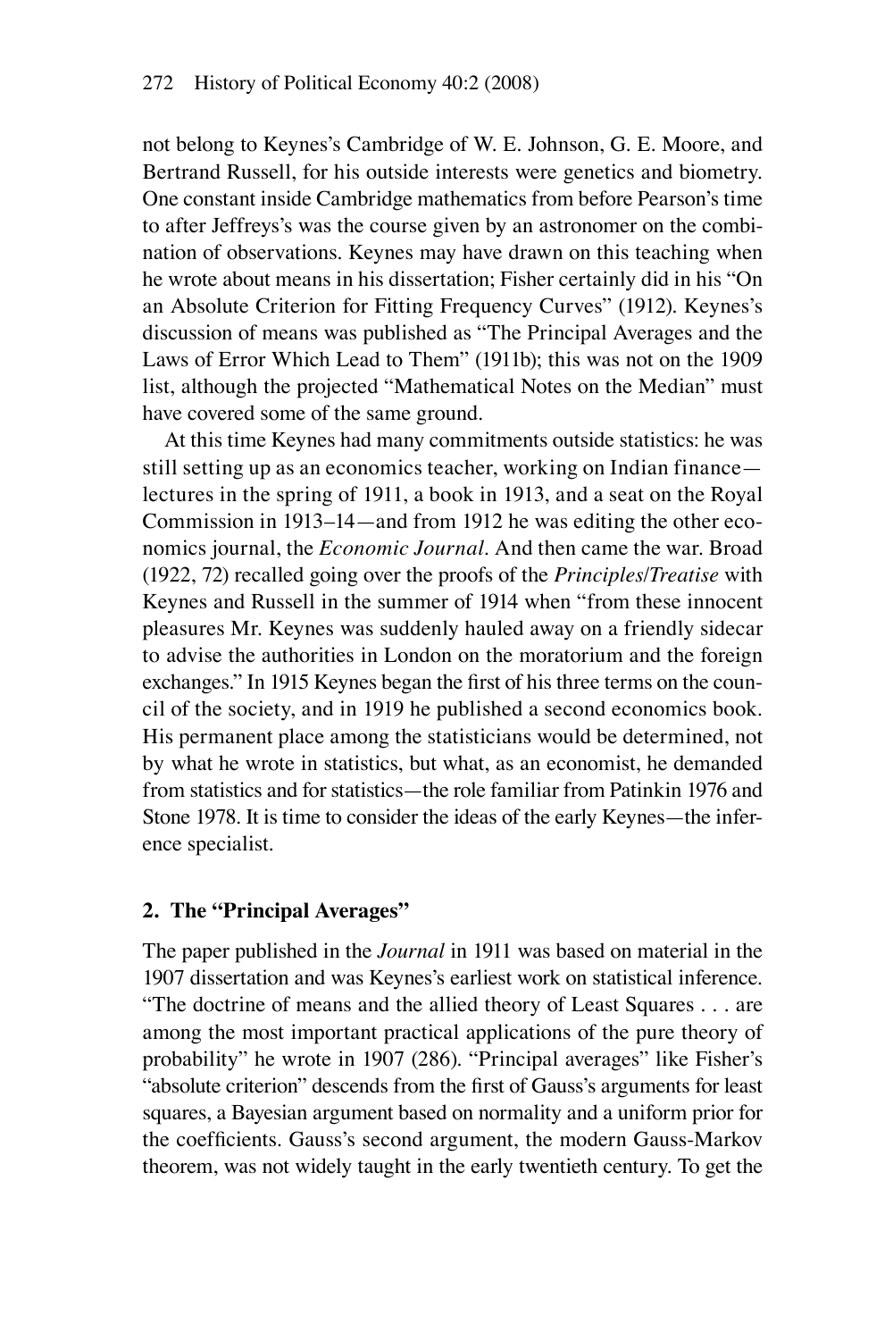not belong to Keynes's Cambridge of W. E. Johnson, G. E. Moore, and Bertrand Russell, for his outside interests were genetics and biometry. One constant inside Cambridge mathematics from before Pearson's time to after Jeffreys's was the course given by an astronomer on the combination of observations. Keynes may have drawn on this teaching when he wrote about means in his dissertation; Fisher certainly did in his "On an Absolute Criterion for Fitting Frequency Curves" (1912). Keynes's discussion of means was published as "The Principal Averages and the Laws of Error Which Lead to Them" (1911b); this was not on the 1909 list, although the projected "Mathematical Notes on the Median" must have covered some of the same ground.

At this time Keynes had many commitments outside statistics: he was still setting up as an economics teacher, working on Indian finance—lectures in the spring of 1911, a book in 1913, and a seat on the Royal Commission in 1913–14—and from 1912 he was editing the other economics journal, the *Economic Journal*. And then came the war. Broad (1922, 72) recalled going over the proofs of the *Principles/Treatise* with Keynes and Russell in the summer of 1914 when "from these innocent pleasures Mr. Keynes was suddenly hauled away on a friendly sidecar to advise the authorities in London on the moratorium and the foreign exchanges." In 1915 Keynes began the first of his three terms on the council of the society, and in 1919 he published a second economics book. His permanent place among the statisticians would be determined, not by what he wrote in statistics, but what, as an economist, he demanded from statistics and for statistics—the role familiar from Patinkin 1976 and Stone 1978. It is time to consider the ideas of the early Keynes—the inference specialist.

## 2. The "Principal Averages"

The paper published in the *Journal* in 1911 was based on material in the 1907 dissertation and was Keynes's earliest work on statistical inference. "The doctrine of means and the allied theory of Least Squares . . . are among the most important practical applications of the pure theory of probability" he wrote in 1907 (286). "Principal averages" like Fisher's "absolute criterion" descends from the first of Gauss's arguments for least squares, a Bayesian argument based on normality and a uniform prior for the coefficients. Gauss's second argument, the modern Gauss-Markov theorem, was not widely taught in the early twentieth century. To get the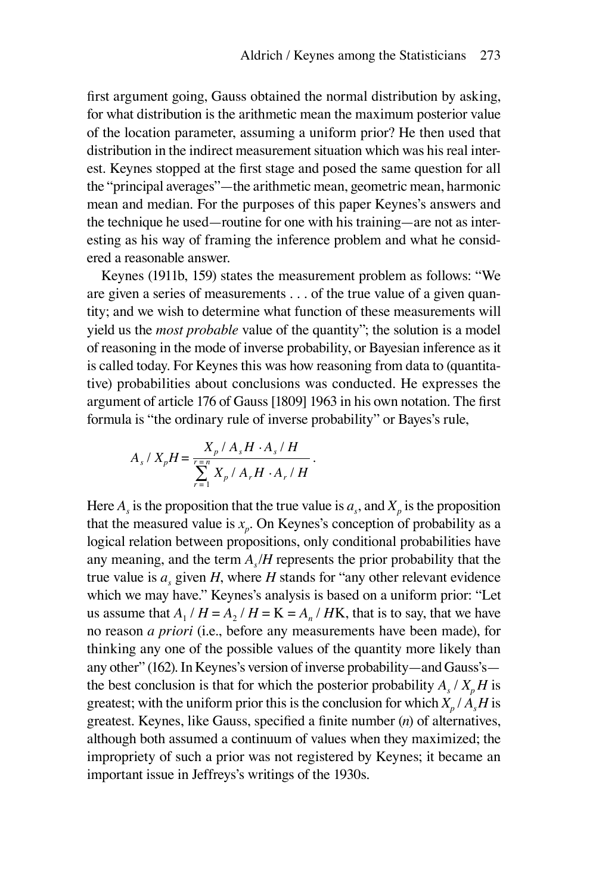first argument going, Gauss obtained the normal distribution by asking, for what distribution is the arithmetic mean the maximum posterior value of the location parameter, assuming a uniform prior? He then used that distribution in the indirect measurement situation which was his real interest. Keynes stopped at the first stage and posed the same question for all the "principal averages"—the arithmetic mean, geometric mean, harmonic mean and median. For the purposes of this paper Keynes's answers and the technique he used—routine for one with his training—are not as interesting as his way of framing the inference problem and what he considered a reasonable answer.

Keynes (1911b, 159) states the measurement problem as follows: "We are given a series of measurements . . . of the true value of a given quantity; and we wish to determine what function of these measurements will yield us the *most probable* value of the quantity"; the solution is a model of reasoning in the mode of inverse probability, or Bayesian inference as it is called today. For Keynes this was how reasoning from data to (quantitative) probabilities about conclusions was conducted. He expresses the argument of article 176 of Gauss [1809] 1963 in his own notation. The first formula is "the ordinary rule of inverse probability" or Bayes's rule,

$$A_s / X_p H = \frac{X_p / A_s H \cdot A_s / H}{\sum_{r=1}^{r=n} X_p / A_r H \cdot A_r / H}.$$

Here $A_s$ is the proposition that the true value is $a_s$, and $X_p$ is the proposition that the measured value is $x_p$. On Keynes's conception of probability as a logical relation between propositions, only conditional probabilities have any meaning, and the term $A_s/H$ represents the prior probability that the true value is $a_s$ given $H$, where $H$ stands for "any other relevant evidence which we may have." Keynes's analysis is based on a uniform prior: "Let us assume that $A_1 / H = A_2 / H = \text{K} = A_n / H\text{K}$, that is to say, that we have no reason *a priori* (i.e., before any measurements have been made), for thinking any one of the possible values of the quantity more likely than any other" (162). In Keynes's version of inverse probability—and Gauss's—the best conclusion is that for which the posterior probability $A_s / X_p H$ is greatest; with the uniform prior this is the conclusion for which $X_p / A_s H$ is greatest. Keynes, like Gauss, specified a finite number ($n$) of alternatives, although both assumed a continuum of values when they maximized; the impropriety of such a prior was not registered by Keynes; it became an important issue in Jeffreys's writings of the 1930s.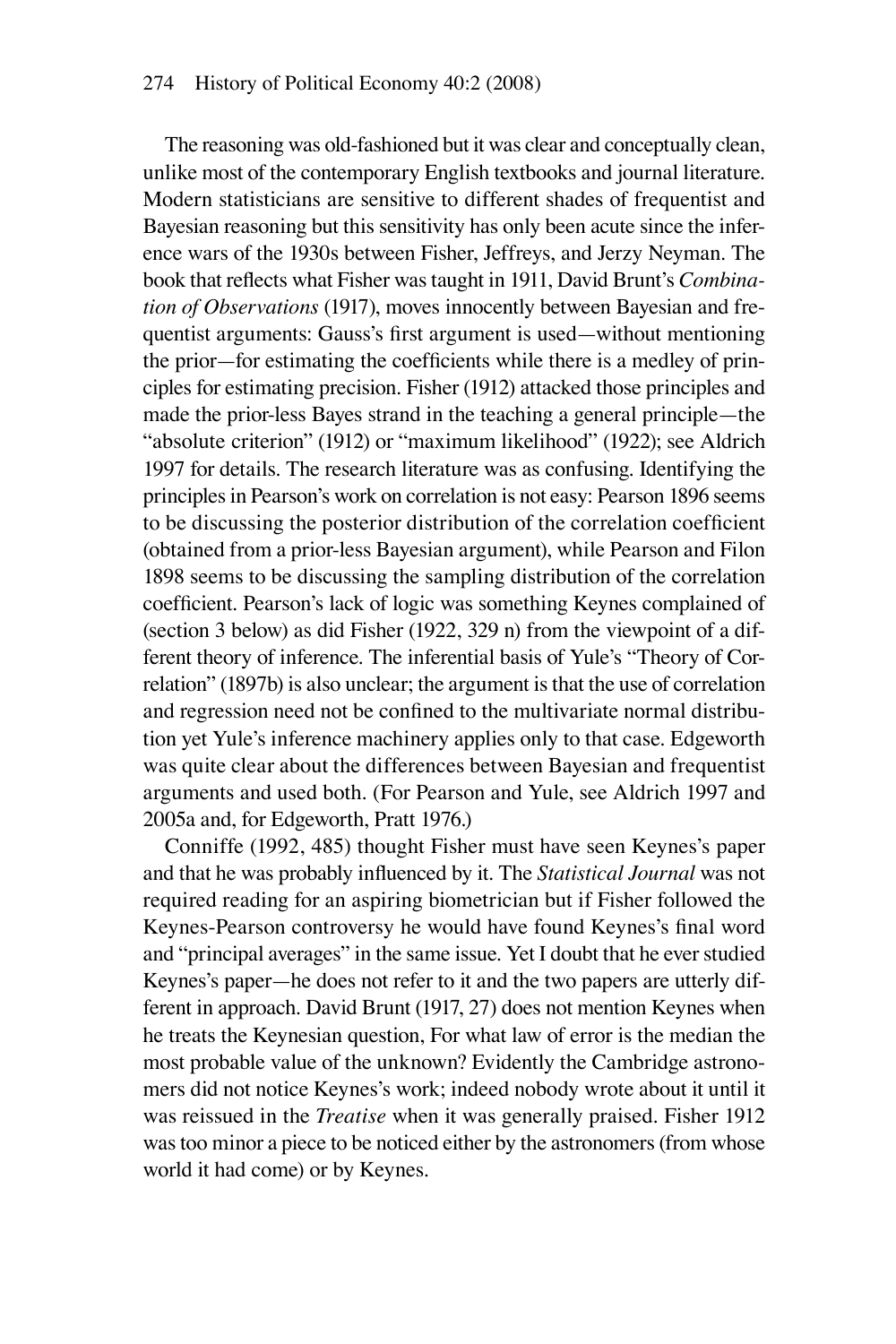The reasoning was old-fashioned but it was clear and conceptually clean, unlike most of the contemporary English textbooks and journal literature. Modern statisticians are sensitive to different shades of frequentist and Bayesian reasoning but this sensitivity has only been acute since the inference wars of the 1930s between Fisher, Jeffreys, and Jerzy Neyman. The book that reflects what Fisher was taught in 1911, David Brunt's *Combination of Observations* (1917), moves innocently between Bayesian and frequentist arguments: Gauss's first argument is used—without mentioning the prior—for estimating the coefficients while there is a medley of principles for estimating precision. Fisher (1912) attacked those principles and made the prior-less Bayes strand in the teaching a general principle—the "absolute criterion" (1912) or "maximum likelihood" (1922); see Aldrich 1997 for details. The research literature was as confusing. Identifying the principles in Pearson's work on correlation is not easy: Pearson 1896 seems to be discussing the posterior distribution of the correlation coefficient (obtained from a prior-less Bayesian argument), while Pearson and Filon 1898 seems to be discussing the sampling distribution of the correlation coefficient. Pearson's lack of logic was something Keynes complained of (section 3 below) as did Fisher (1922, 329 n) from the viewpoint of a different theory of inference. The inferential basis of Yule's "Theory of Correlation" (1897b) is also unclear; the argument is that the use of correlation and regression need not be confined to the multivariate normal distribution yet Yule's inference machinery applies only to that case. Edgeworth was quite clear about the differences between Bayesian and frequentist arguments and used both. (For Pearson and Yule, see Aldrich 1997 and 2005a and, for Edgeworth, Pratt 1976.)

Conniffe (1992, 485) thought Fisher must have seen Keynes's paper and that he was probably influenced by it. The *Statistical Journal* was not required reading for an aspiring biometrician but if Fisher followed the Keynes-Pearson controversy he would have found Keynes's final word and "principal averages" in the same issue. Yet I doubt that he ever studied Keynes's paper—he does not refer to it and the two papers are utterly different in approach. David Brunt (1917, 27) does not mention Keynes when he treats the Keynesian question, For what law of error is the median the most probable value of the unknown? Evidently the Cambridge astronomers did not notice Keynes's work; indeed nobody wrote about it until it was reissued in the *Treatise* when it was generally praised. Fisher 1912 was too minor a piece to be noticed either by the astronomers (from whose world it had come) or by Keynes.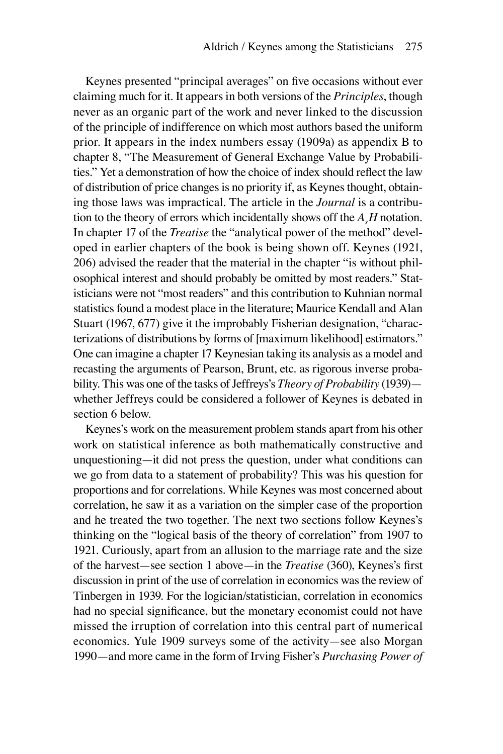Keynes presented "principal averages" on five occasions without ever claiming much for it. It appears in both versions of the *Principles*, though never as an organic part of the work and never linked to the discussion of the principle of indifference on which most authors based the uniform prior. It appears in the index numbers essay (1909a) as appendix B to chapter 8, "The Measurement of General Exchange Value by Probabilities." Yet a demonstration of how the choice of index should reflect the law of distribution of price changes is no priority if, as Keynes thought, obtaining those laws was impractical. The article in the *Journal* is a contribution to the theory of errors which incidentally shows off the $A_sH$ notation. In chapter 17 of the *Treatise* the "analytical power of the method" developed in earlier chapters of the book is being shown off. Keynes (1921, 206) advised the reader that the material in the chapter "is without philosophical interest and should probably be omitted by most readers." Statisticians were not "most readers" and this contribution to Kuhnian normal statistics found a modest place in the literature; Maurice Kendall and Alan Stuart (1967, 677) give it the improbably Fisherian designation, "characterizations of distributions by forms of [maximum likelihood] estimators." One can imagine a chapter 17 Keynesian taking its analysis as a model and recasting the arguments of Pearson, Brunt, etc. as rigorous inverse probability. This was one of the tasks of Jeffreys's *Theory of Probability* (1939)—whether Jeffreys could be considered a follower of Keynes is debated in section 6 below.

Keynes's work on the measurement problem stands apart from his other work on statistical inference as both mathematically constructive and unquestioning—it did not press the question, under what conditions can we go from data to a statement of probability? This was his question for proportions and for correlations. While Keynes was most concerned about correlation, he saw it as a variation on the simpler case of the proportion and he treated the two together. The next two sections follow Keynes's thinking on the "logical basis of the theory of correlation" from 1907 to 1921. Curiously, apart from an allusion to the marriage rate and the size of the harvest—see section 1 above—in the *Treatise* (360), Keynes's first discussion in print of the use of correlation in economics was the review of Tinbergen in 1939. For the logician/statistician, correlation in economics had no special significance, but the monetary economist could not have missed the irruption of correlation into this central part of numerical economics. Yule 1909 surveys some of the activity—see also Morgan 1990—and more came in the form of Irving Fisher's *Purchasing Power of*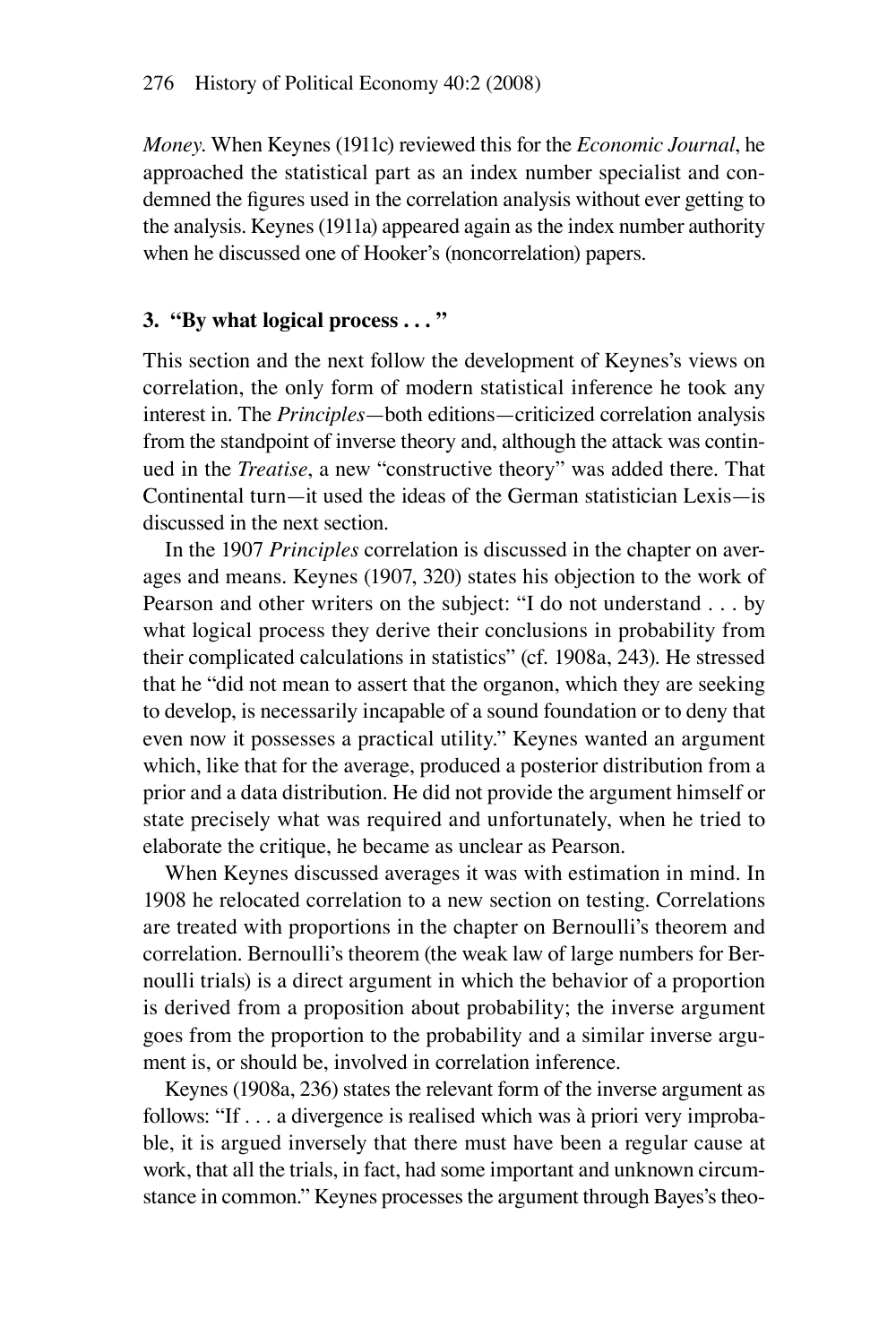*Money*. When Keynes (1911c) reviewed this for the *Economic Journal*, he approached the statistical part as an index number specialist and condemned the figures used in the correlation analysis without ever getting to the analysis. Keynes (1911a) appeared again as the index number authority when he discussed one of Hooker's (noncorrelation) papers.

## 3. "By what logical process . . . "

This section and the next follow the development of Keynes's views on correlation, the only form of modern statistical inference he took any interest in. The *Principles*—both editions—criticized correlation analysis from the standpoint of inverse theory and, although the attack was continued in the *Treatise*, a new "constructive theory" was added there. That Continental turn—it used the ideas of the German statistician Lexis—is discussed in the next section.

In the 1907 *Principles* correlation is discussed in the chapter on averages and means. Keynes (1907, 320) states his objection to the work of Pearson and other writers on the subject: "I do not understand . . . by what logical process they derive their conclusions in probability from their complicated calculations in statistics" (cf. 1908a, 243). He stressed that he "did not mean to assert that the organon, which they are seeking to develop, is necessarily incapable of a sound foundation or to deny that even now it possesses a practical utility." Keynes wanted an argument which, like that for the average, produced a posterior distribution from a prior and a data distribution. He did not provide the argument himself or state precisely what was required and unfortunately, when he tried to elaborate the critique, he became as unclear as Pearson.

When Keynes discussed averages it was with estimation in mind. In 1908 he relocated correlation to a new section on testing. Correlations are treated with proportions in the chapter on Bernoulli's theorem and correlation. Bernoulli's theorem (the weak law of large numbers for Bernoulli trials) is a direct argument in which the behavior of a proportion is derived from a proposition about probability; the inverse argument goes from the proportion to the probability and a similar inverse argument is, or should be, involved in correlation inference.

Keynes (1908a, 236) states the relevant form of the inverse argument as follows: "If . . . a divergence is realised which was à priori very improbable, it is argued inversely that there must have been a regular cause at work, that all the trials, in fact, had some important and unknown circumstance in common." Keynes processes the argument through Bayes's theo-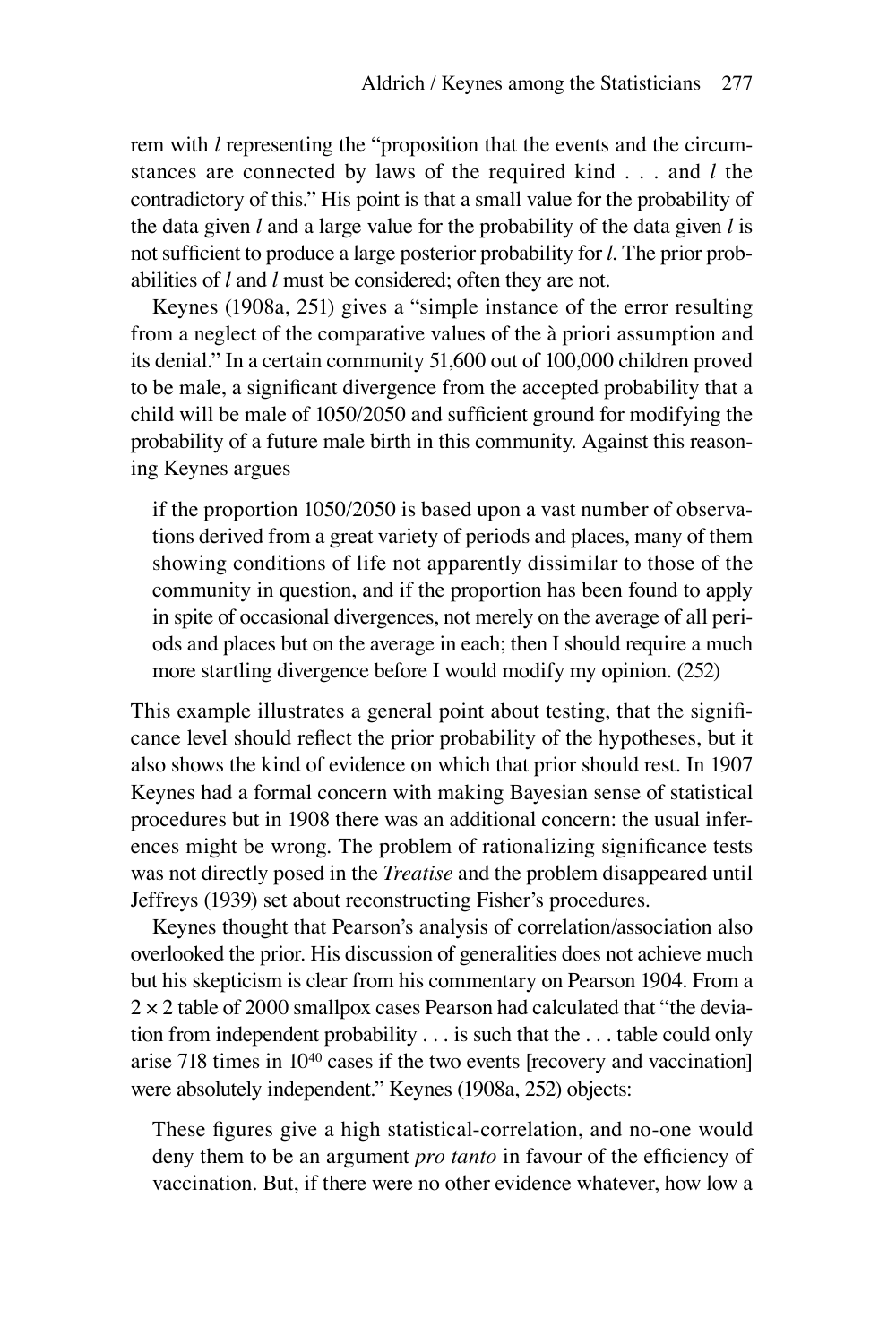rem with *l* representing the "proposition that the events and the circumstances are connected by laws of the required kind . . . and *l* the contradictory of this." His point is that a small value for the probability of the data given *l* and a large value for the probability of the data given *l* is not sufficient to produce a large posterior probability for *l*. The prior probabilities of *l* and *l* must be considered; often they are not.

Keynes (1908a, 251) gives a "simple instance of the error resulting from a neglect of the comparative values of the à priori assumption and its denial." In a certain community 51,600 out of 100,000 children proved to be male, a significant divergence from the accepted probability that a child will be male of 1050/2050 and sufficient ground for modifying the probability of a future male birth in this community. Against this reasoning Keynes argues

> if the proportion 1050/2050 is based upon a vast number of observations derived from a great variety of periods and places, many of them showing conditions of life not apparently dissimilar to those of the community in question, and if the proportion has been found to apply in spite of occasional divergences, not merely on the average of all periods and places but on the average in each; then I should require a much more startling divergence before I would modify my opinion. (252)

This example illustrates a general point about testing, that the significance level should reflect the prior probability of the hypotheses, but it also shows the kind of evidence on which that prior should rest. In 1907 Keynes had a formal concern with making Bayesian sense of statistical procedures but in 1908 there was an additional concern: the usual inferences might be wrong. The problem of rationalizing significance tests was not directly posed in the *Treatise* and the problem disappeared until Jeffreys (1939) set about reconstructing Fisher's procedures.

Keynes thought that Pearson's analysis of correlation/association also overlooked the prior. His discussion of generalities does not achieve much but his skepticism is clear from his commentary on Pearson 1904. From a $2 \times 2$ table of 2000 smallpox cases Pearson had calculated that "the deviation from independent probability . . . is such that the . . . table could only arise 718 times in $10^{40}$ cases if the two events [recovery and vaccination] were absolutely independent." Keynes (1908a, 252) objects:

> These figures give a high statistical-correlation, and no-one would deny them to be an argument *pro tanto* in favour of the efficiency of vaccination. But, if there were no other evidence whatever, how low a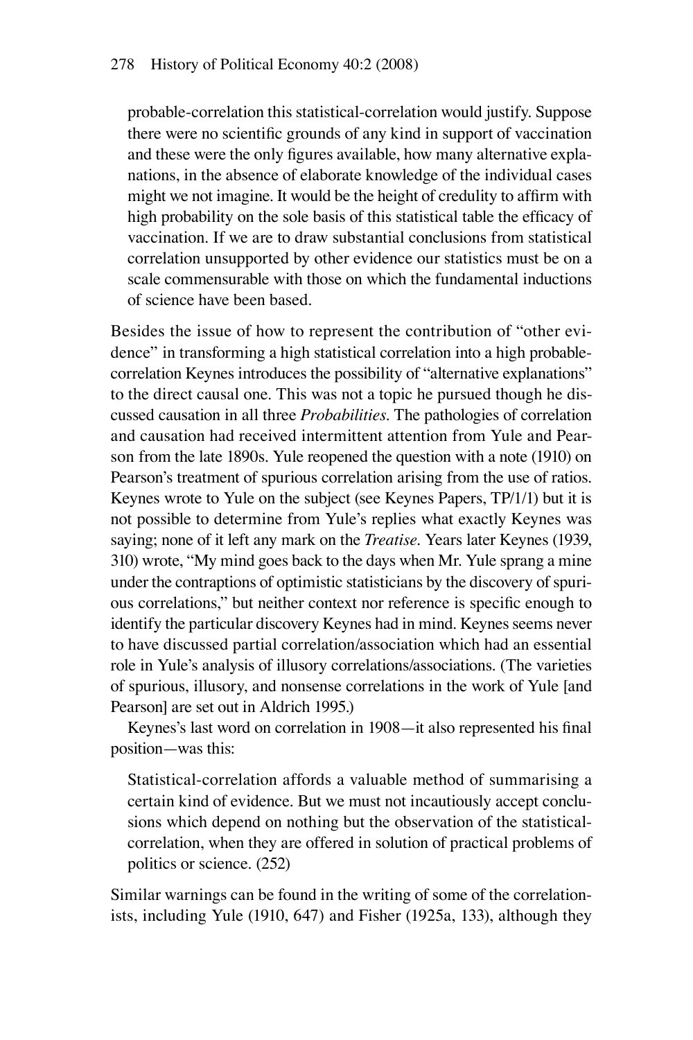> probable-correlation this statistical-correlation would justify. Suppose there were no scientific grounds of any kind in support of vaccination and these were the only figures available, how many alternative explanations, in the absence of elaborate knowledge of the individual cases might we not imagine. It would be the height of credulity to affirm with high probability on the sole basis of this statistical table the efficacy of vaccination. If we are to draw substantial conclusions from statistical correlation unsupported by other evidence our statistics must be on a scale commensurable with those on which the fundamental inductions of science have been based.

Besides the issue of how to represent the contribution of "other evidence" in transforming a high statistical correlation into a high probable-correlation Keynes introduces the possibility of "alternative explanations" to the direct causal one. This was not a topic he pursued though he discussed causation in all three *Probabilities*. The pathologies of correlation and causation had received intermittent attention from Yule and Pearson from the late 1890s. Yule reopened the question with a note (1910) on Pearson's treatment of spurious correlation arising from the use of ratios. Keynes wrote to Yule on the subject (see Keynes Papers, TP/1/1) but it is not possible to determine from Yule's replies what exactly Keynes was saying; none of it left any mark on the *Treatise*. Years later Keynes (1939, 310) wrote, "My mind goes back to the days when Mr. Yule sprang a mine under the contraptions of optimistic statisticians by the discovery of spurious correlations," but neither context nor reference is specific enough to identify the particular discovery Keynes had in mind. Keynes seems never to have discussed partial correlation/association which had an essential role in Yule's analysis of illusory correlations/associations. (The varieties of spurious, illusory, and nonsense correlations in the work of Yule [and Pearson] are set out in Aldrich 1995.)

Keynes's last word on correlation in 1908—it also represented his final position—was this:

> Statistical-correlation affords a valuable method of summarising a certain kind of evidence. But we must not incautiously accept conclusions which depend on nothing but the observation of the statistical-correlation, when they are offered in solution of practical problems of politics or science. (252)

Similar warnings can be found in the writing of some of the correlationists, including Yule (1910, 647) and Fisher (1925a, 133), although they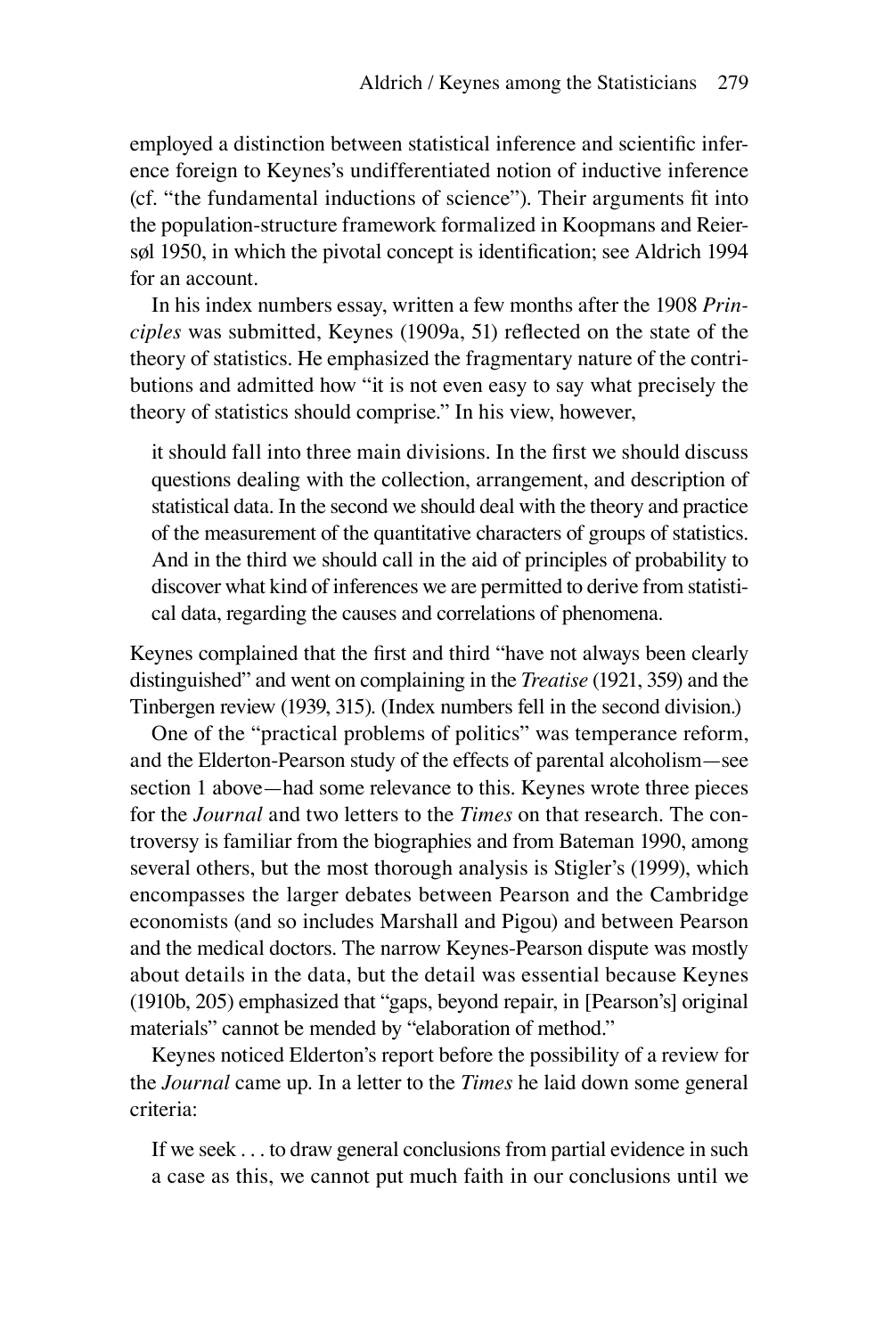employed a distinction between statistical inference and scientific inference foreign to Keynes's undifferentiated notion of inductive inference (cf. "the fundamental inductions of science"). Their arguments fit into the population-structure framework formalized in Koopmans and Reiersøl 1950, in which the pivotal concept is identification; see Aldrich 1994 for an account.

In his index numbers essay, written a few months after the 1908 *Principles* was submitted, Keynes (1909a, 51) reflected on the state of the theory of statistics. He emphasized the fragmentary nature of the contributions and admitted how "it is not even easy to say what precisely the theory of statistics should comprise." In his view, however,

> it should fall into three main divisions. In the first we should discuss questions dealing with the collection, arrangement, and description of statistical data. In the second we should deal with the theory and practice of the measurement of the quantitative characters of groups of statistics. And in the third we should call in the aid of principles of probability to discover what kind of inferences we are permitted to derive from statistical data, regarding the causes and correlations of phenomena.

Keynes complained that the first and third "have not always been clearly distinguished" and went on complaining in the *Treatise* (1921, 359) and the Tinbergen review (1939, 315). (Index numbers fell in the second division.)

One of the "practical problems of politics" was temperance reform, and the Elderton-Pearson study of the effects of parental alcoholism—see section 1 above—had some relevance to this. Keynes wrote three pieces for the *Journal* and two letters to the *Times* on that research. The controversy is familiar from the biographies and from Bateman 1990, among several others, but the most thorough analysis is Stigler's (1999), which encompasses the larger debates between Pearson and the Cambridge economists (and so includes Marshall and Pigou) and between Pearson and the medical doctors. The narrow Keynes-Pearson dispute was mostly about details in the data, but the detail was essential because Keynes (1910b, 205) emphasized that "gaps, beyond repair, in [Pearson's] original materials" cannot be mended by "elaboration of method."

Keynes noticed Elderton's report before the possibility of a review for the *Journal* came up. In a letter to the *Times* he laid down some general criteria:

> If we seek . . . to draw general conclusions from partial evidence in such a case as this, we cannot put much faith in our conclusions until we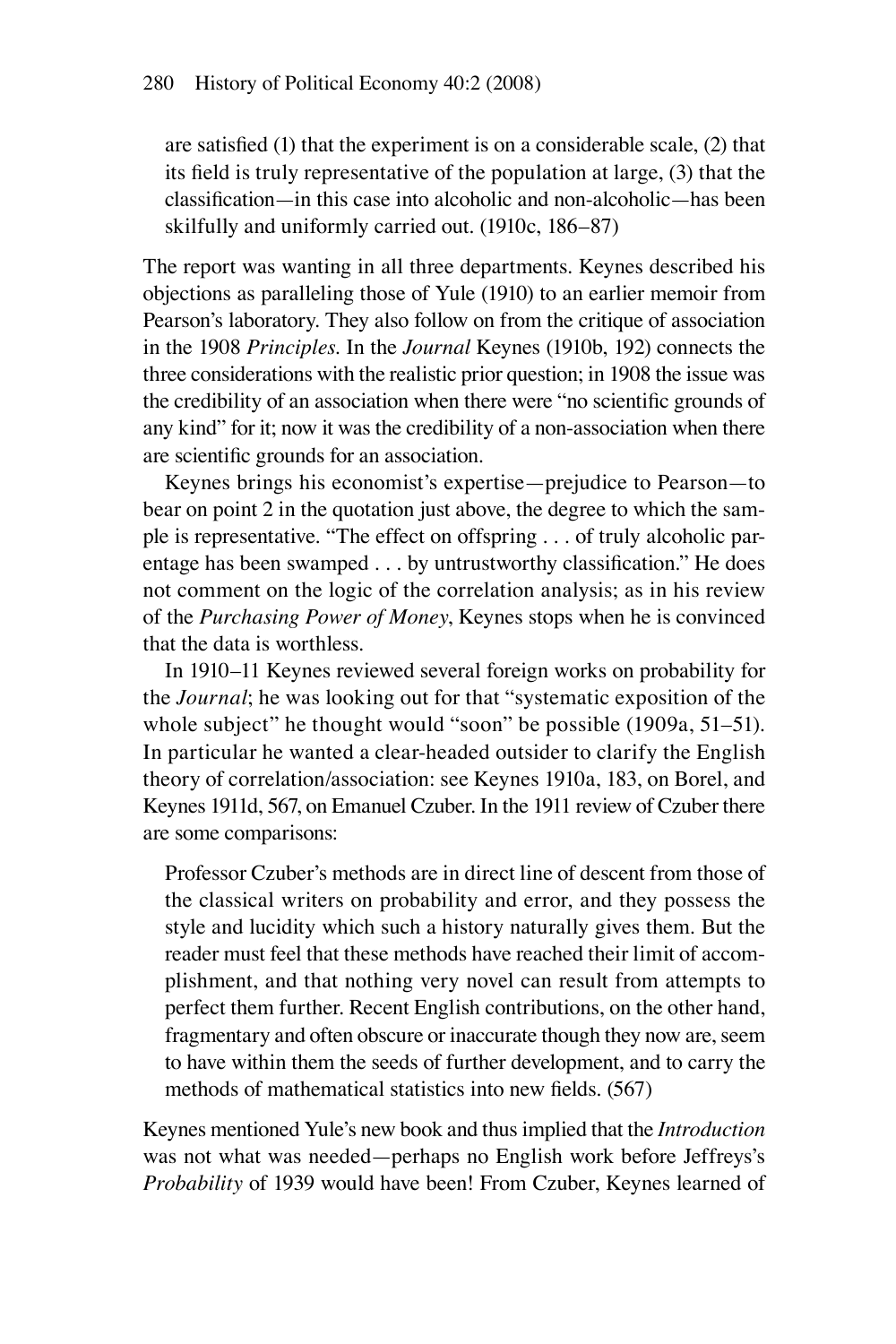are satisfied (1) that the experiment is on a considerable scale, (2) that its field is truly representative of the population at large, (3) that the classification—in this case into alcoholic and non-alcoholic—has been skilfully and uniformly carried out. (1910c, 186–87)

The report was wanting in all three departments. Keynes described his objections as paralleling those of Yule (1910) to an earlier memoir from Pearson's laboratory. They also follow on from the critique of association in the 1908 *Principles*. In the *Journal* Keynes (1910b, 192) connects the three considerations with the realistic prior question; in 1908 the issue was the credibility of an association when there were "no scientific grounds of any kind" for it; now it was the credibility of a non-association when there are scientific grounds for an association.

Keynes brings his economist's expertise—prejudice to Pearson—to bear on point 2 in the quotation just above, the degree to which the sample is representative. "The effect on offspring . . . of truly alcoholic parentage has been swamped . . . by untrustworthy classification." He does not comment on the logic of the correlation analysis; as in his review of the *Purchasing Power of Money*, Keynes stops when he is convinced that the data is worthless.

In 1910–11 Keynes reviewed several foreign works on probability for the *Journal*; he was looking out for that "systematic exposition of the whole subject" he thought would "soon" be possible (1909a, 51–51). In particular he wanted a clear-headed outsider to clarify the English theory of correlation/association: see Keynes 1910a, 183, on Borel, and Keynes 1911d, 567, on Emanuel Czuber. In the 1911 review of Czuber there are some comparisons:

> Professor Czuber's methods are in direct line of descent from those of the classical writers on probability and error, and they possess the style and lucidity which such a history naturally gives them. But the reader must feel that these methods have reached their limit of accomplishment, and that nothing very novel can result from attempts to perfect them further. Recent English contributions, on the other hand, fragmentary and often obscure or inaccurate though they now are, seem to have within them the seeds of further development, and to carry the methods of mathematical statistics into new fields. (567)

Keynes mentioned Yule's new book and thus implied that the *Introduction* was not what was needed—perhaps no English work before Jeffreys's *Probability* of 1939 would have been! From Czuber, Keynes learned of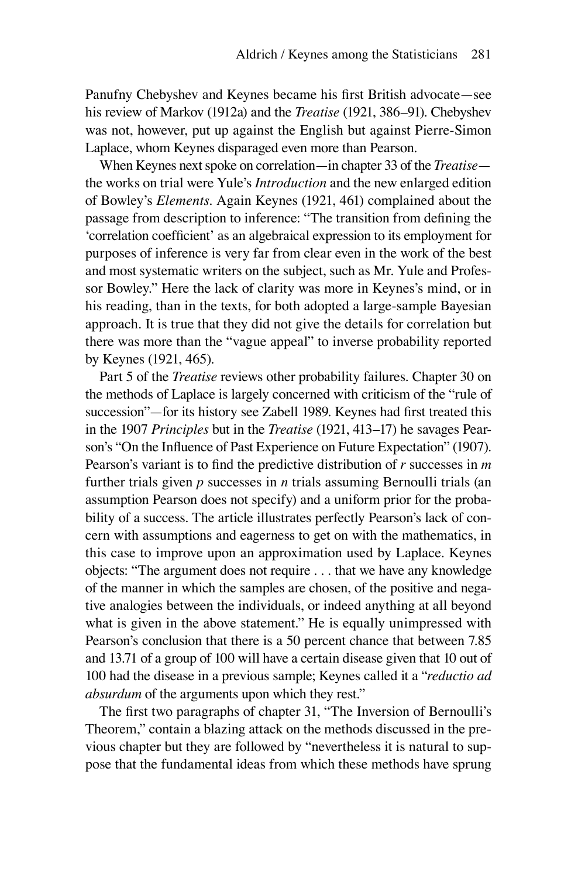Panufny Chebyshev and Keynes became his first British advocate—see his review of Markov (1912a) and the *Treatise* (1921, 386–91). Chebyshev was not, however, put up against the English but against Pierre-Simon Laplace, whom Keynes disparaged even more than Pearson.

When Keynes next spoke on correlation—in chapter 33 of the *Treatise*—the works on trial were Yule's *Introduction* and the new enlarged edition of Bowley's *Elements*. Again Keynes (1921, 461) complained about the passage from description to inference: "The transition from defining the 'correlation coefficient' as an algebraical expression to its employment for purposes of inference is very far from clear even in the work of the best and most systematic writers on the subject, such as Mr. Yule and Professor Bowley." Here the lack of clarity was more in Keynes's mind, or in his reading, than in the texts, for both adopted a large-sample Bayesian approach. It is true that they did not give the details for correlation but there was more than the "vague appeal" to inverse probability reported by Keynes (1921, 465).

Part 5 of the *Treatise* reviews other probability failures. Chapter 30 on the methods of Laplace is largely concerned with criticism of the "rule of succession"—for its history see Zabell 1989. Keynes had first treated this in the 1907 *Principles* but in the *Treatise* (1921, 413–17) he savages Pearson's "On the Influence of Past Experience on Future Expectation" (1907). Pearson's variant is to find the predictive distribution of $r$ successes in $m$ further trials given $p$ successes in $n$ trials assuming Bernoulli trials (an assumption Pearson does not specify) and a uniform prior for the probability of a success. The article illustrates perfectly Pearson's lack of concern with assumptions and eagerness to get on with the mathematics, in this case to improve upon an approximation used by Laplace. Keynes objects: "The argument does not require . . . that we have any knowledge of the manner in which the samples are chosen, of the positive and negative analogies between the individuals, or indeed anything at all beyond what is given in the above statement." He is equally unimpressed with Pearson's conclusion that there is a 50 percent chance that between 7.85 and 13.71 of a group of 100 will have a certain disease given that 10 out of 100 had the disease in a previous sample; Keynes called it a "*reductio ad absurdum* of the arguments upon which they rest."

The first two paragraphs of chapter 31, "The Inversion of Bernoulli's Theorem," contain a blazing attack on the methods discussed in the previous chapter but they are followed by "nevertheless it is natural to suppose that the fundamental ideas from which these methods have sprung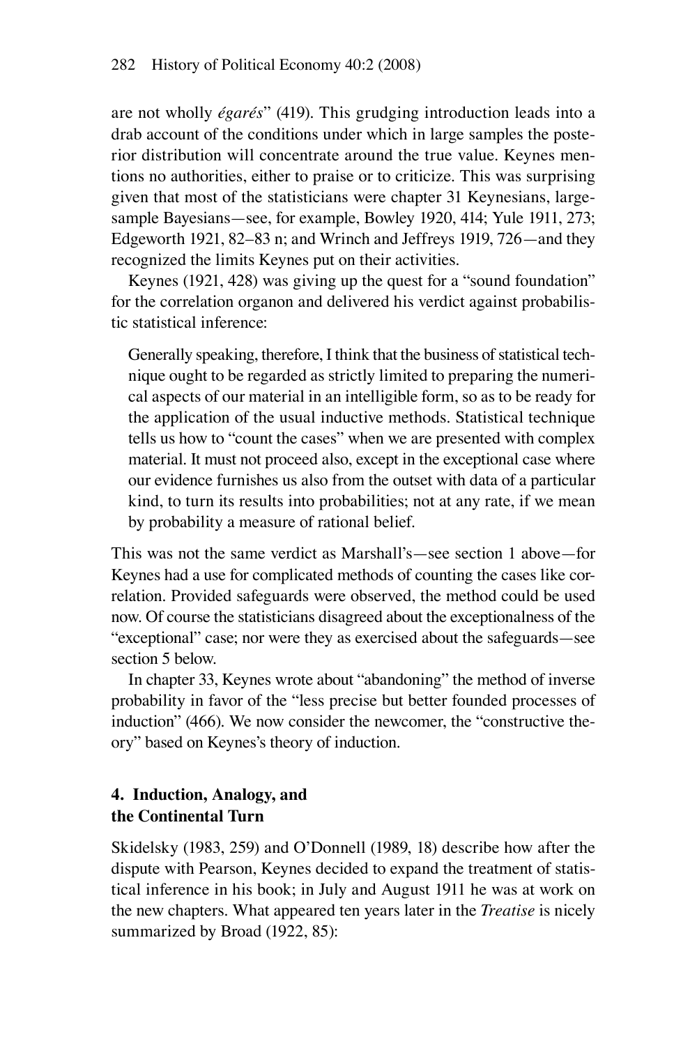are not wholly *égarés*" (419). This grudging introduction leads into a drab account of the conditions under which in large samples the posterior distribution will concentrate around the true value. Keynes mentions no authorities, either to praise or to criticize. This was surprising given that most of the statisticians were chapter 31 Keynesians, large-sample Bayesians—see, for example, Bowley 1920, 414; Yule 1911, 273; Edgeworth 1921, 82–83 n; and Wrinch and Jeffreys 1919, 726—and they recognized the limits Keynes put on their activities.

Keynes (1921, 428) was giving up the quest for a "sound foundation" for the correlation organon and delivered his verdict against probabilistic statistical inference:

> Generally speaking, therefore, I think that the business of statistical technique ought to be regarded as strictly limited to preparing the numerical aspects of our material in an intelligible form, so as to be ready for the application of the usual inductive methods. Statistical technique tells us how to "count the cases" when we are presented with complex material. It must not proceed also, except in the exceptional case where our evidence furnishes us also from the outset with data of a particular kind, to turn its results into probabilities; not at any rate, if we mean by probability a measure of rational belief.

This was not the same verdict as Marshall's—see section 1 above—for Keynes had a use for complicated methods of counting the cases like correlation. Provided safeguards were observed, the method could be used now. Of course the statisticians disagreed about the exceptionalness of the "exceptional" case; nor were they as exercised about the safeguards—see section 5 below.

In chapter 33, Keynes wrote about "abandoning" the method of inverse probability in favor of the "less precise but better founded processes of induction" (466). We now consider the newcomer, the "constructive theory" based on Keynes's theory of induction.

## 4. Induction, Analogy, and the Continental Turn

Skidelsky (1983, 259) and O'Donnell (1989, 18) describe how after the dispute with Pearson, Keynes decided to expand the treatment of statistical inference in his book; in July and August 1911 he was at work on the new chapters. What appeared ten years later in the *Treatise* is nicely summarized by Broad (1922, 85):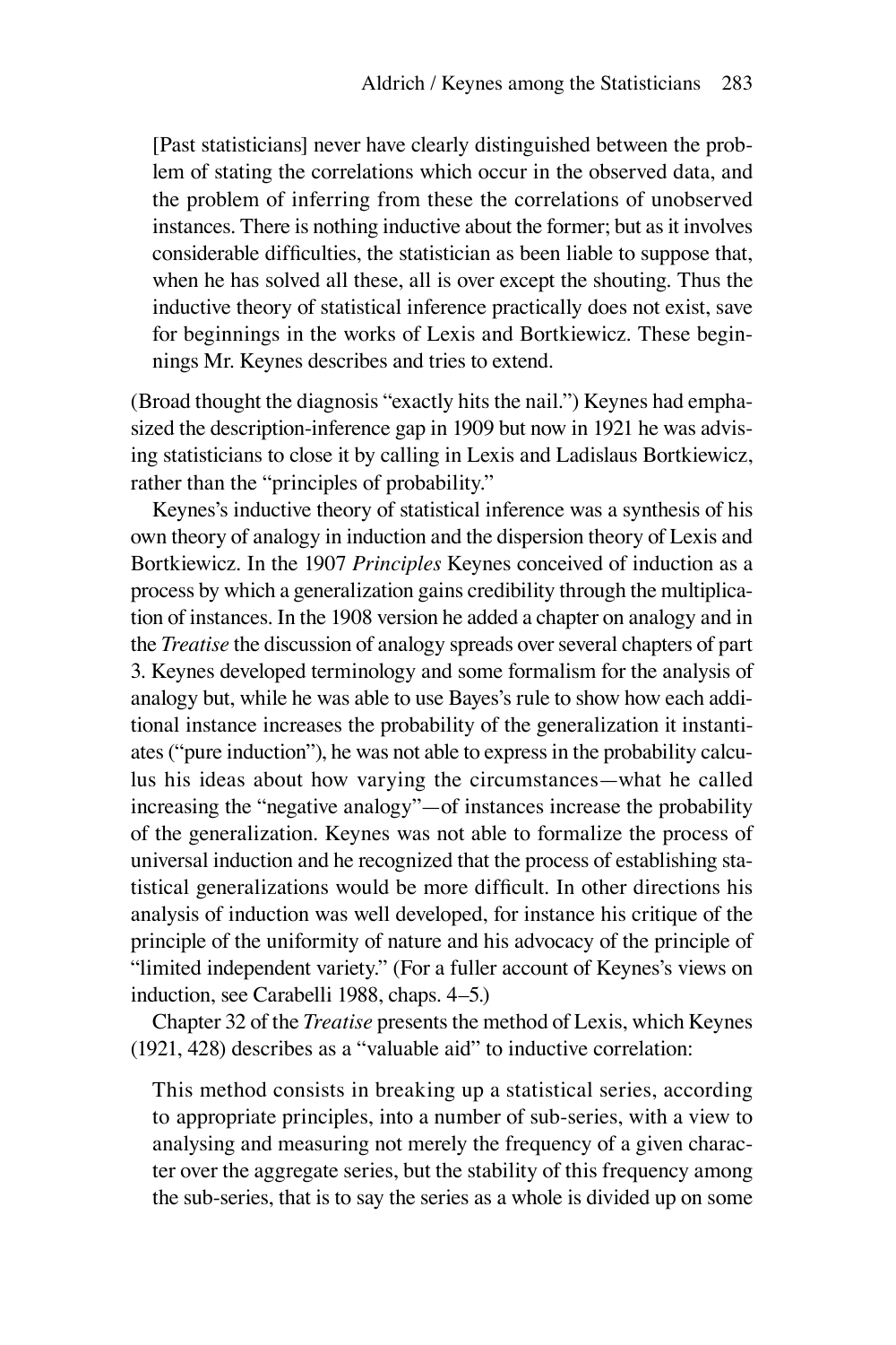> [Past statisticians] never have clearly distinguished between the problem of stating the correlations which occur in the observed data, and the problem of inferring from these the correlations of unobserved instances. There is nothing inductive about the former; but as it involves considerable difficulties, the statistician as been liable to suppose that, when he has solved all these, all is over except the shouting. Thus the inductive theory of statistical inference practically does not exist, save for beginnings in the works of Lexis and Bortkiewicz. These beginnings Mr. Keynes describes and tries to extend.

(Broad thought the diagnosis "exactly hits the nail.") Keynes had emphasized the description-inference gap in 1909 but now in 1921 he was advising statisticians to close it by calling in Lexis and Ladislaus Bortkiewicz, rather than the "principles of probability."

Keynes's inductive theory of statistical inference was a synthesis of his own theory of analogy in induction and the dispersion theory of Lexis and Bortkiewicz. In the 1907 *Principles* Keynes conceived of induction as a process by which a generalization gains credibility through the multiplication of instances. In the 1908 version he added a chapter on analogy and in the *Treatise* the discussion of analogy spreads over several chapters of part 3. Keynes developed terminology and some formalism for the analysis of analogy but, while he was able to use Bayes's rule to show how each additional instance increases the probability of the generalization it instantiates ("pure induction"), he was not able to express in the probability calculus his ideas about how varying the circumstances—what he called increasing the "negative analogy"—of instances increase the probability of the generalization. Keynes was not able to formalize the process of universal induction and he recognized that the process of establishing statistical generalizations would be more difficult. In other directions his analysis of induction was well developed, for instance his critique of the principle of the uniformity of nature and his advocacy of the principle of "limited independent variety." (For a fuller account of Keynes's views on induction, see Carabelli 1988, chaps. 4–5.)

Chapter 32 of the *Treatise* presents the method of Lexis, which Keynes (1921, 428) describes as a "valuable aid" to inductive correlation:

> This method consists in breaking up a statistical series, according to appropriate principles, into a number of sub-series, with a view to analysing and measuring not merely the frequency of a given character over the aggregate series, but the stability of this frequency among the sub-series, that is to say the series as a whole is divided up on some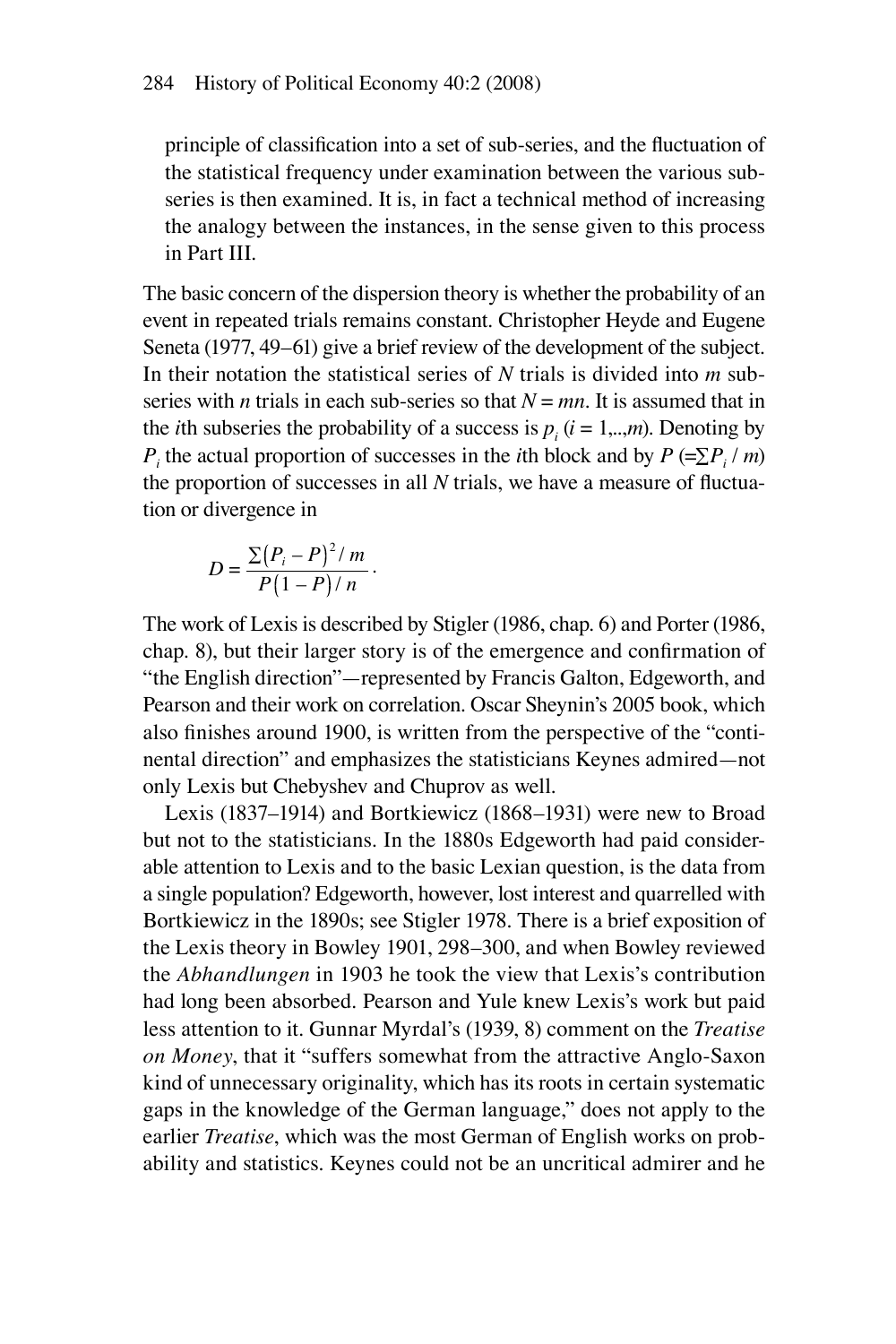> principle of classification into a set of sub-series, and the fluctuation of the statistical frequency under examination between the various sub-series is then examined. It is, in fact a technical method of increasing the analogy between the instances, in the sense given to this process in Part III.

The basic concern of the dispersion theory is whether the probability of an event in repeated trials remains constant. Christopher Heyde and Eugene Seneta (1977, 49–61) give a brief review of the development of the subject. In their notation the statistical series of $N$ trials is divided into $m$ sub-series with $n$ trials in each sub-series so that $N = mn$. It is assumed that in the $i$th subseries the probability of a success is $p_i$ ($i = 1,..,m$). Denoting by $P_i$ the actual proportion of successes in the $i$th block and by $P$ ($=\sum P_i / m$) the proportion of successes in all $N$ trials, we have a measure of fluctuation or divergence in

$$D = \frac{\sum(P_i - P)^2 / m}{P(1 - P) / n}.$$

The work of Lexis is described by Stigler (1986, chap. 6) and Porter (1986, chap. 8), but their larger story is of the emergence and confirmation of "the English direction"—represented by Francis Galton, Edgeworth, and Pearson and their work on correlation. Oscar Sheynin's 2005 book, which also finishes around 1900, is written from the perspective of the "continental direction" and emphasizes the statisticians Keynes admired—not only Lexis but Chebyshev and Chuprov as well.

Lexis (1837–1914) and Bortkiewicz (1868–1931) were new to Broad but not to the statisticians. In the 1880s Edgeworth had paid considerable attention to Lexis and to the basic Lexian question, is the data from a single population? Edgeworth, however, lost interest and quarrelled with Bortkiewicz in the 1890s; see Stigler 1978. There is a brief exposition of the Lexis theory in Bowley 1901, 298–300, and when Bowley reviewed the *Abhandlungen* in 1903 he took the view that Lexis's contribution had long been absorbed. Pearson and Yule knew Lexis's work but paid less attention to it. Gunnar Myrdal's (1939, 8) comment on the *Treatise on Money*, that it "suffers somewhat from the attractive Anglo-Saxon kind of unnecessary originality, which has its roots in certain systematic gaps in the knowledge of the German language," does not apply to the earlier *Treatise*, which was the most German of English works on probability and statistics. Keynes could not be an uncritical admirer and he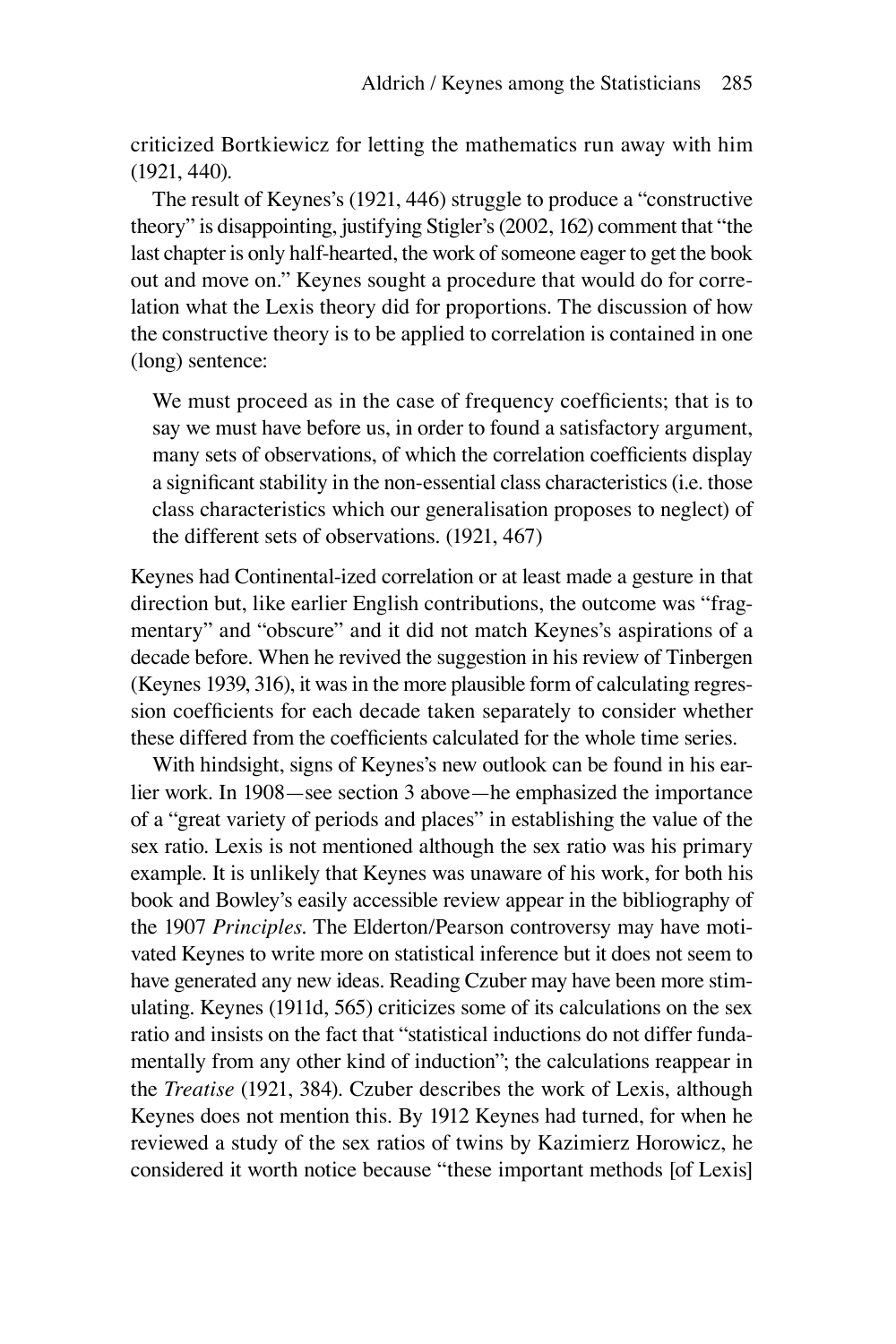criticized Bortkiewicz for letting the mathematics run away with him (1921, 440).

The result of Keynes's (1921, 446) struggle to produce a "constructive theory" is disappointing, justifying Stigler's (2002, 162) comment that "the last chapter is only half-hearted, the work of someone eager to get the book out and move on." Keynes sought a procedure that would do for correlation what the Lexis theory did for proportions. The discussion of how the constructive theory is to be applied to correlation is contained in one (long) sentence:

> We must proceed as in the case of frequency coefficients; that is to say we must have before us, in order to found a satisfactory argument, many sets of observations, of which the correlation coefficients display a significant stability in the non-essential class characteristics (i.e. those class characteristics which our generalisation proposes to neglect) of the different sets of observations. (1921, 467)

Keynes had Continental-ized correlation or at least made a gesture in that direction but, like earlier English contributions, the outcome was "fragmentary" and "obscure" and it did not match Keynes's aspirations of a decade before. When he revived the suggestion in his review of Tinbergen (Keynes 1939, 316), it was in the more plausible form of calculating regression coefficients for each decade taken separately to consider whether these differed from the coefficients calculated for the whole time series.

With hindsight, signs of Keynes's new outlook can be found in his earlier work. In 1908—see section 3 above—he emphasized the importance of a "great variety of periods and places" in establishing the value of the sex ratio. Lexis is not mentioned although the sex ratio was his primary example. It is unlikely that Keynes was unaware of his work, for both his book and Bowley's easily accessible review appear in the bibliography of the 1907 *Principles*. The Elderton/Pearson controversy may have motivated Keynes to write more on statistical inference but it does not seem to have generated any new ideas. Reading Czuber may have been more stimulating. Keynes (1911d, 565) criticizes some of its calculations on the sex ratio and insists on the fact that "statistical inductions do not differ fundamentally from any other kind of induction"; the calculations reappear in the *Treatise* (1921, 384). Czuber describes the work of Lexis, although Keynes does not mention this. By 1912 Keynes had turned, for when he reviewed a study of the sex ratios of twins by Kazimierz Horowicz, he considered it worth notice because "these important methods [of Lexis]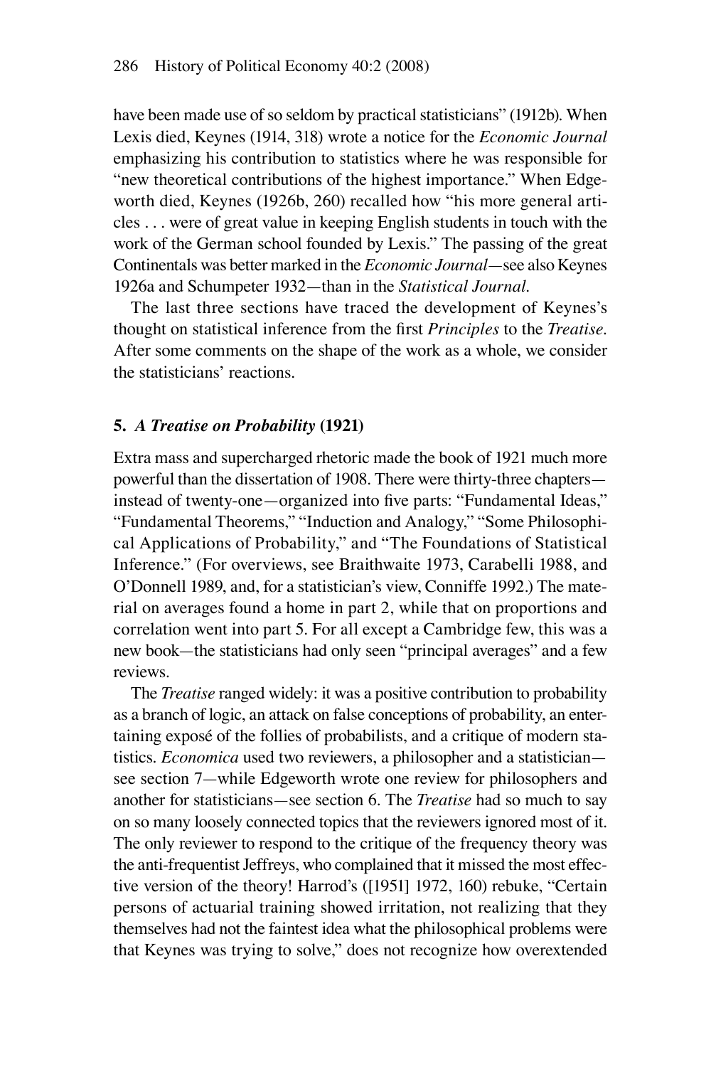have been made use of so seldom by practical statisticians" (1912b). When Lexis died, Keynes (1914, 318) wrote a notice for the *Economic Journal* emphasizing his contribution to statistics where he was responsible for "new theoretical contributions of the highest importance." When Edgeworth died, Keynes (1926b, 260) recalled how "his more general articles . . . were of great value in keeping English students in touch with the work of the German school founded by Lexis." The passing of the great Continentals was better marked in the *Economic Journal*—see also Keynes 1926a and Schumpeter 1932—than in the *Statistical Journal*.

The last three sections have traced the development of Keynes's thought on statistical inference from the first *Principles* to the *Treatise*. After some comments on the shape of the work as a whole, we consider the statisticians' reactions.

## 5. *A Treatise on Probability* (1921)

Extra mass and supercharged rhetoric made the book of 1921 much more powerful than the dissertation of 1908. There were thirty-three chapters—instead of twenty-one—organized into five parts: "Fundamental Ideas," "Fundamental Theorems," "Induction and Analogy," "Some Philosophical Applications of Probability," and "The Foundations of Statistical Inference." (For overviews, see Braithwaite 1973, Carabelli 1988, and O'Donnell 1989, and, for a statistician's view, Conniffe 1992.) The material on averages found a home in part 2, while that on proportions and correlation went into part 5. For all except a Cambridge few, this was a new book—the statisticians had only seen "principal averages" and a few reviews.

The *Treatise* ranged widely: it was a positive contribution to probability as a branch of logic, an attack on false conceptions of probability, an entertaining exposé of the follies of probabilists, and a critique of modern statistics. *Economica* used two reviewers, a philosopher and a statistician—see section 7—while Edgeworth wrote one review for philosophers and another for statisticians—see section 6. The *Treatise* had so much to say on so many loosely connected topics that the reviewers ignored most of it. The only reviewer to respond to the critique of the frequency theory was the anti-frequentist Jeffreys, who complained that it missed the most effective version of the theory! Harrod's ([1951] 1972, 160) rebuke, "Certain persons of actuarial training showed irritation, not realizing that they themselves had not the faintest idea what the philosophical problems were that Keynes was trying to solve," does not recognize how overextended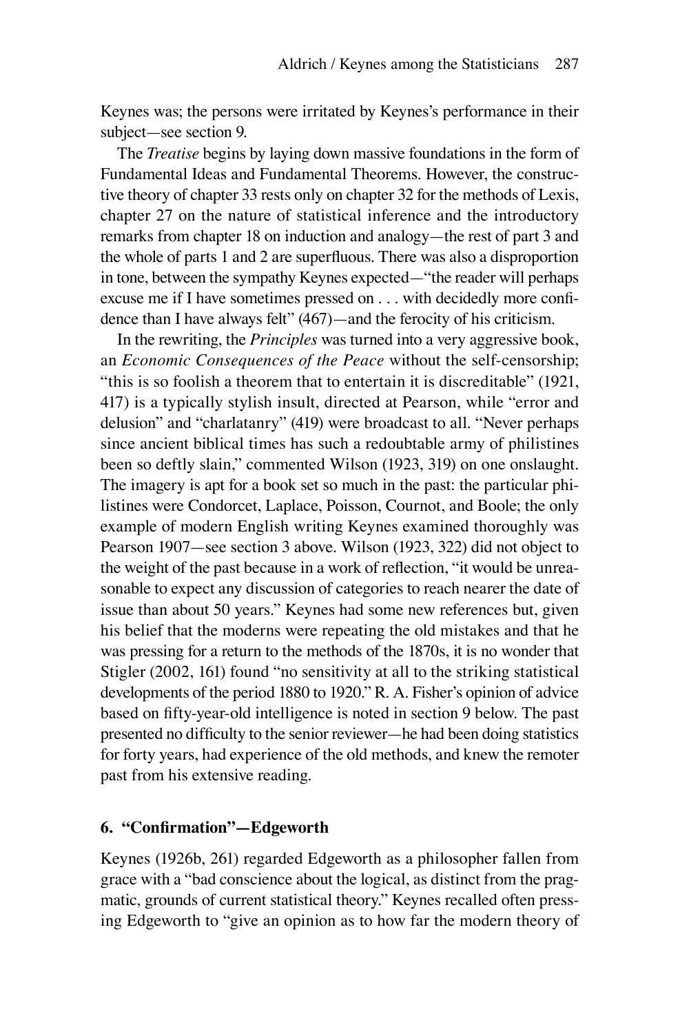Keynes was; the persons were irritated by Keynes's performance in their subject—see section 9.

The *Treatise* begins by laying down massive foundations in the form of Fundamental Ideas and Fundamental Theorems. However, the constructive theory of chapter 33 rests only on chapter 32 for the methods of Lexis, chapter 27 on the nature of statistical inference and the introductory remarks from chapter 18 on induction and analogy—the rest of part 3 and the whole of parts 1 and 2 are superfluous. There was also a disproportion in tone, between the sympathy Keynes expected—"the reader will perhaps excuse me if I have sometimes pressed on . . . with decidedly more confidence than I have always felt" (467)—and the ferocity of his criticism.

In the rewriting, the *Principles* was turned into a very aggressive book, an *Economic Consequences of the Peace* without the self-censorship; "this is so foolish a theorem that to entertain it is discreditable" (1921, 417) is a typically stylish insult, directed at Pearson, while "error and delusion" and "charlatanry" (419) were broadcast to all. "Never perhaps since ancient biblical times has such a redoubtable army of philistines been so deftly slain," commented Wilson (1923, 319) on one onslaught. The imagery is apt for a book set so much in the past: the particular philistines were Condorcet, Laplace, Poisson, Cournot, and Boole; the only example of modern English writing Keynes examined thoroughly was Pearson 1907—see section 3 above. Wilson (1923, 322) did not object to the weight of the past because in a work of reflection, "it would be unreasonable to expect any discussion of categories to reach nearer the date of issue than about 50 years." Keynes had some new references but, given his belief that the moderns were repeating the old mistakes and that he was pressing for a return to the methods of the 1870s, it is no wonder that Stigler (2002, 161) found "no sensitivity at all to the striking statistical developments of the period 1880 to 1920." R. A. Fisher's opinion of advice based on fifty-year-old intelligence is noted in section 9 below. The past presented no difficulty to the senior reviewer—he had been doing statistics for forty years, had experience of the old methods, and knew the remoter past from his extensive reading.

## 6. "Confirmation"—Edgeworth

Keynes (1926b, 261) regarded Edgeworth as a philosopher fallen from grace with a "bad conscience about the logical, as distinct from the pragmatic, grounds of current statistical theory." Keynes recalled often pressing Edgeworth to "give an opinion as to how far the modern theory of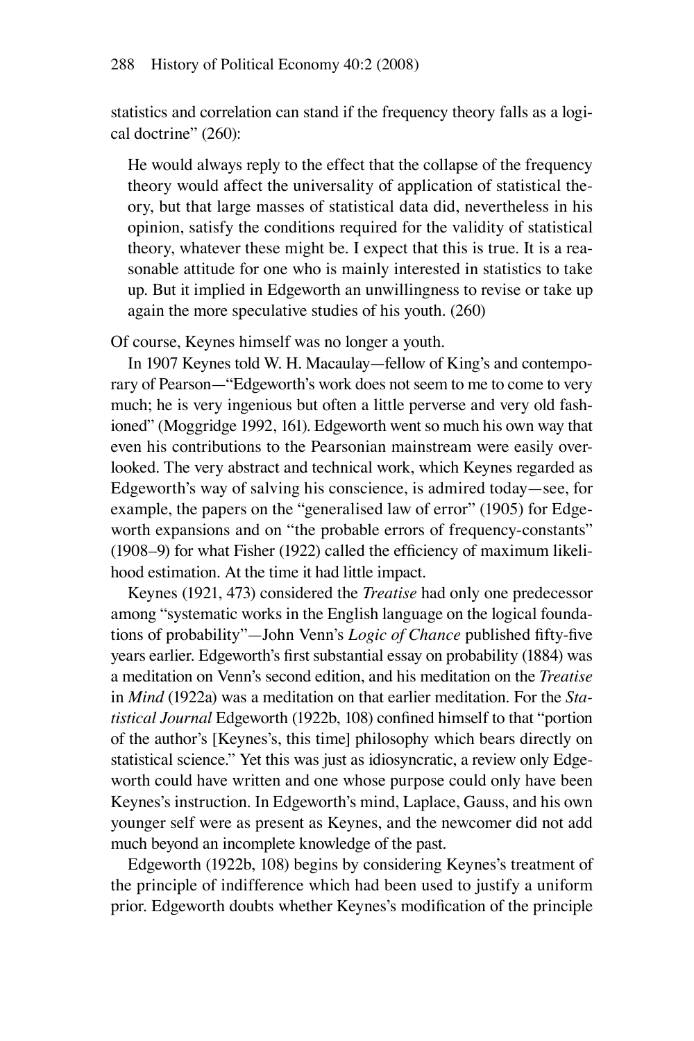statistics and correlation can stand if the frequency theory falls as a logical doctrine" (260):

> He would always reply to the effect that the collapse of the frequency theory would affect the universality of application of statistical theory, but that large masses of statistical data did, nevertheless in his opinion, satisfy the conditions required for the validity of statistical theory, whatever these might be. I expect that this is true. It is a reasonable attitude for one who is mainly interested in statistics to take up. But it implied in Edgeworth an unwillingness to revise or take up again the more speculative studies of his youth. (260)

Of course, Keynes himself was no longer a youth.

In 1907 Keynes told W. H. Macaulay—fellow of King's and contemporary of Pearson—"Edgeworth's work does not seem to me to come to very much; he is very ingenious but often a little perverse and very old fashioned" (Moggridge 1992, 161). Edgeworth went so much his own way that even his contributions to the Pearsonian mainstream were easily overlooked. The very abstract and technical work, which Keynes regarded as Edgeworth's way of salving his conscience, is admired today—see, for example, the papers on the "generalised law of error" (1905) for Edgeworth expansions and on "the probable errors of frequency-constants" (1908–9) for what Fisher (1922) called the efficiency of maximum likelihood estimation. At the time it had little impact.

Keynes (1921, 473) considered the *Treatise* had only one predecessor among "systematic works in the English language on the logical foundations of probability"—John Venn's *Logic of Chance* published fifty-five years earlier. Edgeworth's first substantial essay on probability (1884) was a meditation on Venn's second edition, and his meditation on the *Treatise* in *Mind* (1922a) was a meditation on that earlier meditation. For the *Statistical Journal* Edgeworth (1922b, 108) confined himself to that "portion of the author's [Keynes's, this time] philosophy which bears directly on statistical science." Yet this was just as idiosyncratic, a review only Edgeworth could have written and one whose purpose could only have been Keynes's instruction. In Edgeworth's mind, Laplace, Gauss, and his own younger self were as present as Keynes, and the newcomer did not add much beyond an incomplete knowledge of the past.

Edgeworth (1922b, 108) begins by considering Keynes's treatment of the principle of indifference which had been used to justify a uniform prior. Edgeworth doubts whether Keynes's modification of the principle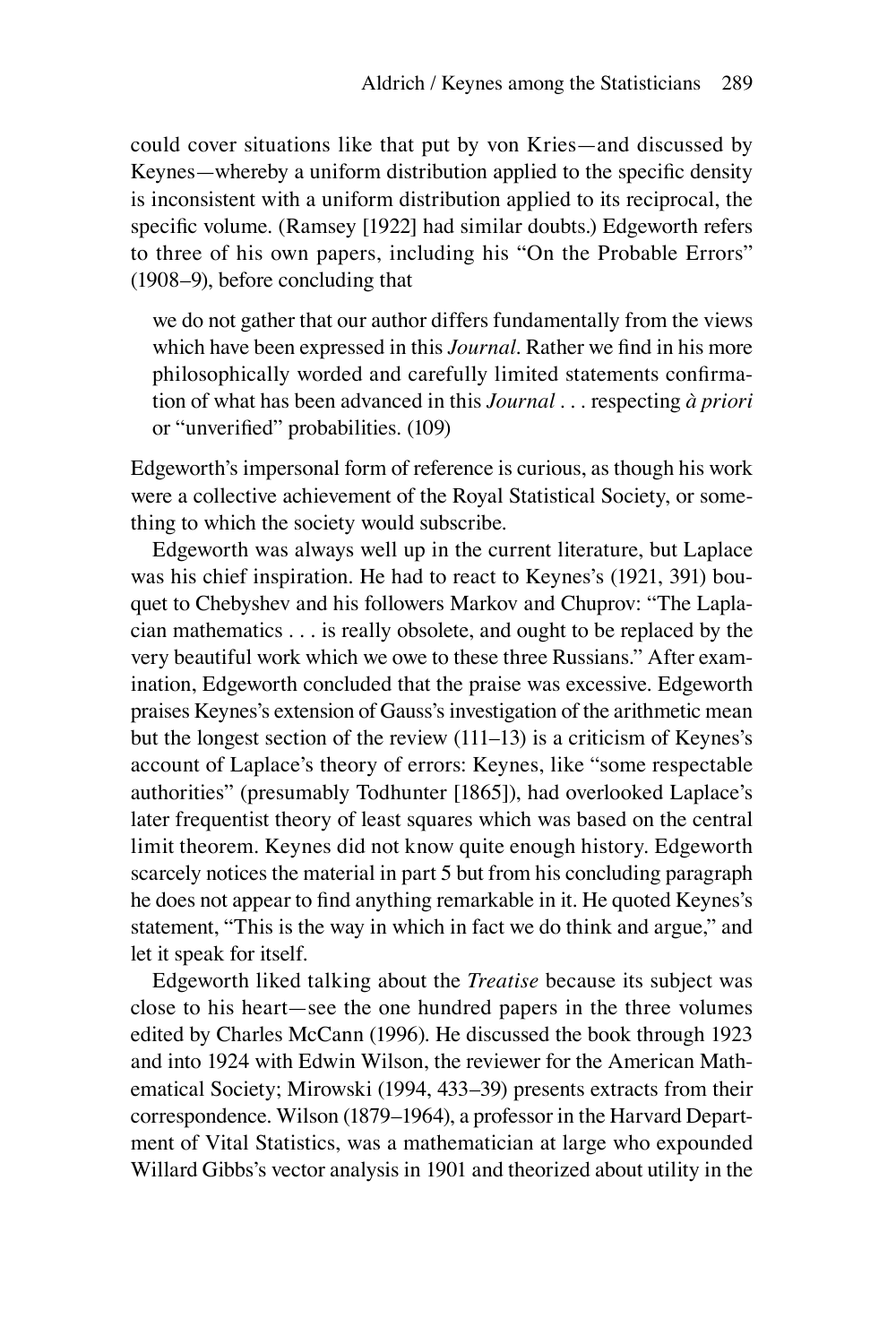could cover situations like that put by von Kries—and discussed by Keynes—whereby a uniform distribution applied to the specific density is inconsistent with a uniform distribution applied to its reciprocal, the specific volume. (Ramsey [1922] had similar doubts.) Edgeworth refers to three of his own papers, including his "On the Probable Errors" (1908–9), before concluding that

> we do not gather that our author differs fundamentally from the views which have been expressed in this *Journal*. Rather we find in his more philosophically worded and carefully limited statements confirmation of what has been advanced in this *Journal* . . . respecting *à priori* or "unverified" probabilities. (109)

Edgeworth's impersonal form of reference is curious, as though his work were a collective achievement of the Royal Statistical Society, or something to which the society would subscribe.

Edgeworth was always well up in the current literature, but Laplace was his chief inspiration. He had to react to Keynes's (1921, 391) bouquet to Chebyshev and his followers Markov and Chuprov: "The Laplacian mathematics . . . is really obsolete, and ought to be replaced by the very beautiful work which we owe to these three Russians." After examination, Edgeworth concluded that the praise was excessive. Edgeworth praises Keynes's extension of Gauss's investigation of the arithmetic mean but the longest section of the review (111–13) is a criticism of Keynes's account of Laplace's theory of errors: Keynes, like "some respectable authorities" (presumably Todhunter [1865]), had overlooked Laplace's later frequentist theory of least squares which was based on the central limit theorem. Keynes did not know quite enough history. Edgeworth scarcely notices the material in part 5 but from his concluding paragraph he does not appear to find anything remarkable in it. He quoted Keynes's statement, "This is the way in which in fact we do think and argue," and let it speak for itself.

Edgeworth liked talking about the *Treatise* because its subject was close to his heart—see the one hundred papers in the three volumes edited by Charles McCann (1996). He discussed the book through 1923 and into 1924 with Edwin Wilson, the reviewer for the American Mathematical Society; Mirowski (1994, 433–39) presents extracts from their correspondence. Wilson (1879–1964), a professor in the Harvard Department of Vital Statistics, was a mathematician at large who expounded Willard Gibbs's vector analysis in 1901 and theorized about utility in the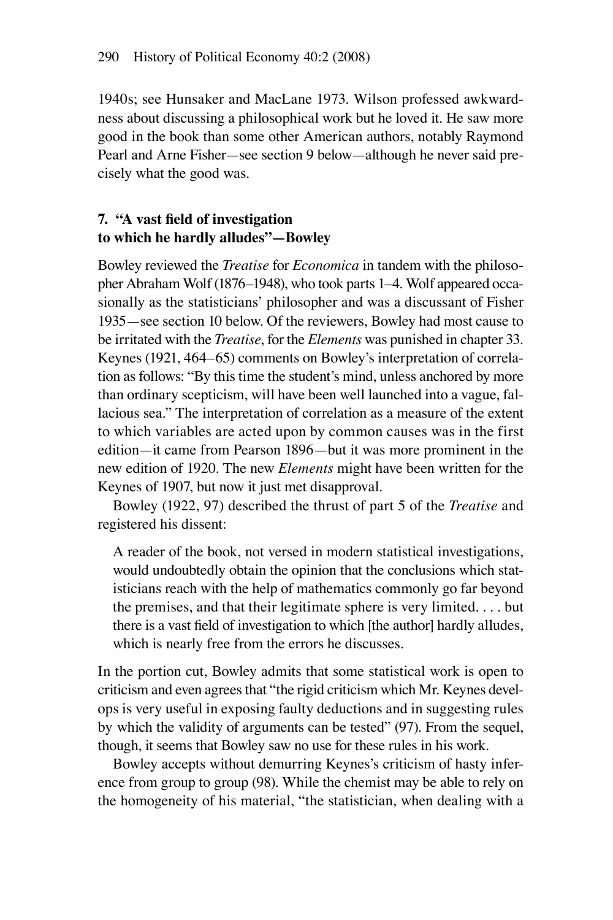1940s; see Hunsaker and MacLane 1973. Wilson professed awkwardness about discussing a philosophical work but he loved it. He saw more good in the book than some other American authors, notably Raymond Pearl and Arne Fisher—see section 9 below—although he never said precisely what the good was.

## 7. "A vast field of investigation to which he hardly alludes"—Bowley

Bowley reviewed the *Treatise* for *Economica* in tandem with the philosopher Abraham Wolf (1876–1948), who took parts 1–4. Wolf appeared occasionally as the statisticians' philosopher and was a discussant of Fisher 1935—see section 10 below. Of the reviewers, Bowley had most cause to be irritated with the *Treatise*, for the *Elements* was punished in chapter 33. Keynes (1921, 464–65) comments on Bowley's interpretation of correlation as follows: "By this time the student's mind, unless anchored by more than ordinary scepticism, will have been well launched into a vague, fallacious sea." The interpretation of correlation as a measure of the extent to which variables are acted upon by common causes was in the first edition—it came from Pearson 1896—but it was more prominent in the new edition of 1920. The new *Elements* might have been written for the Keynes of 1907, but now it just met disapproval.

Bowley (1922, 97) described the thrust of part 5 of the *Treatise* and registered his dissent:

> A reader of the book, not versed in modern statistical investigations, would undoubtedly obtain the opinion that the conclusions which statisticians reach with the help of mathematics commonly go far beyond the premises, and that their legitimate sphere is very limited. . . . but there is a vast field of investigation to which [the author] hardly alludes, which is nearly free from the errors he discusses.

In the portion cut, Bowley admits that some statistical work is open to criticism and even agrees that "the rigid criticism which Mr. Keynes develops is very useful in exposing faulty deductions and in suggesting rules by which the validity of arguments can be tested" (97). From the sequel, though, it seems that Bowley saw no use for these rules in his work.

Bowley accepts without demurring Keynes's criticism of hasty inference from group to group (98). While the chemist may be able to rely on the homogeneity of his material, "the statistician, when dealing with a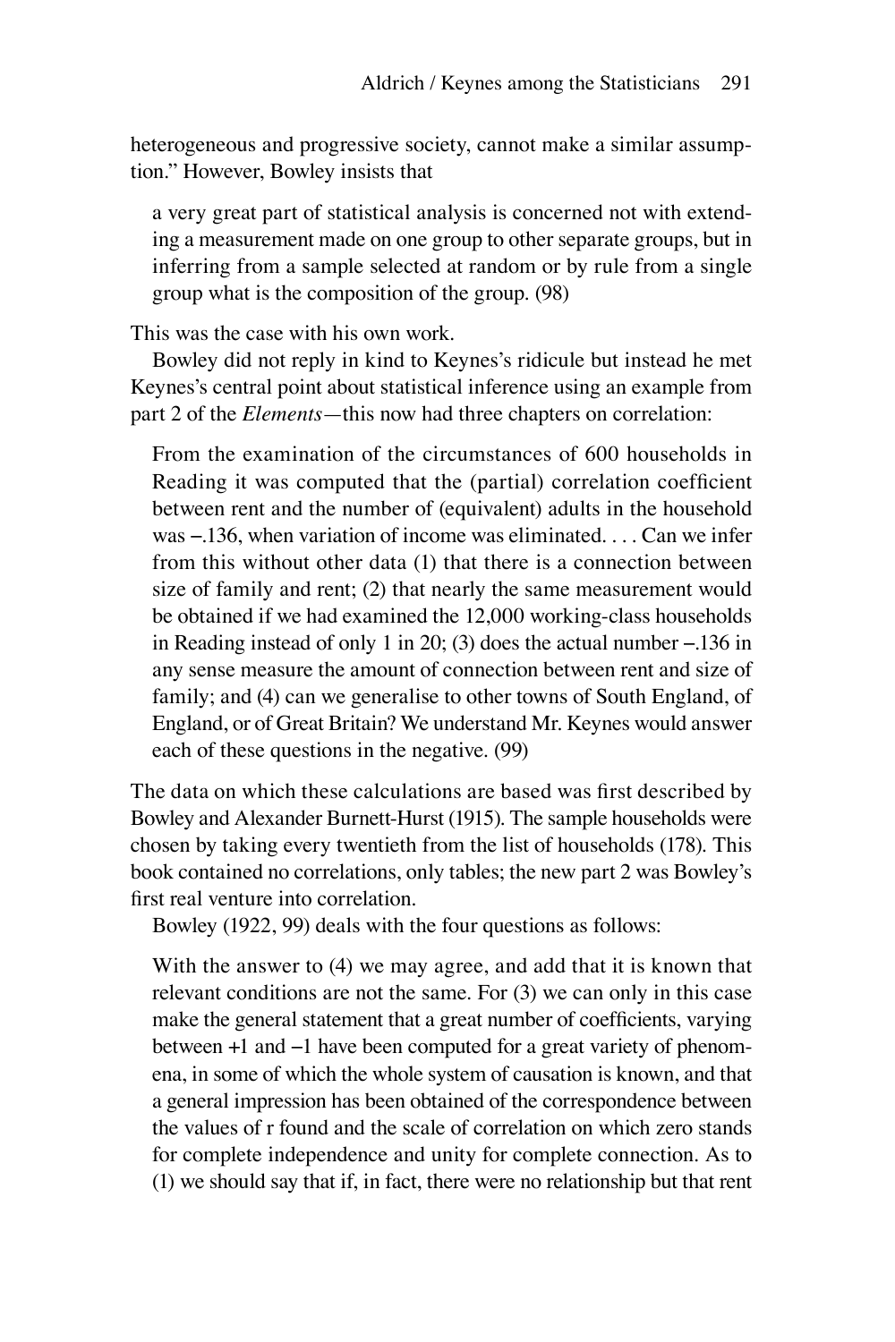heterogeneous and progressive society, cannot make a similar assumption." However, Bowley insists that

> a very great part of statistical analysis is concerned not with extending a measurement made on one group to other separate groups, but in inferring from a sample selected at random or by rule from a single group what is the composition of the group. (98)

This was the case with his own work.

Bowley did not reply in kind to Keynes's ridicule but instead he met Keynes's central point about statistical inference using an example from part 2 of the *Elements*—this now had three chapters on correlation:

> From the examination of the circumstances of 600 households in Reading it was computed that the (partial) correlation coefficient between rent and the number of (equivalent) adults in the household was −.136, when variation of income was eliminated. . . . Can we infer from this without other data (1) that there is a connection between size of family and rent; (2) that nearly the same measurement would be obtained if we had examined the 12,000 working-class households in Reading instead of only 1 in 20; (3) does the actual number −.136 in any sense measure the amount of connection between rent and size of family; and (4) can we generalise to other towns of South England, of England, or of Great Britain? We understand Mr. Keynes would answer each of these questions in the negative. (99)

The data on which these calculations are based was first described by Bowley and Alexander Burnett-Hurst (1915). The sample households were chosen by taking every twentieth from the list of households (178). This book contained no correlations, only tables; the new part 2 was Bowley's first real venture into correlation.

Bowley (1922, 99) deals with the four questions as follows:

> With the answer to (4) we may agree, and add that it is known that relevant conditions are not the same. For (3) we can only in this case make the general statement that a great number of coefficients, varying between +1 and −1 have been computed for a great variety of phenomena, in some of which the whole system of causation is known, and that a general impression has been obtained of the correspondence between the values of r found and the scale of correlation on which zero stands for complete independence and unity for complete connection. As to (1) we should say that if, in fact, there were no relationship but that rent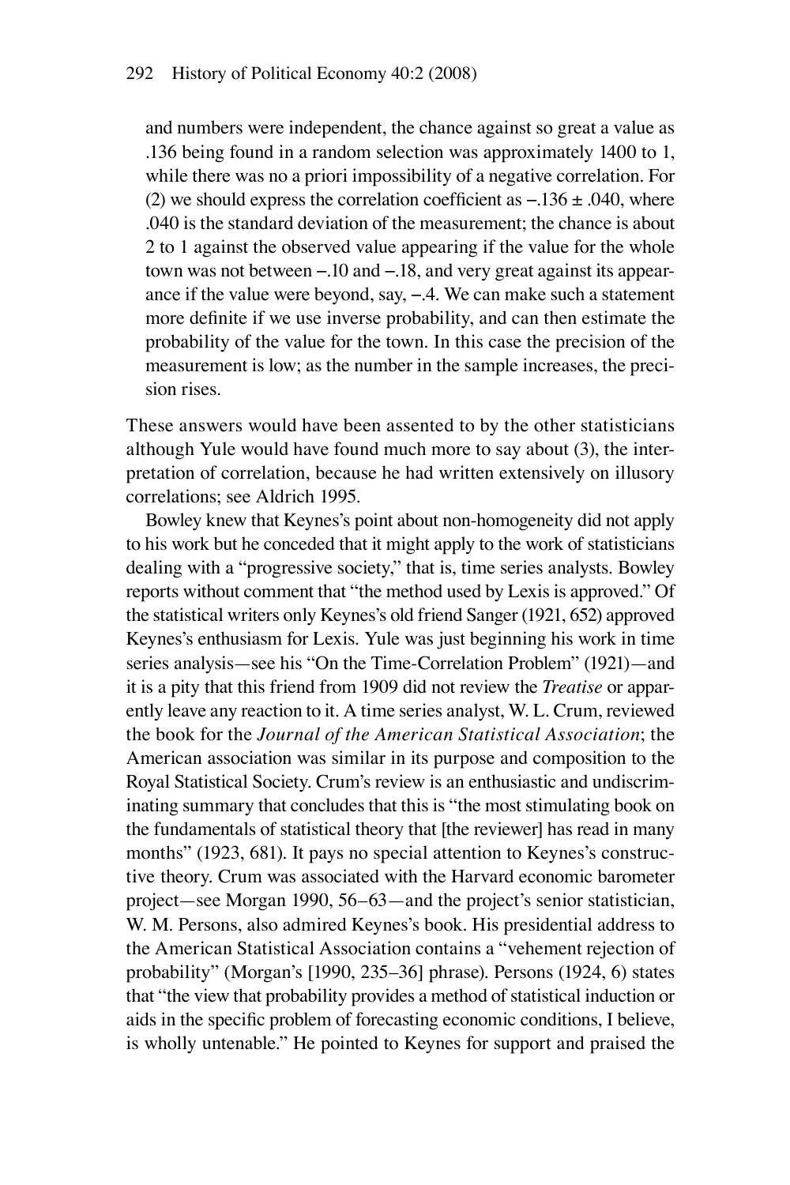> and numbers were independent, the chance against so great a value as .136 being found in a random selection was approximately 1400 to 1, while there was no a priori impossibility of a negative correlation. For (2) we should express the correlation coefficient as $-.136 \pm .040$, where .040 is the standard deviation of the measurement; the chance is about 2 to 1 against the observed value appearing if the value for the whole town was not between $-.10$ and $-.18$, and very great against its appearance if the value were beyond, say, $-.4$. We can make such a statement more definite if we use inverse probability, and can then estimate the probability of the value for the town. In this case the precision of the measurement is low; as the number in the sample increases, the precision rises.

These answers would have been assented to by the other statisticians although Yule would have found much more to say about (3), the interpretation of correlation, because he had written extensively on illusory correlations; see Aldrich 1995.

Bowley knew that Keynes's point about non-homogeneity did not apply to his work but he conceded that it might apply to the work of statisticians dealing with a "progressive society," that is, time series analysts. Bowley reports without comment that "the method used by Lexis is approved." Of the statistical writers only Keynes's old friend Sanger (1921, 652) approved Keynes's enthusiasm for Lexis. Yule was just beginning his work in time series analysis—see his "On the Time-Correlation Problem" (1921)—and it is a pity that this friend from 1909 did not review the *Treatise* or apparently leave any reaction to it. A time series analyst, W. L. Crum, reviewed the book for the *Journal of the American Statistical Association*; the American association was similar in its purpose and composition to the Royal Statistical Society. Crum's review is an enthusiastic and undiscriminating summary that concludes that this is "the most stimulating book on the fundamentals of statistical theory that [the reviewer] has read in many months" (1923, 681). It pays no special attention to Keynes's constructive theory. Crum was associated with the Harvard economic barometer project—see Morgan 1990, 56–63—and the project's senior statistician, W. M. Persons, also admired Keynes's book. His presidential address to the American Statistical Association contains a "vehement rejection of probability" (Morgan's [1990, 235–36] phrase). Persons (1924, 6) states that "the view that probability provides a method of statistical induction or aids in the specific problem of forecasting economic conditions, I believe, is wholly untenable." He pointed to Keynes for support and praised the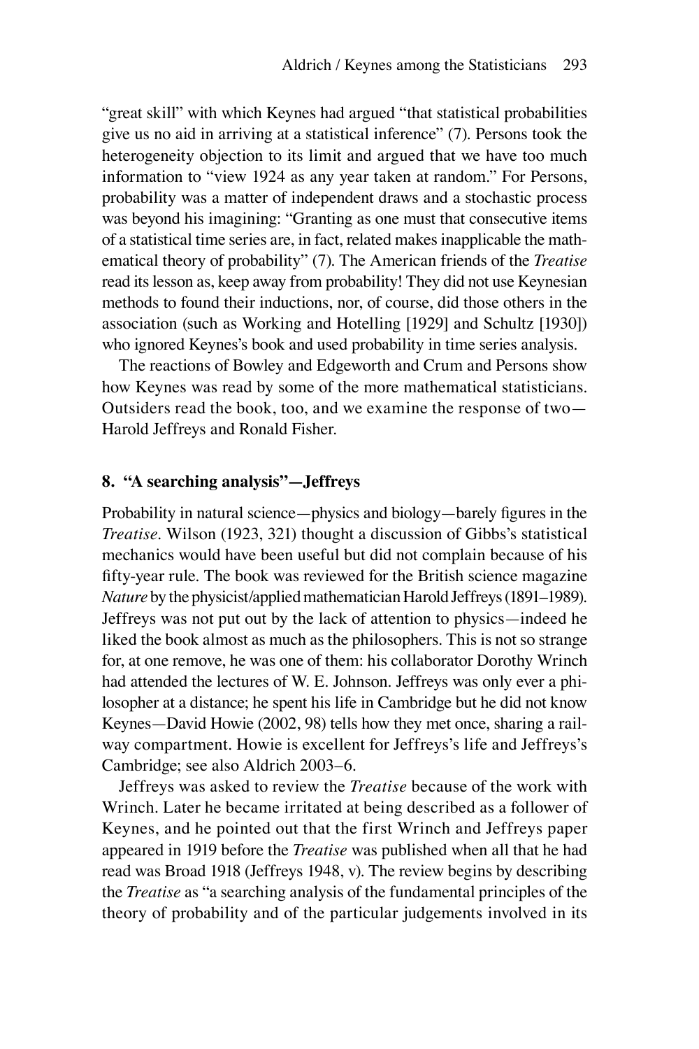"great skill" with which Keynes had argued "that statistical probabilities give us no aid in arriving at a statistical inference" (7). Persons took the heterogeneity objection to its limit and argued that we have too much information to "view 1924 as any year taken at random." For Persons, probability was a matter of independent draws and a stochastic process was beyond his imagining: "Granting as one must that consecutive items of a statistical time series are, in fact, related makes inapplicable the mathematical theory of probability" (7). The American friends of the *Treatise* read its lesson as, keep away from probability! They did not use Keynesian methods to found their inductions, nor, of course, did those others in the association (such as Working and Hotelling [1929] and Schultz [1930]) who ignored Keynes's book and used probability in time series analysis.

The reactions of Bowley and Edgeworth and Crum and Persons show how Keynes was read by some of the more mathematical statisticians. Outsiders read the book, too, and we examine the response of two—Harold Jeffreys and Ronald Fisher.

## 8. "A searching analysis"—Jeffreys

Probability in natural science—physics and biology—barely figures in the *Treatise*. Wilson (1923, 321) thought a discussion of Gibbs's statistical mechanics would have been useful but did not complain because of his fifty-year rule. The book was reviewed for the British science magazine *Nature* by the physicist/applied mathematician Harold Jeffreys (1891–1989). Jeffreys was not put out by the lack of attention to physics—indeed he liked the book almost as much as the philosophers. This is not so strange for, at one remove, he was one of them: his collaborator Dorothy Wrinch had attended the lectures of W. E. Johnson. Jeffreys was only ever a philosopher at a distance; he spent his life in Cambridge but he did not know Keynes—David Howie (2002, 98) tells how they met once, sharing a railway compartment. Howie is excellent for Jeffreys's life and Jeffreys's Cambridge; see also Aldrich 2003–6.

Jeffreys was asked to review the *Treatise* because of the work with Wrinch. Later he became irritated at being described as a follower of Keynes, and he pointed out that the first Wrinch and Jeffreys paper appeared in 1919 before the *Treatise* was published when all that he had read was Broad 1918 (Jeffreys 1948, v). The review begins by describing the *Treatise* as "a searching analysis of the fundamental principles of the theory of probability and of the particular judgements involved in its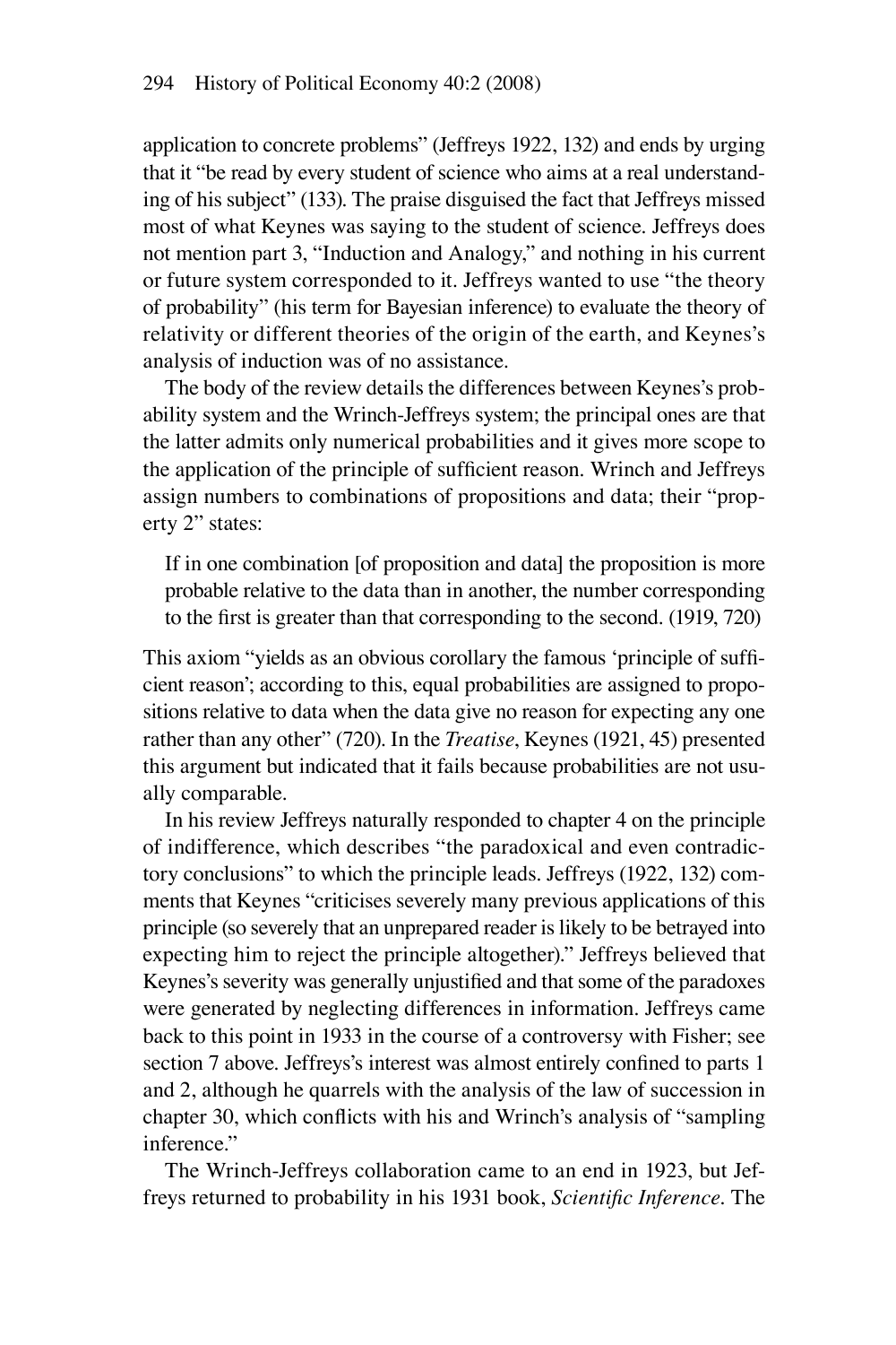application to concrete problems" (Jeffreys 1922, 132) and ends by urging that it "be read by every student of science who aims at a real understanding of his subject" (133). The praise disguised the fact that Jeffreys missed most of what Keynes was saying to the student of science. Jeffreys does not mention part 3, "Induction and Analogy," and nothing in his current or future system corresponded to it. Jeffreys wanted to use "the theory of probability" (his term for Bayesian inference) to evaluate the theory of relativity or different theories of the origin of the earth, and Keynes's analysis of induction was of no assistance.

The body of the review details the differences between Keynes's probability system and the Wrinch-Jeffreys system; the principal ones are that the latter admits only numerical probabilities and it gives more scope to the application of the principle of sufficient reason. Wrinch and Jeffreys assign numbers to combinations of propositions and data; their "property 2" states:

> If in one combination [of proposition and data] the proposition is more probable relative to the data than in another, the number corresponding to the first is greater than that corresponding to the second. (1919, 720)

This axiom "yields as an obvious corollary the famous 'principle of sufficient reason'; according to this, equal probabilities are assigned to propositions relative to data when the data give no reason for expecting any one rather than any other" (720). In the *Treatise*, Keynes (1921, 45) presented this argument but indicated that it fails because probabilities are not usually comparable.

In his review Jeffreys naturally responded to chapter 4 on the principle of indifference, which describes "the paradoxical and even contradictory conclusions" to which the principle leads. Jeffreys (1922, 132) comments that Keynes "criticises severely many previous applications of this principle (so severely that an unprepared reader is likely to be betrayed into expecting him to reject the principle altogether)." Jeffreys believed that Keynes's severity was generally unjustified and that some of the paradoxes were generated by neglecting differences in information. Jeffreys came back to this point in 1933 in the course of a controversy with Fisher; see section 7 above. Jeffreys's interest was almost entirely confined to parts 1 and 2, although he quarrels with the analysis of the law of succession in chapter 30, which conflicts with his and Wrinch's analysis of "sampling inference."

The Wrinch-Jeffreys collaboration came to an end in 1923, but Jeffreys returned to probability in his 1931 book, *Scientific Inference*. The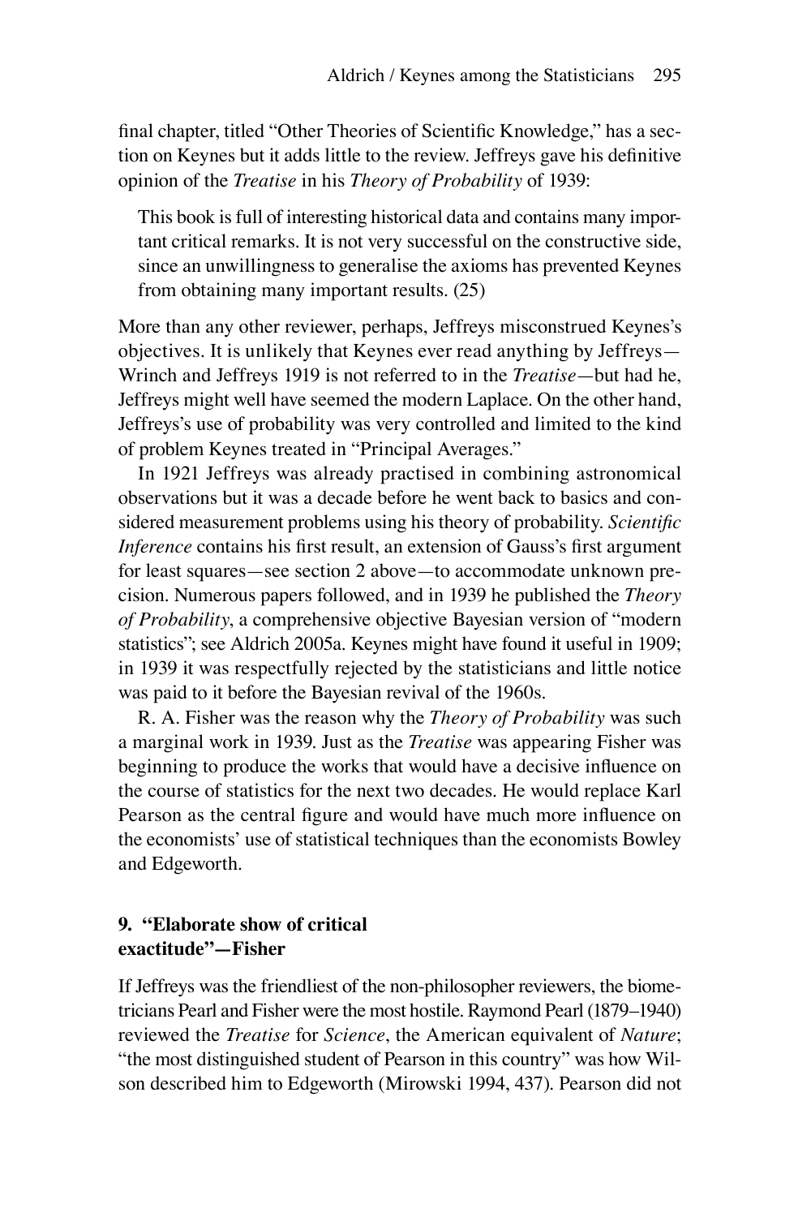final chapter, titled "Other Theories of Scientific Knowledge," has a section on Keynes but it adds little to the review. Jeffreys gave his definitive opinion of the *Treatise* in his *Theory of Probability* of 1939:

> This book is full of interesting historical data and contains many important critical remarks. It is not very successful on the constructive side, since an unwillingness to generalise the axioms has prevented Keynes from obtaining many important results. (25)

More than any other reviewer, perhaps, Jeffreys misconstrued Keynes's objectives. It is unlikely that Keynes ever read anything by Jeffreys—Wrinch and Jeffreys 1919 is not referred to in the *Treatise*—but had he, Jeffreys might well have seemed the modern Laplace. On the other hand, Jeffreys's use of probability was very controlled and limited to the kind of problem Keynes treated in "Principal Averages."

In 1921 Jeffreys was already practised in combining astronomical observations but it was a decade before he went back to basics and considered measurement problems using his theory of probability. *Scientific Inference* contains his first result, an extension of Gauss's first argument for least squares—see section 2 above—to accommodate unknown precision. Numerous papers followed, and in 1939 he published the *Theory of Probability*, a comprehensive objective Bayesian version of "modern statistics"; see Aldrich 2005a. Keynes might have found it useful in 1909; in 1939 it was respectfully rejected by the statisticians and little notice was paid to it before the Bayesian revival of the 1960s.

R. A. Fisher was the reason why the *Theory of Probability* was such a marginal work in 1939. Just as the *Treatise* was appearing Fisher was beginning to produce the works that would have a decisive influence on the course of statistics for the next two decades. He would replace Karl Pearson as the central figure and would have much more influence on the economists' use of statistical techniques than the economists Bowley and Edgeworth.

## 9. "Elaborate show of critical exactitude"—Fisher

If Jeffreys was the friendliest of the non-philosopher reviewers, the biometricians Pearl and Fisher were the most hostile. Raymond Pearl (1879–1940) reviewed the *Treatise* for *Science*, the American equivalent of *Nature*; "the most distinguished student of Pearson in this country" was how Wilson described him to Edgeworth (Mirowski 1994, 437). Pearson did not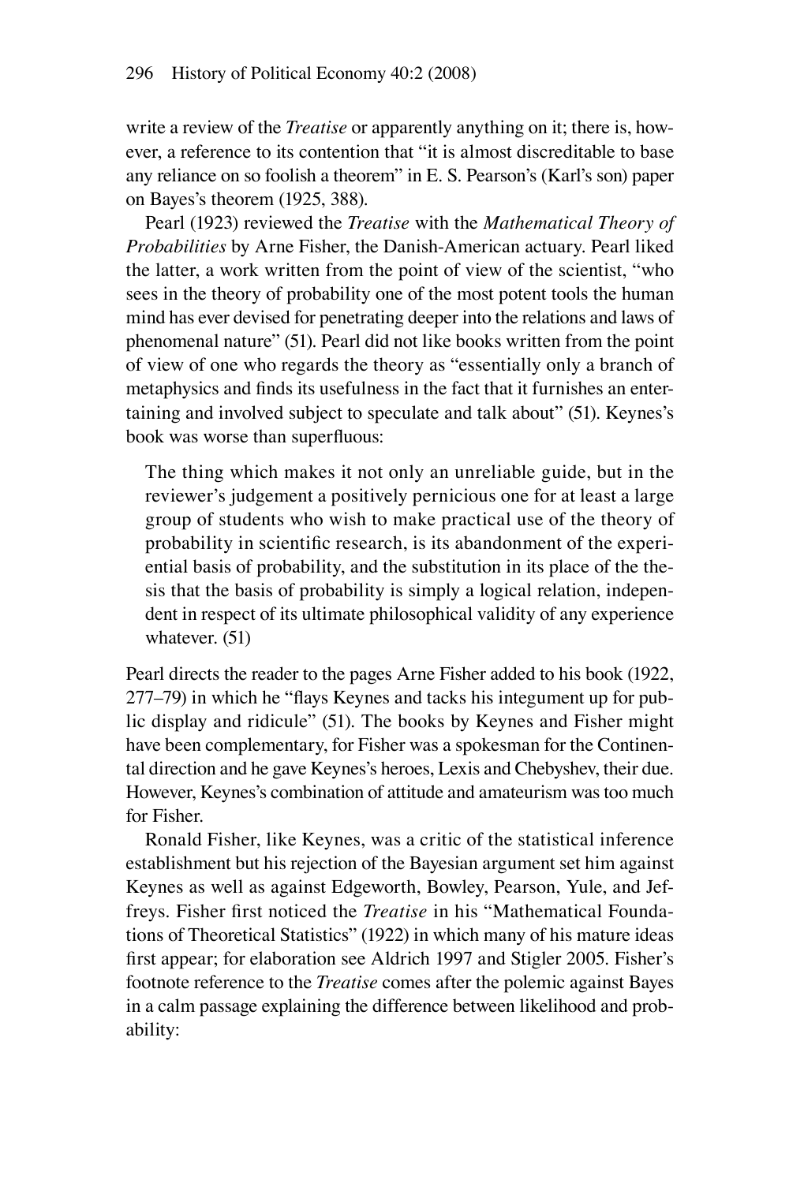write a review of the *Treatise* or apparently anything on it; there is, however, a reference to its contention that "it is almost discreditable to base any reliance on so foolish a theorem" in E. S. Pearson's (Karl's son) paper on Bayes's theorem (1925, 388).

Pearl (1923) reviewed the *Treatise* with the *Mathematical Theory of Probabilities* by Arne Fisher, the Danish-American actuary. Pearl liked the latter, a work written from the point of view of the scientist, "who sees in the theory of probability one of the most potent tools the human mind has ever devised for penetrating deeper into the relations and laws of phenomenal nature" (51). Pearl did not like books written from the point of view of one who regards the theory as "essentially only a branch of metaphysics and finds its usefulness in the fact that it furnishes an entertaining and involved subject to speculate and talk about" (51). Keynes's book was worse than superfluous:

> The thing which makes it not only an unreliable guide, but in the reviewer's judgement a positively pernicious one for at least a large group of students who wish to make practical use of the theory of probability in scientific research, is its abandonment of the experiential basis of probability, and the substitution in its place of the thesis that the basis of probability is simply a logical relation, independent in respect of its ultimate philosophical validity of any experience whatever. (51)

Pearl directs the reader to the pages Arne Fisher added to his book (1922, 277–79) in which he "flays Keynes and tacks his integument up for public display and ridicule" (51). The books by Keynes and Fisher might have been complementary, for Fisher was a spokesman for the Continental direction and he gave Keynes's heroes, Lexis and Chebyshev, their due. However, Keynes's combination of attitude and amateurism was too much for Fisher.

Ronald Fisher, like Keynes, was a critic of the statistical inference establishment but his rejection of the Bayesian argument set him against Keynes as well as against Edgeworth, Bowley, Pearson, Yule, and Jeffreys. Fisher first noticed the *Treatise* in his "Mathematical Foundations of Theoretical Statistics" (1922) in which many of his mature ideas first appear; for elaboration see Aldrich 1997 and Stigler 2005. Fisher's footnote reference to the *Treatise* comes after the polemic against Bayes in a calm passage explaining the difference between likelihood and probability: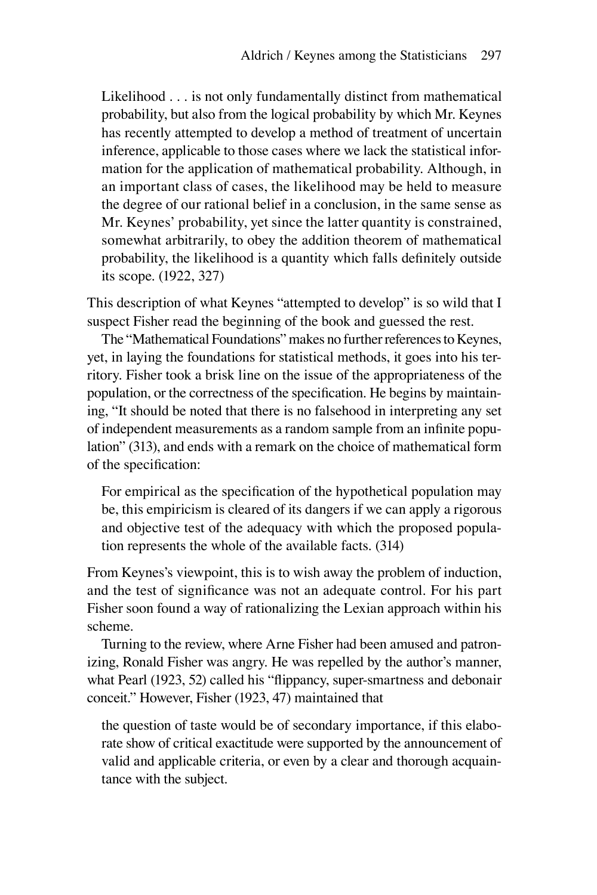> Likelihood . . . is not only fundamentally distinct from mathematical probability, but also from the logical probability by which Mr. Keynes has recently attempted to develop a method of treatment of uncertain inference, applicable to those cases where we lack the statistical information for the application of mathematical probability. Although, in an important class of cases, the likelihood may be held to measure the degree of our rational belief in a conclusion, in the same sense as Mr. Keynes' probability, yet since the latter quantity is constrained, somewhat arbitrarily, to obey the addition theorem of mathematical probability, the likelihood is a quantity which falls definitely outside its scope. (1922, 327)

This description of what Keynes "attempted to develop" is so wild that I suspect Fisher read the beginning of the book and guessed the rest.

The "Mathematical Foundations" makes no further references to Keynes, yet, in laying the foundations for statistical methods, it goes into his territory. Fisher took a brisk line on the issue of the appropriateness of the population, or the correctness of the specification. He begins by maintaining, "It should be noted that there is no falsehood in interpreting any set of independent measurements as a random sample from an infinite population" (313), and ends with a remark on the choice of mathematical form of the specification:

> For empirical as the specification of the hypothetical population may be, this empiricism is cleared of its dangers if we can apply a rigorous and objective test of the adequacy with which the proposed population represents the whole of the available facts. (314)

From Keynes's viewpoint, this is to wish away the problem of induction, and the test of significance was not an adequate control. For his part Fisher soon found a way of rationalizing the Lexian approach within his scheme.

Turning to the review, where Arne Fisher had been amused and patronizing, Ronald Fisher was angry. He was repelled by the author's manner, what Pearl (1923, 52) called his "flippancy, super-smartness and debonair conceit." However, Fisher (1923, 47) maintained that

> the question of taste would be of secondary importance, if this elaborate show of critical exactitude were supported by the announcement of valid and applicable criteria, or even by a clear and thorough acquaintance with the subject.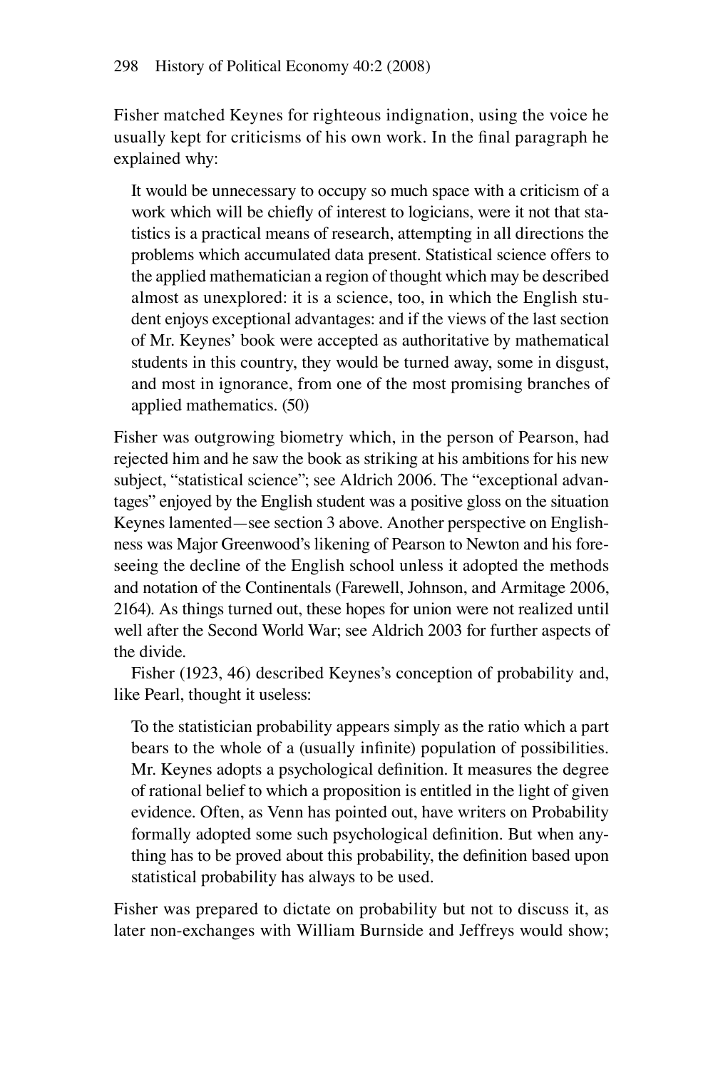Fisher matched Keynes for righteous indignation, using the voice he usually kept for criticisms of his own work. In the final paragraph he explained why:

> It would be unnecessary to occupy so much space with a criticism of a work which will be chiefly of interest to logicians, were it not that statistics is a practical means of research, attempting in all directions the problems which accumulated data present. Statistical science offers to the applied mathematician a region of thought which may be described almost as unexplored: it is a science, too, in which the English student enjoys exceptional advantages: and if the views of the last section of Mr. Keynes' book were accepted as authoritative by mathematical students in this country, they would be turned away, some in disgust, and most in ignorance, from one of the most promising branches of applied mathematics. (50)

Fisher was outgrowing biometry which, in the person of Pearson, had rejected him and he saw the book as striking at his ambitions for his new subject, "statistical science"; see Aldrich 2006. The "exceptional advantages" enjoyed by the English student was a positive gloss on the situation Keynes lamented—see section 3 above. Another perspective on Englishness was Major Greenwood's likening of Pearson to Newton and his foreseeing the decline of the English school unless it adopted the methods and notation of the Continentals (Farewell, Johnson, and Armitage 2006, 2164). As things turned out, these hopes for union were not realized until well after the Second World War; see Aldrich 2003 for further aspects of the divide.

Fisher (1923, 46) described Keynes's conception of probability and, like Pearl, thought it useless:

> To the statistician probability appears simply as the ratio which a part bears to the whole of a (usually infinite) population of possibilities. Mr. Keynes adopts a psychological definition. It measures the degree of rational belief to which a proposition is entitled in the light of given evidence. Often, as Venn has pointed out, have writers on Probability formally adopted some such psychological definition. But when anything has to be proved about this probability, the definition based upon statistical probability has always to be used.

Fisher was prepared to dictate on probability but not to discuss it, as later non-exchanges with William Burnside and Jeffreys would show;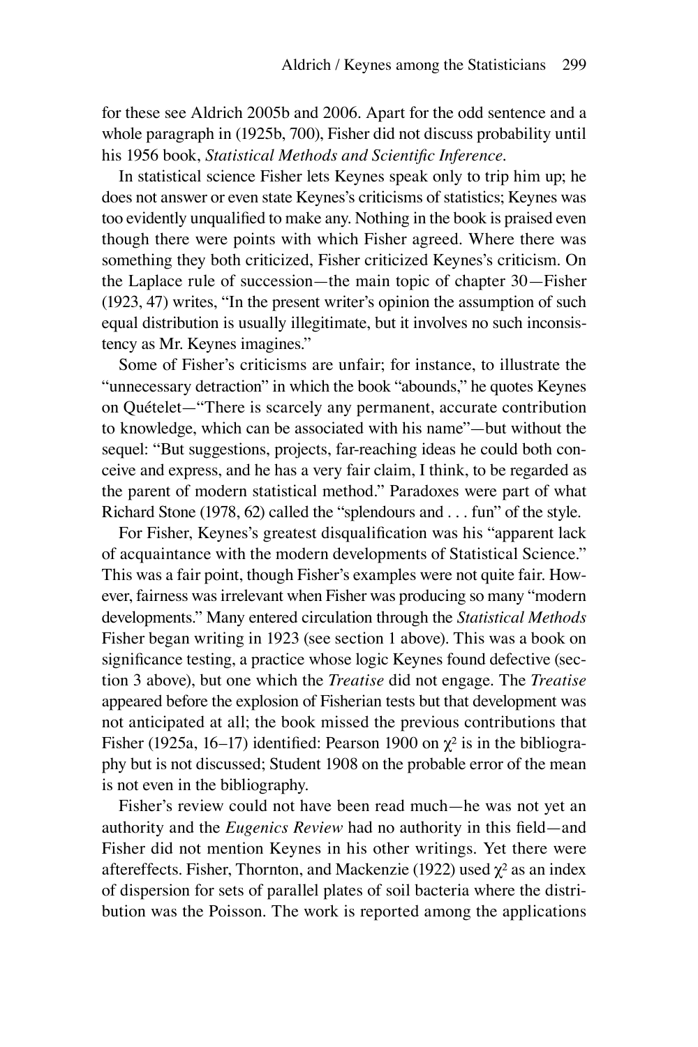for these see Aldrich 2005b and 2006. Apart for the odd sentence and a whole paragraph in (1925b, 700), Fisher did not discuss probability until his 1956 book, *Statistical Methods and Scientific Inference*.

In statistical science Fisher lets Keynes speak only to trip him up; he does not answer or even state Keynes's criticisms of statistics; Keynes was too evidently unqualified to make any. Nothing in the book is praised even though there were points with which Fisher agreed. Where there was something they both criticized, Fisher criticized Keynes's criticism. On the Laplace rule of succession—the main topic of chapter 30—Fisher (1923, 47) writes, "In the present writer's opinion the assumption of such equal distribution is usually illegitimate, but it involves no such inconsistency as Mr. Keynes imagines."

Some of Fisher's criticisms are unfair; for instance, to illustrate the "unnecessary detraction" in which the book "abounds," he quotes Keynes on Quételet—"There is scarcely any permanent, accurate contribution to knowledge, which can be associated with his name"—but without the sequel: "But suggestions, projects, far-reaching ideas he could both conceive and express, and he has a very fair claim, I think, to be regarded as the parent of modern statistical method." Paradoxes were part of what Richard Stone (1978, 62) called the "splendours and . . . fun" of the style.

For Fisher, Keynes's greatest disqualification was his "apparent lack of acquaintance with the modern developments of Statistical Science." This was a fair point, though Fisher's examples were not quite fair. However, fairness was irrelevant when Fisher was producing so many "modern developments." Many entered circulation through the *Statistical Methods* Fisher began writing in 1923 (see section 1 above). This was a book on significance testing, a practice whose logic Keynes found defective (section 3 above), but one which the *Treatise* did not engage. The *Treatise* appeared before the explosion of Fisherian tests but that development was not anticipated at all; the book missed the previous contributions that Fisher (1925a, 16–17) identified: Pearson 1900 on $\chi^2$ is in the bibliography but is not discussed; Student 1908 on the probable error of the mean is not even in the bibliography.

Fisher's review could not have been read much—he was not yet an authority and the *Eugenics Review* had no authority in this field—and Fisher did not mention Keynes in his other writings. Yet there were aftereffects. Fisher, Thornton, and Mackenzie (1922) used $\chi^2$ as an index of dispersion for sets of parallel plates of soil bacteria where the distribution was the Poisson. The work is reported among the applications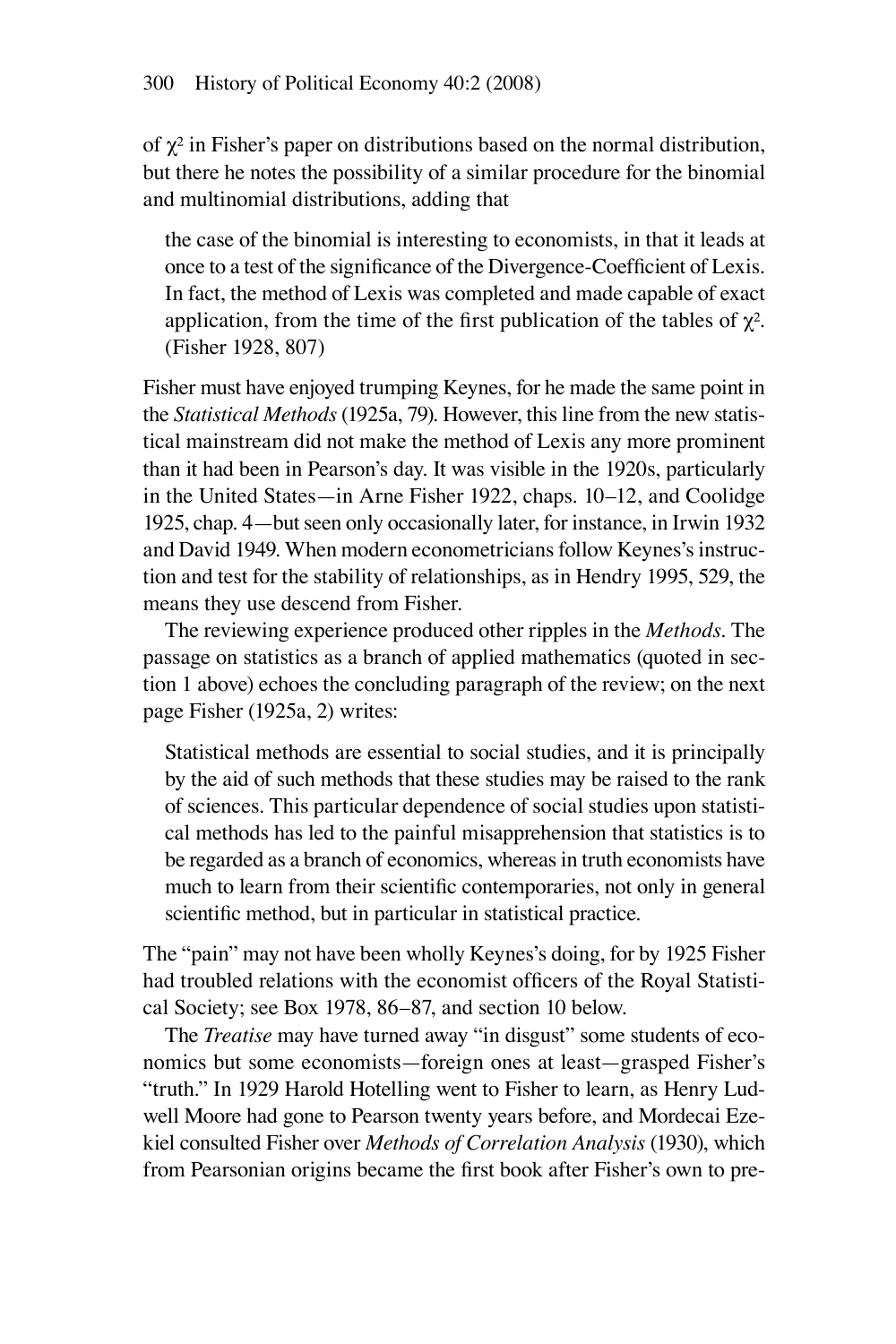of $\chi^2$ in Fisher's paper on distributions based on the normal distribution, but there he notes the possibility of a similar procedure for the binomial and multinomial distributions, adding that

> the case of the binomial is interesting to economists, in that it leads at once to a test of the significance of the Divergence-Coefficient of Lexis. In fact, the method of Lexis was completed and made capable of exact application, from the time of the first publication of the tables of $\chi^2$. (Fisher 1928, 807)

Fisher must have enjoyed trumping Keynes, for he made the same point in the *Statistical Methods* (1925a, 79). However, this line from the new statistical mainstream did not make the method of Lexis any more prominent than it had been in Pearson's day. It was visible in the 1920s, particularly in the United States—in Arne Fisher 1922, chaps. 10–12, and Coolidge 1925, chap. 4—but seen only occasionally later, for instance, in Irwin 1932 and David 1949. When modern econometricians follow Keynes's instruction and test for the stability of relationships, as in Hendry 1995, 529, the means they use descend from Fisher.

The reviewing experience produced other ripples in the *Methods*. The passage on statistics as a branch of applied mathematics (quoted in section 1 above) echoes the concluding paragraph of the review; on the next page Fisher (1925a, 2) writes:

> Statistical methods are essential to social studies, and it is principally by the aid of such methods that these studies may be raised to the rank of sciences. This particular dependence of social studies upon statistical methods has led to the painful misapprehension that statistics is to be regarded as a branch of economics, whereas in truth economists have much to learn from their scientific contemporaries, not only in general scientific method, but in particular in statistical practice.

The "pain" may not have been wholly Keynes's doing, for by 1925 Fisher had troubled relations with the economist officers of the Royal Statistical Society; see Box 1978, 86–87, and section 10 below.

The *Treatise* may have turned away "in disgust" some students of economics but some economists—foreign ones at least—grasped Fisher's "truth." In 1929 Harold Hotelling went to Fisher to learn, as Henry Ludwell Moore had gone to Pearson twenty years before, and Mordecai Ezekiel consulted Fisher over *Methods of Correlation Analysis* (1930), which from Pearsonian origins became the first book after Fisher's own to pre-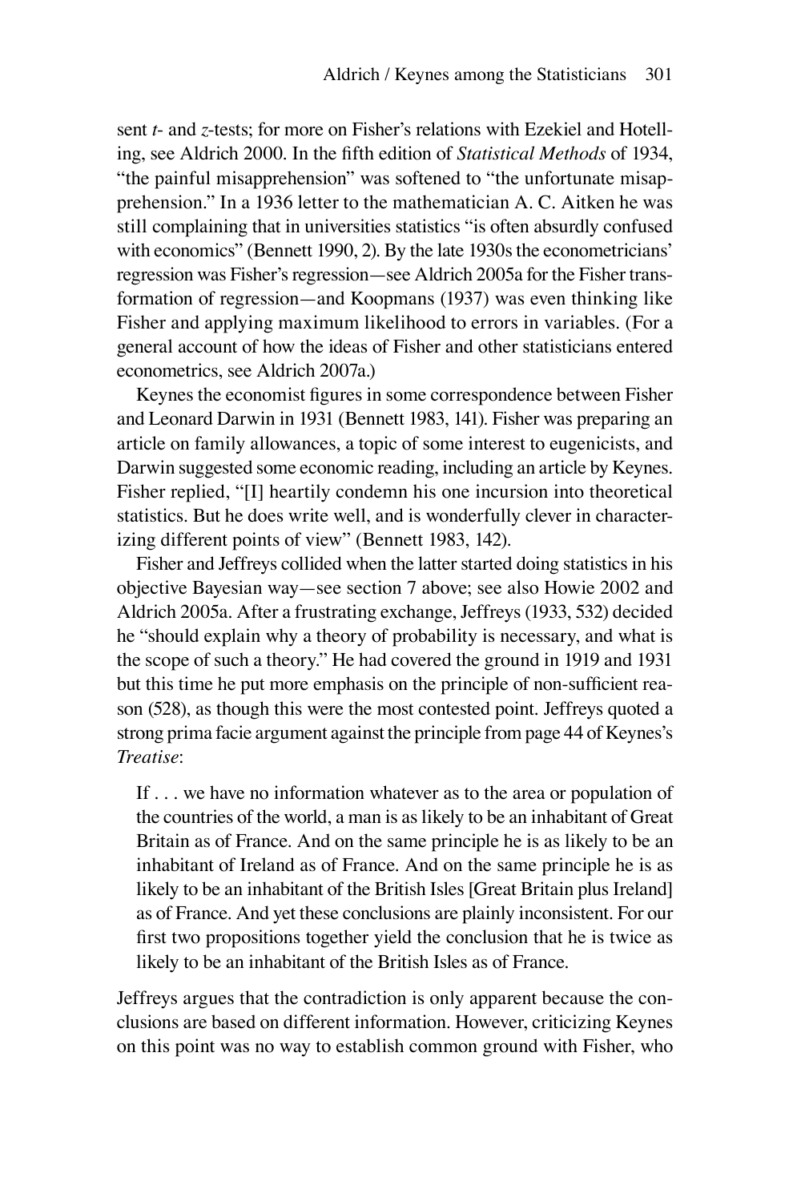sent *t*- and *z*-tests; for more on Fisher's relations with Ezekiel and Hotelling, see Aldrich 2000. In the fifth edition of *Statistical Methods* of 1934, "the painful misapprehension" was softened to "the unfortunate misapprehension." In a 1936 letter to the mathematician A. C. Aitken he was still complaining that in universities statistics "is often absurdly confused with economics" (Bennett 1990, 2). By the late 1930s the econometricians' regression was Fisher's regression—see Aldrich 2005a for the Fisher transformation of regression—and Koopmans (1937) was even thinking like Fisher and applying maximum likelihood to errors in variables. (For a general account of how the ideas of Fisher and other statisticians entered econometrics, see Aldrich 2007a.)

Keynes the economist figures in some correspondence between Fisher and Leonard Darwin in 1931 (Bennett 1983, 141). Fisher was preparing an article on family allowances, a topic of some interest to eugenicists, and Darwin suggested some economic reading, including an article by Keynes. Fisher replied, "[I] heartily condemn his one incursion into theoretical statistics. But he does write well, and is wonderfully clever in characterizing different points of view" (Bennett 1983, 142).

Fisher and Jeffreys collided when the latter started doing statistics in his objective Bayesian way—see section 7 above; see also Howie 2002 and Aldrich 2005a. After a frustrating exchange, Jeffreys (1933, 532) decided he "should explain why a theory of probability is necessary, and what is the scope of such a theory." He had covered the ground in 1919 and 1931 but this time he put more emphasis on the principle of non-sufficient reason (528), as though this were the most contested point. Jeffreys quoted a strong prima facie argument against the principle from page 44 of Keynes's *Treatise*:

> If . . . we have no information whatever as to the area or population of the countries of the world, a man is as likely to be an inhabitant of Great Britain as of France. And on the same principle he is as likely to be an inhabitant of Ireland as of France. And on the same principle he is as likely to be an inhabitant of the British Isles [Great Britain plus Ireland] as of France. And yet these conclusions are plainly inconsistent. For our first two propositions together yield the conclusion that he is twice as likely to be an inhabitant of the British Isles as of France.

Jeffreys argues that the contradiction is only apparent because the conclusions are based on different information. However, criticizing Keynes on this point was no way to establish common ground with Fisher, who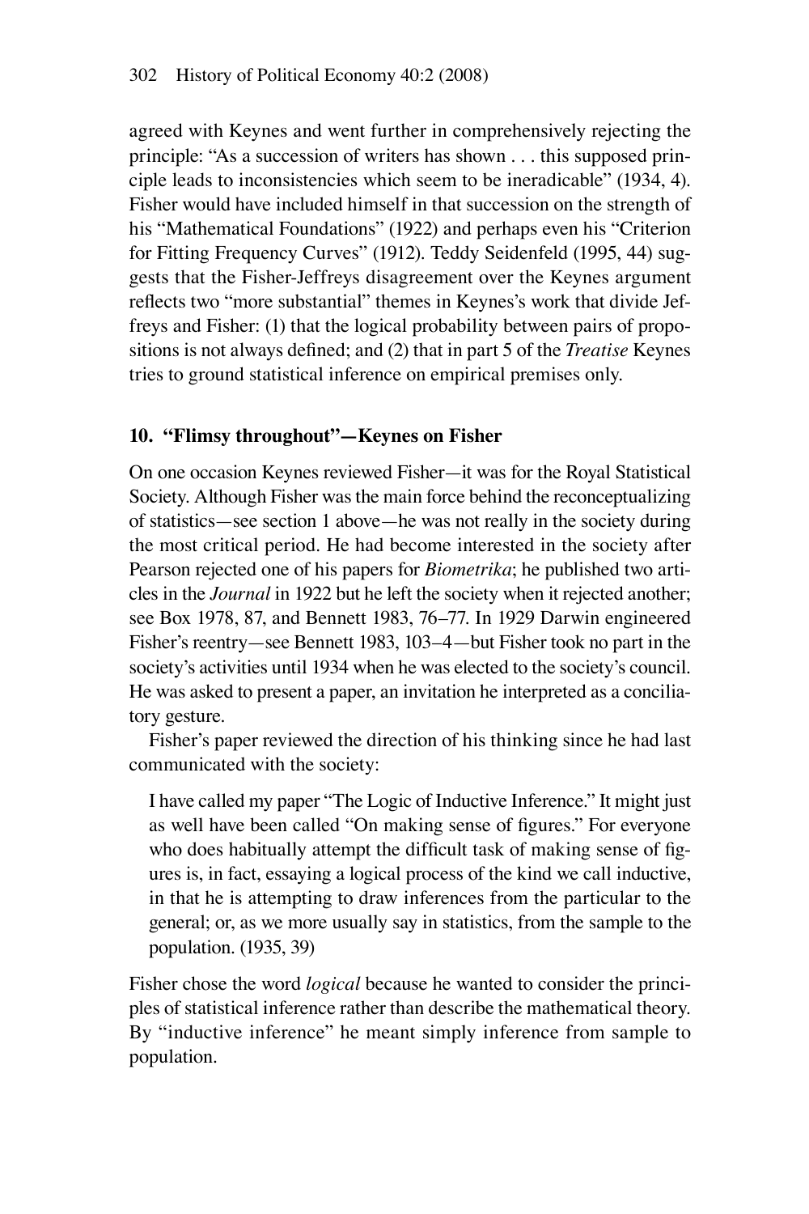agreed with Keynes and went further in comprehensively rejecting the principle: "As a succession of writers has shown . . . this supposed principle leads to inconsistencies which seem to be ineradicable" (1934, 4). Fisher would have included himself in that succession on the strength of his "Mathematical Foundations" (1922) and perhaps even his "Criterion for Fitting Frequency Curves" (1912). Teddy Seidenfeld (1995, 44) suggests that the Fisher-Jeffreys disagreement over the Keynes argument reflects two "more substantial" themes in Keynes's work that divide Jeffreys and Fisher: (1) that the logical probability between pairs of propositions is not always defined; and (2) that in part 5 of the *Treatise* Keynes tries to ground statistical inference on empirical premises only.

## 10. "Flimsy throughout"—Keynes on Fisher

On one occasion Keynes reviewed Fisher—it was for the Royal Statistical Society. Although Fisher was the main force behind the reconceptualizing of statistics—see section 1 above—he was not really in the society during the most critical period. He had become interested in the society after Pearson rejected one of his papers for *Biometrika*; he published two articles in the *Journal* in 1922 but he left the society when it rejected another; see Box 1978, 87, and Bennett 1983, 76–77. In 1929 Darwin engineered Fisher's reentry—see Bennett 1983, 103–4—but Fisher took no part in the society's activities until 1934 when he was elected to the society's council. He was asked to present a paper, an invitation he interpreted as a conciliatory gesture.

Fisher's paper reviewed the direction of his thinking since he had last communicated with the society:

> I have called my paper "The Logic of Inductive Inference." It might just as well have been called "On making sense of figures." For everyone who does habitually attempt the difficult task of making sense of figures is, in fact, essaying a logical process of the kind we call inductive, in that he is attempting to draw inferences from the particular to the general; or, as we more usually say in statistics, from the sample to the population. (1935, 39)

Fisher chose the word *logical* because he wanted to consider the principles of statistical inference rather than describe the mathematical theory. By "inductive inference" he meant simply inference from sample to population.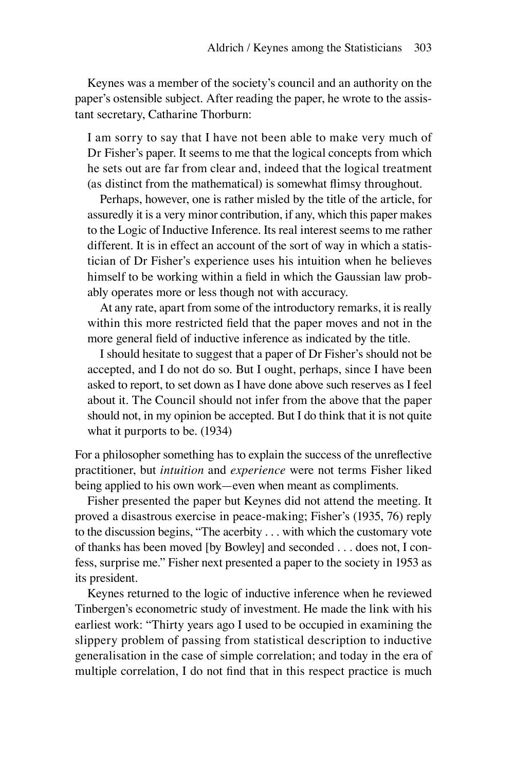Keynes was a member of the society's council and an authority on the paper's ostensible subject. After reading the paper, he wrote to the assistant secretary, Catharine Thorburn:

> I am sorry to say that I have not been able to make very much of Dr Fisher's paper. It seems to me that the logical concepts from which he sets out are far from clear and, indeed that the logical treatment (as distinct from the mathematical) is somewhat flimsy throughout.
>
> Perhaps, however, one is rather misled by the title of the article, for assuredly it is a very minor contribution, if any, which this paper makes to the Logic of Inductive Inference. Its real interest seems to me rather different. It is in effect an account of the sort of way in which a statistician of Dr Fisher's experience uses his intuition when he believes himself to be working within a field in which the Gaussian law probably operates more or less though not with accuracy.
>
> At any rate, apart from some of the introductory remarks, it is really within this more restricted field that the paper moves and not in the more general field of inductive inference as indicated by the title.
>
> I should hesitate to suggest that a paper of Dr Fisher's should not be accepted, and I do not do so. But I ought, perhaps, since I have been asked to report, to set down as I have done above such reserves as I feel about it. The Council should not infer from the above that the paper should not, in my opinion be accepted. But I do think that it is not quite what it purports to be. (1934)

For a philosopher something has to explain the success of the unreflective practitioner, but *intuition* and *experience* were not terms Fisher liked being applied to his own work—even when meant as compliments.

Fisher presented the paper but Keynes did not attend the meeting. It proved a disastrous exercise in peace-making; Fisher's (1935, 76) reply to the discussion begins, "The acerbity . . . with which the customary vote of thanks has been moved [by Bowley] and seconded . . . does not, I confess, surprise me." Fisher next presented a paper to the society in 1953 as its president.

Keynes returned to the logic of inductive inference when he reviewed Tinbergen's econometric study of investment. He made the link with his earliest work: "Thirty years ago I used to be occupied in examining the slippery problem of passing from statistical description to inductive generalisation in the case of simple correlation; and today in the era of multiple correlation, I do not find that in this respect practice is much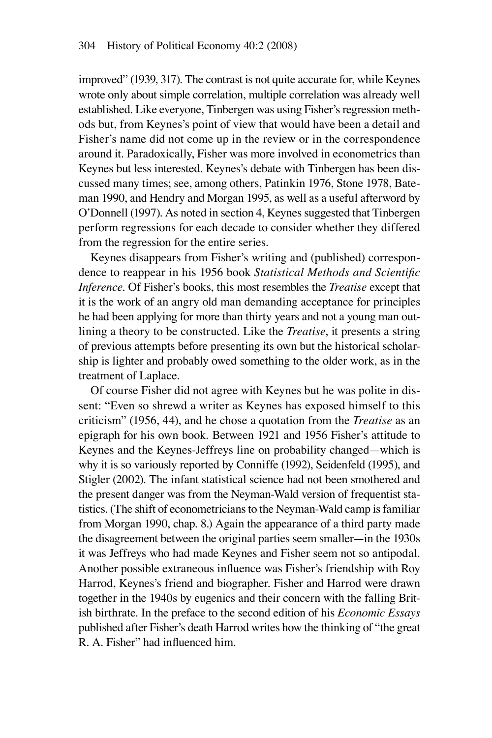improved" (1939, 317). The contrast is not quite accurate for, while Keynes wrote only about simple correlation, multiple correlation was already well established. Like everyone, Tinbergen was using Fisher's regression methods but, from Keynes's point of view that would have been a detail and Fisher's name did not come up in the review or in the correspondence around it. Paradoxically, Fisher was more involved in econometrics than Keynes but less interested. Keynes's debate with Tinbergen has been discussed many times; see, among others, Patinkin 1976, Stone 1978, Bateman 1990, and Hendry and Morgan 1995, as well as a useful afterword by O'Donnell (1997). As noted in section 4, Keynes suggested that Tinbergen perform regressions for each decade to consider whether they differed from the regression for the entire series.

Keynes disappears from Fisher's writing and (published) correspondence to reappear in his 1956 book *Statistical Methods and Scientific Inference*. Of Fisher's books, this most resembles the *Treatise* except that it is the work of an angry old man demanding acceptance for principles he had been applying for more than thirty years and not a young man outlining a theory to be constructed. Like the *Treatise*, it presents a string of previous attempts before presenting its own but the historical scholarship is lighter and probably owed something to the older work, as in the treatment of Laplace.

Of course Fisher did not agree with Keynes but he was polite in dissent: "Even so shrewd a writer as Keynes has exposed himself to this criticism" (1956, 44), and he chose a quotation from the *Treatise* as an epigraph for his own book. Between 1921 and 1956 Fisher's attitude to Keynes and the Keynes-Jeffreys line on probability changed—which is why it is so variously reported by Conniffe (1992), Seidenfeld (1995), and Stigler (2002). The infant statistical science had not been smothered and the present danger was from the Neyman-Wald version of frequentist statistics. (The shift of econometricians to the Neyman-Wald camp is familiar from Morgan 1990, chap. 8.) Again the appearance of a third party made the disagreement between the original parties seem smaller—in the 1930s it was Jeffreys who had made Keynes and Fisher seem not so antipodal. Another possible extraneous influence was Fisher's friendship with Roy Harrod, Keynes's friend and biographer. Fisher and Harrod were drawn together in the 1940s by eugenics and their concern with the falling British birthrate. In the preface to the second edition of his *Economic Essays* published after Fisher's death Harrod writes how the thinking of "the great R. A. Fisher" had influenced him.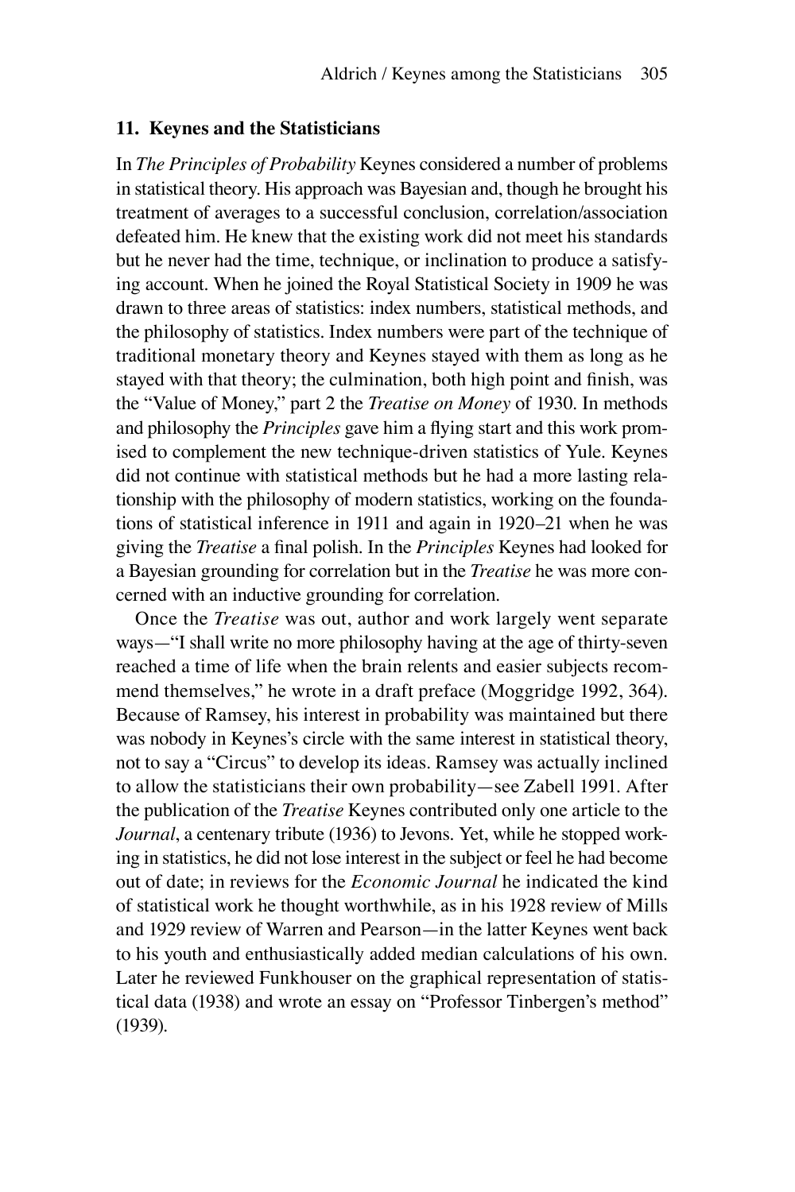## 11. Keynes and the Statisticians

In *The Principles of Probability* Keynes considered a number of problems in statistical theory. His approach was Bayesian and, though he brought his treatment of averages to a successful conclusion, correlation/association defeated him. He knew that the existing work did not meet his standards but he never had the time, technique, or inclination to produce a satisfying account. When he joined the Royal Statistical Society in 1909 he was drawn to three areas of statistics: index numbers, statistical methods, and the philosophy of statistics. Index numbers were part of the technique of traditional monetary theory and Keynes stayed with them as long as he stayed with that theory; the culmination, both high point and finish, was the "Value of Money," part 2 the *Treatise on Money* of 1930. In methods and philosophy the *Principles* gave him a flying start and this work promised to complement the new technique-driven statistics of Yule. Keynes did not continue with statistical methods but he had a more lasting relationship with the philosophy of modern statistics, working on the foundations of statistical inference in 1911 and again in 1920–21 when he was giving the *Treatise* a final polish. In the *Principles* Keynes had looked for a Bayesian grounding for correlation but in the *Treatise* he was more concerned with an inductive grounding for correlation.

Once the *Treatise* was out, author and work largely went separate ways—"I shall write no more philosophy having at the age of thirty-seven reached a time of life when the brain relents and easier subjects recommend themselves," he wrote in a draft preface (Moggridge 1992, 364). Because of Ramsey, his interest in probability was maintained but there was nobody in Keynes's circle with the same interest in statistical theory, not to say a "Circus" to develop its ideas. Ramsey was actually inclined to allow the statisticians their own probability—see Zabell 1991. After the publication of the *Treatise* Keynes contributed only one article to the *Journal*, a centenary tribute (1936) to Jevons. Yet, while he stopped working in statistics, he did not lose interest in the subject or feel he had become out of date; in reviews for the *Economic Journal* he indicated the kind of statistical work he thought worthwhile, as in his 1928 review of Mills and 1929 review of Warren and Pearson—in the latter Keynes went back to his youth and enthusiastically added median calculations of his own. Later he reviewed Funkhouser on the graphical representation of statistical data (1938) and wrote an essay on "Professor Tinbergen's method" (1939).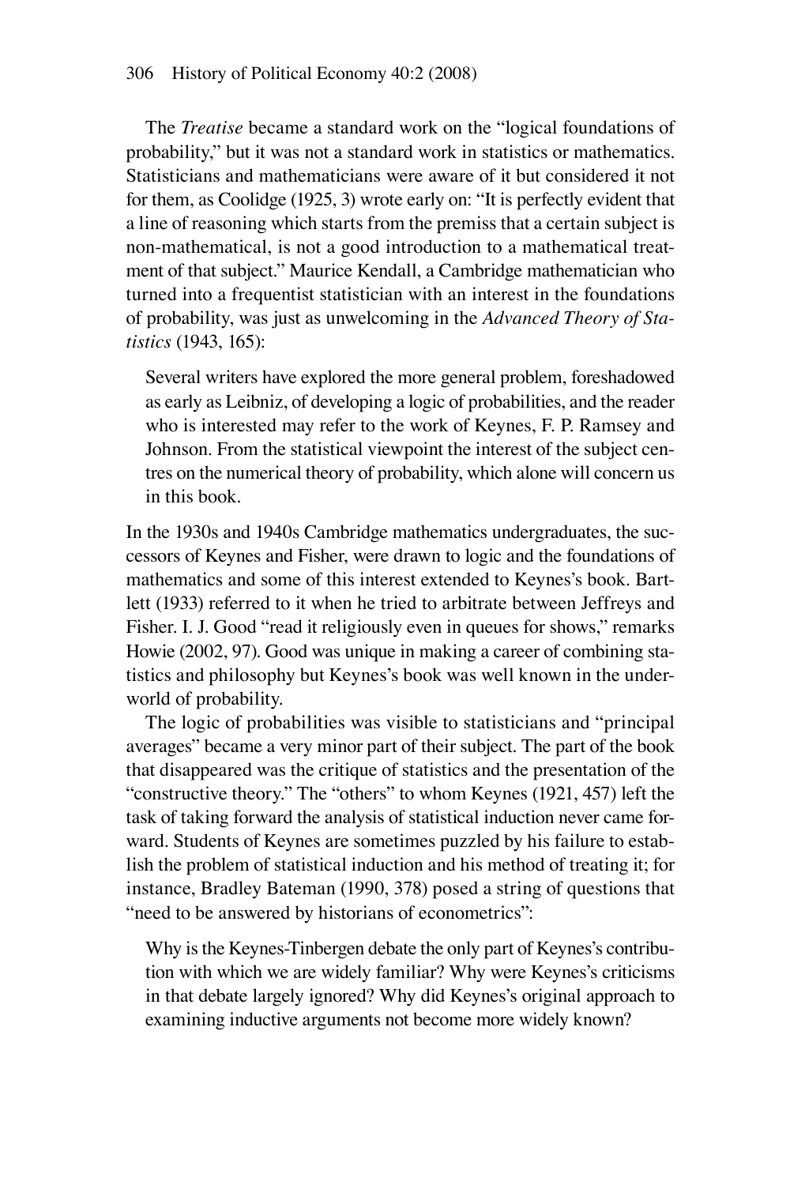The *Treatise* became a standard work on the "logical foundations of probability," but it was not a standard work in statistics or mathematics. Statisticians and mathematicians were aware of it but considered it not for them, as Coolidge (1925, 3) wrote early on: "It is perfectly evident that a line of reasoning which starts from the premiss that a certain subject is non-mathematical, is not a good introduction to a mathematical treatment of that subject." Maurice Kendall, a Cambridge mathematician who turned into a frequentist statistician with an interest in the foundations of probability, was just as unwelcoming in the *Advanced Theory of Statistics* (1943, 165):

> Several writers have explored the more general problem, foreshadowed as early as Leibniz, of developing a logic of probabilities, and the reader who is interested may refer to the work of Keynes, F. P. Ramsey and Johnson. From the statistical viewpoint the interest of the subject centres on the numerical theory of probability, which alone will concern us in this book.

In the 1930s and 1940s Cambridge mathematics undergraduates, the successors of Keynes and Fisher, were drawn to logic and the foundations of mathematics and some of this interest extended to Keynes's book. Bartlett (1933) referred to it when he tried to arbitrate between Jeffreys and Fisher. I. J. Good "read it religiously even in queues for shows," remarks Howie (2002, 97). Good was unique in making a career of combining statistics and philosophy but Keynes's book was well known in the underworld of probability.

The logic of probabilities was visible to statisticians and "principal averages" became a very minor part of their subject. The part of the book that disappeared was the critique of statistics and the presentation of the "constructive theory." The "others" to whom Keynes (1921, 457) left the task of taking forward the analysis of statistical induction never came forward. Students of Keynes are sometimes puzzled by his failure to establish the problem of statistical induction and his method of treating it; for instance, Bradley Bateman (1990, 378) posed a string of questions that "need to be answered by historians of econometrics":

> Why is the Keynes-Tinbergen debate the only part of Keynes's contribution with which we are widely familiar? Why were Keynes's criticisms in that debate largely ignored? Why did Keynes's original approach to examining inductive arguments not become more widely known?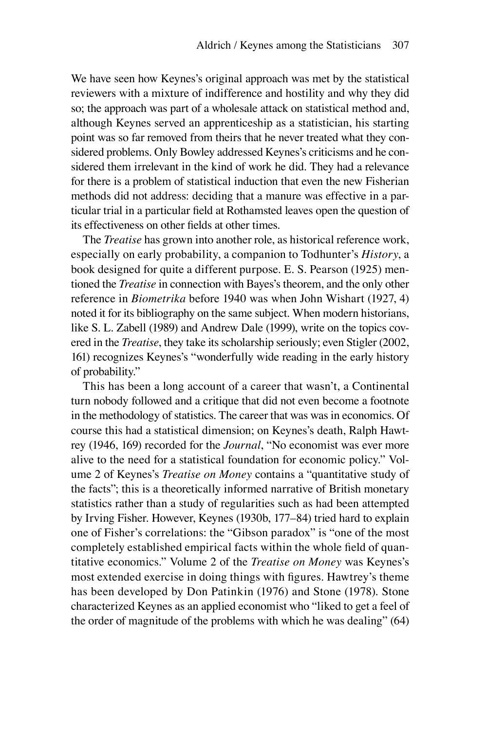We have seen how Keynes's original approach was met by the statistical reviewers with a mixture of indifference and hostility and why they did so; the approach was part of a wholesale attack on statistical method and, although Keynes served an apprenticeship as a statistician, his starting point was so far removed from theirs that he never treated what they considered problems. Only Bowley addressed Keynes's criticisms and he considered them irrelevant in the kind of work he did. They had a relevance for there is a problem of statistical induction that even the new Fisherian methods did not address: deciding that a manure was effective in a particular trial in a particular field at Rothamsted leaves open the question of its effectiveness on other fields at other times.

The *Treatise* has grown into another role, as historical reference work, especially on early probability, a companion to Todhunter's *History*, a book designed for quite a different purpose. E. S. Pearson (1925) mentioned the *Treatise* in connection with Bayes's theorem, and the only other reference in *Biometrika* before 1940 was when John Wishart (1927, 4) noted it for its bibliography on the same subject. When modern historians, like S. L. Zabell (1989) and Andrew Dale (1999), write on the topics covered in the *Treatise*, they take its scholarship seriously; even Stigler (2002, 161) recognizes Keynes's "wonderfully wide reading in the early history of probability."

This has been a long account of a career that wasn't, a Continental turn nobody followed and a critique that did not even become a footnote in the methodology of statistics. The career that was was in economics. Of course this had a statistical dimension; on Keynes's death, Ralph Hawtrey (1946, 169) recorded for the *Journal*, "No economist was ever more alive to the need for a statistical foundation for economic policy." Volume 2 of Keynes's *Treatise on Money* contains a "quantitative study of the facts"; this is a theoretically informed narrative of British monetary statistics rather than a study of regularities such as had been attempted by Irving Fisher. However, Keynes (1930b, 177–84) tried hard to explain one of Fisher's correlations: the "Gibson paradox" is "one of the most completely established empirical facts within the whole field of quantitative economics." Volume 2 of the *Treatise on Money* was Keynes's most extended exercise in doing things with figures. Hawtrey's theme has been developed by Don Patinkin (1976) and Stone (1978). Stone characterized Keynes as an applied economist who "liked to get a feel of the order of magnitude of the problems with which he was dealing" (64)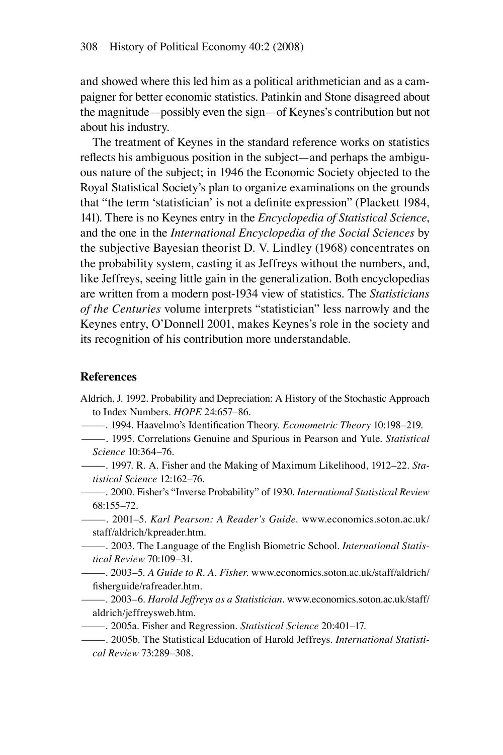and showed where this led him as a political arithmetician and as a campaigner for better economic statistics. Patinkin and Stone disagreed about the magnitude—possibly even the sign—of Keynes's contribution but not about his industry.

The treatment of Keynes in the standard reference works on statistics reflects his ambiguous position in the subject—and perhaps the ambiguous nature of the subject; in 1946 the Economic Society objected to the Royal Statistical Society's plan to organize examinations on the grounds that "the term 'statistician' is not a definite expression" (Plackett 1984, 141). There is no Keynes entry in the *Encyclopedia of Statistical Science*, and the one in the *International Encyclopedia of the Social Sciences* by the subjective Bayesian theorist D. V. Lindley (1968) concentrates on the probability system, casting it as Jeffreys without the numbers, and, like Jeffreys, seeing little gain in the generalization. Both encyclopedias are written from a modern post-1934 view of statistics. The *Statisticians of the Centuries* volume interprets "statistician" less narrowly and the Keynes entry, O'Donnell 2001, makes Keynes's role in the society and its recognition of his contribution more understandable.

## References

Aldrich, J. 1992. Probability and Depreciation: A History of the Stochastic Approach to Index Numbers. *HOPE* 24:657–86.

———. 1994. Haavelmo's Identification Theory. *Econometric Theory* 10:198–219.

———. 1995. Correlations Genuine and Spurious in Pearson and Yule. *Statistical Science* 10:364–76.

———. 1997. R. A. Fisher and the Making of Maximum Likelihood, 1912–22. *Statistical Science* 12:162–76.

———. 2000. Fisher's "Inverse Probability" of 1930. *International Statistical Review* 68:155–72.

———. 2001–5. *Karl Pearson: A Reader's Guide*. www.economics.soton.ac.uk/staff/aldrich/kpreader.htm.

———. 2003. The Language of the English Biometric School. *International Statistical Review* 70:109–31.

———. 2003–5. *A Guide to R. A. Fisher*. www.economics.soton.ac.uk/staff/aldrich/fisherguide/rafreader.htm.

———. 2003–6. *Harold Jeffreys as a Statistician*. www.economics.soton.ac.uk/staff/aldrich/jeffreysweb.htm.

———. 2005a. Fisher and Regression. *Statistical Science* 20:401–17.

———. 2005b. The Statistical Education of Harold Jeffreys. *International Statistical Review* 73:289–308.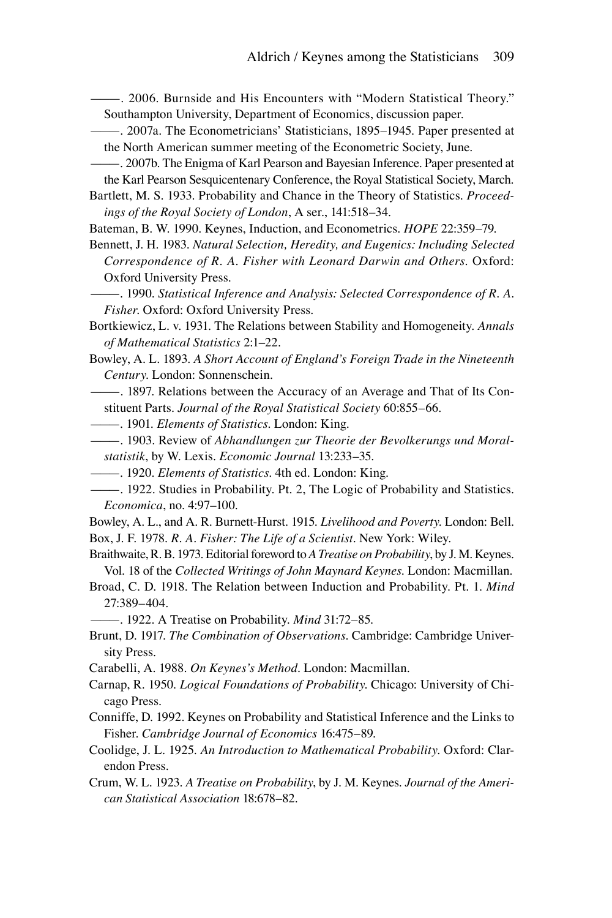——. 2006. Burnside and His Encounters with "Modern Statistical Theory." Southampton University, Department of Economics, discussion paper.

——. 2007a. The Econometricians' Statisticians, 1895–1945. Paper presented at the North American summer meeting of the Econometric Society, June.

——. 2007b. The Enigma of Karl Pearson and Bayesian Inference. Paper presented at the Karl Pearson Sesquicentenary Conference, the Royal Statistical Society, March.

Bartlett, M. S. 1933. Probability and Chance in the Theory of Statistics. *Proceedings of the Royal Society of London*, A ser., 141:518–34.

Bateman, B. W. 1990. Keynes, Induction, and Econometrics. *HOPE* 22:359–79.

Bennett, J. H. 1983. *Natural Selection, Heredity, and Eugenics: Including Selected Correspondence of R. A. Fisher with Leonard Darwin and Others*. Oxford: Oxford University Press.

——. 1990. *Statistical Inference and Analysis: Selected Correspondence of R. A. Fisher*. Oxford: Oxford University Press.

Bortkiewicz, L. v. 1931. The Relations between Stability and Homogeneity. *Annals of Mathematical Statistics* 2:1–22.

Bowley, A. L. 1893. *A Short Account of England's Foreign Trade in the Nineteenth Century*. London: Sonnenschein.

——. 1897. Relations between the Accuracy of an Average and That of Its Constituent Parts. *Journal of the Royal Statistical Society* 60:855–66.

——. 1901. *Elements of Statistics*. London: King.

——. 1903. Review of *Abhandlungen zur Theorie der Bevolkerungs und Moralstatistik*, by W. Lexis. *Economic Journal* 13:233–35.

——. 1920. *Elements of Statistics*. 4th ed. London: King.

——. 1922. Studies in Probability. Pt. 2, The Logic of Probability and Statistics. *Economica*, no. 4:97–100.

Bowley, A. L., and A. R. Burnett-Hurst. 1915. *Livelihood and Poverty*. London: Bell.

Box, J. F. 1978. *R. A. Fisher: The Life of a Scientist*. New York: Wiley.

Braithwaite, R. B. 1973. Editorial foreword to *A Treatise on Probability*, by J. M. Keynes. Vol. 18 of the *Collected Writings of John Maynard Keynes*. London: Macmillan.

Broad, C. D. 1918. The Relation between Induction and Probability. Pt. 1. *Mind* 27:389–404.

——. 1922. A Treatise on Probability. *Mind* 31:72–85.

Brunt, D. 1917. *The Combination of Observations*. Cambridge: Cambridge University Press.

Carabelli, A. 1988. *On Keynes's Method*. London: Macmillan.

Carnap, R. 1950. *Logical Foundations of Probability*. Chicago: University of Chicago Press.

Conniffe, D. 1992. Keynes on Probability and Statistical Inference and the Links to Fisher. *Cambridge Journal of Economics* 16:475–89.

Coolidge, J. L. 1925. *An Introduction to Mathematical Probability*. Oxford: Clarendon Press.

Crum, W. L. 1923. *A Treatise on Probability*, by J. M. Keynes. *Journal of the American Statistical Association* 18:678–82.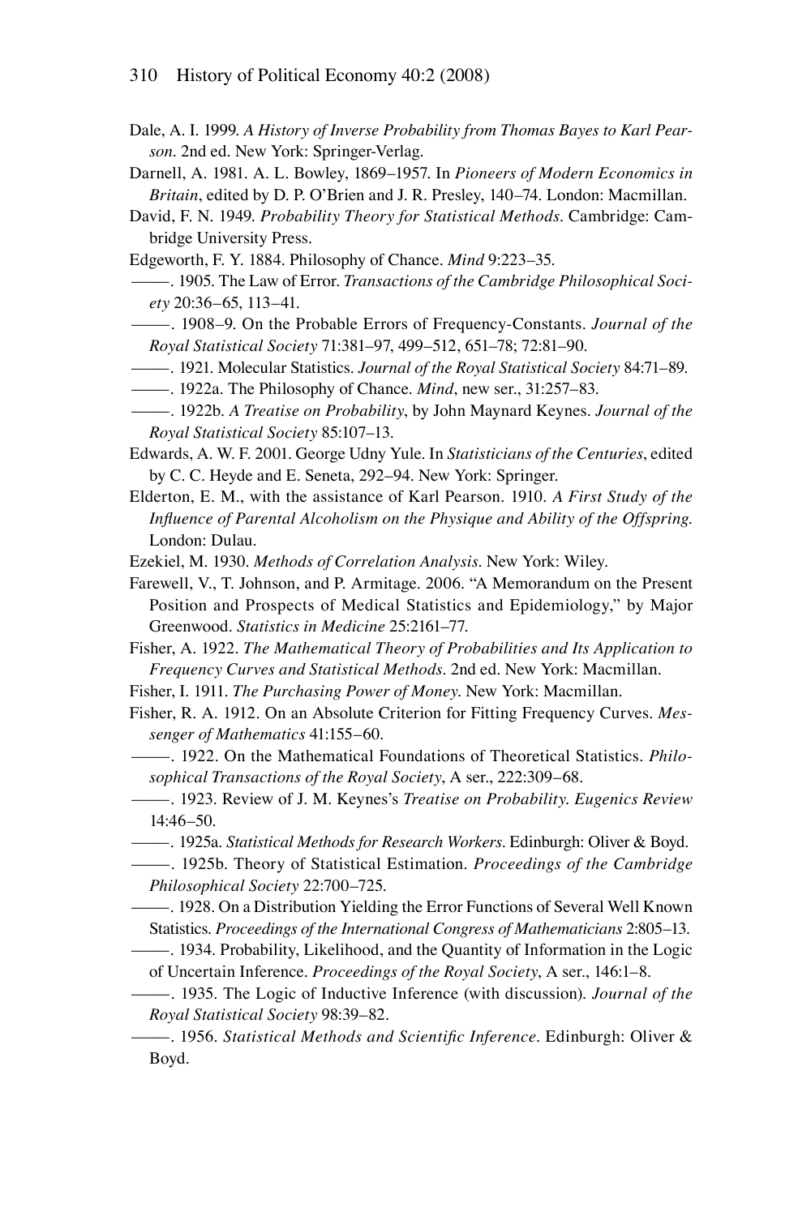Dale, A. I. 1999. *A History of Inverse Probability from Thomas Bayes to Karl Pearson*. 2nd ed. New York: Springer-Verlag.

Darnell, A. 1981. A. L. Bowley, 1869–1957. In *Pioneers of Modern Economics in Britain*, edited by D. P. O'Brien and J. R. Presley, 140–74. London: Macmillan.

David, F. N. 1949. *Probability Theory for Statistical Methods*. Cambridge: Cambridge University Press.

Edgeworth, F. Y. 1884. Philosophy of Chance. *Mind* 9:223–35.

———. 1905. The Law of Error. *Transactions of the Cambridge Philosophical Society* 20:36–65, 113–41.

———. 1908–9. On the Probable Errors of Frequency-Constants. *Journal of the Royal Statistical Society* 71:381–97, 499–512, 651–78; 72:81–90.

———. 1921. Molecular Statistics. *Journal of the Royal Statistical Society* 84:71–89.

———. 1922a. The Philosophy of Chance. *Mind*, new ser., 31:257–83.

———. 1922b. *A Treatise on Probability*, by John Maynard Keynes. *Journal of the Royal Statistical Society* 85:107–13.

Edwards, A. W. F. 2001. George Udny Yule. In *Statisticians of the Centuries*, edited by C. C. Heyde and E. Seneta, 292–94. New York: Springer.

Elderton, E. M., with the assistance of Karl Pearson. 1910. *A First Study of the Influence of Parental Alcoholism on the Physique and Ability of the Offspring*. London: Dulau.

Ezekiel, M. 1930. *Methods of Correlation Analysis*. New York: Wiley.

Farewell, V., T. Johnson, and P. Armitage. 2006. "A Memorandum on the Present Position and Prospects of Medical Statistics and Epidemiology," by Major Greenwood. *Statistics in Medicine* 25:2161–77.

Fisher, A. 1922. *The Mathematical Theory of Probabilities and Its Application to Frequency Curves and Statistical Methods*. 2nd ed. New York: Macmillan.

Fisher, I. 1911. *The Purchasing Power of Money*. New York: Macmillan.

Fisher, R. A. 1912. On an Absolute Criterion for Fitting Frequency Curves. *Messenger of Mathematics* 41:155–60.

———. 1922. On the Mathematical Foundations of Theoretical Statistics. *Philosophical Transactions of the Royal Society*, A ser., 222:309–68.

———. 1923. Review of J. M. Keynes's *Treatise on Probability*. *Eugenics Review* 14:46–50.

———. 1925a. *Statistical Methods for Research Workers*. Edinburgh: Oliver & Boyd.

———. 1925b. Theory of Statistical Estimation. *Proceedings of the Cambridge Philosophical Society* 22:700–725.

———. 1928. On a Distribution Yielding the Error Functions of Several Well Known Statistics. *Proceedings of the International Congress of Mathematicians* 2:805–13.

———. 1934. Probability, Likelihood, and the Quantity of Information in the Logic of Uncertain Inference. *Proceedings of the Royal Society*, A ser., 146:1–8.

———. 1935. The Logic of Inductive Inference (with discussion). *Journal of the Royal Statistical Society* 98:39–82.

———. 1956. *Statistical Methods and Scientific Inference*. Edinburgh: Oliver & Boyd.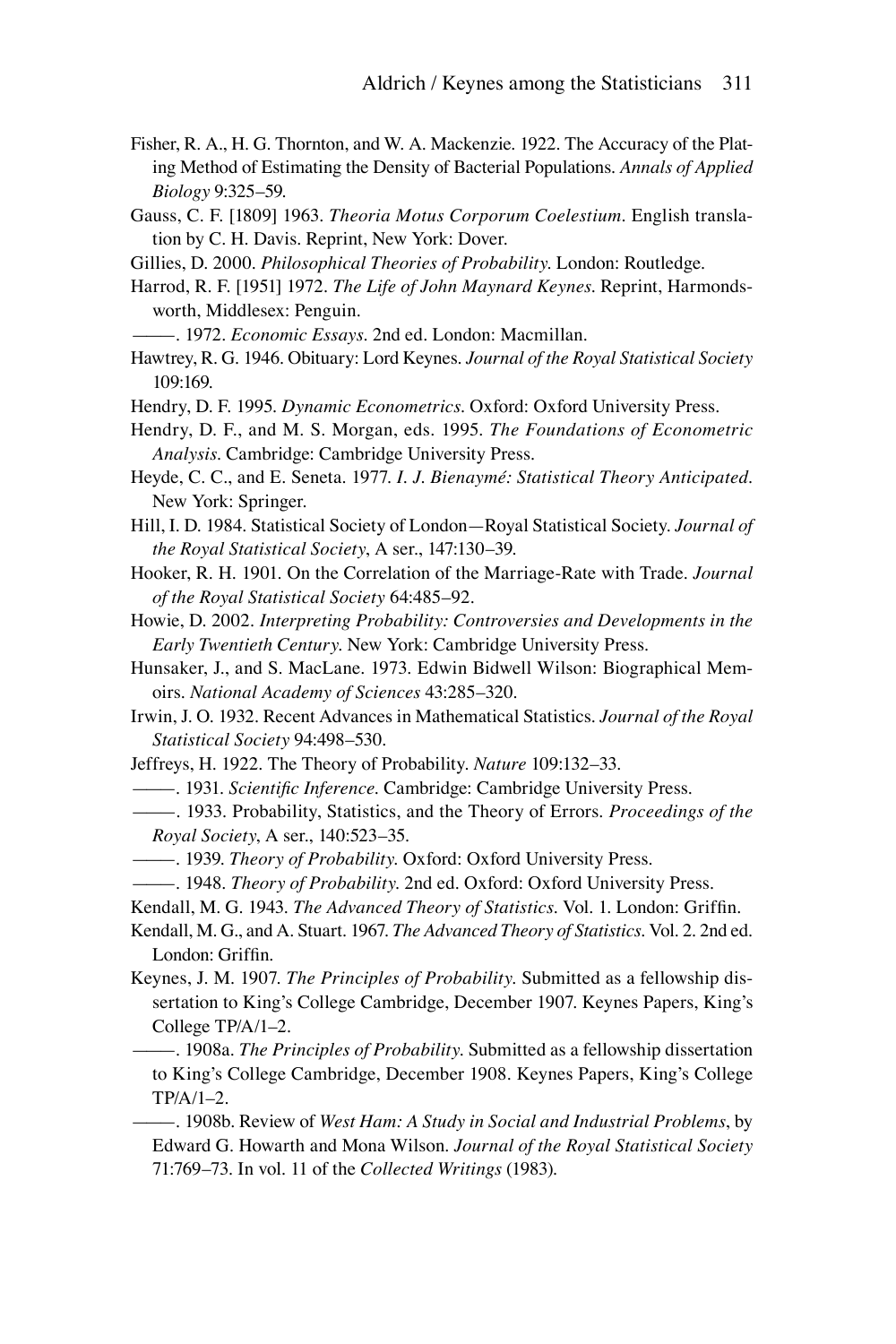Fisher, R. A., H. G. Thornton, and W. A. Mackenzie. 1922. The Accuracy of the Plating Method of Estimating the Density of Bacterial Populations. *Annals of Applied Biology* 9:325–59.

Gauss, C. F. [1809] 1963. *Theoria Motus Corporum Coelestium*. English translation by C. H. Davis. Reprint, New York: Dover.

Gillies, D. 2000. *Philosophical Theories of Probability*. London: Routledge.

Harrod, R. F. [1951] 1972. *The Life of John Maynard Keynes*. Reprint, Harmondsworth, Middlesex: Penguin.

———. 1972. *Economic Essays*. 2nd ed. London: Macmillan.

Hawtrey, R. G. 1946. Obituary: Lord Keynes. *Journal of the Royal Statistical Society* 109:169.

Hendry, D. F. 1995. *Dynamic Econometrics*. Oxford: Oxford University Press.

Hendry, D. F., and M. S. Morgan, eds. 1995. *The Foundations of Econometric Analysis*. Cambridge: Cambridge University Press.

Heyde, C. C., and E. Seneta. 1977. *I. J. Bienaymé: Statistical Theory Anticipated*. New York: Springer.

Hill, I. D. 1984. Statistical Society of London—Royal Statistical Society. *Journal of the Royal Statistical Society*, A ser., 147:130–39.

Hooker, R. H. 1901. On the Correlation of the Marriage-Rate with Trade. *Journal of the Royal Statistical Society* 64:485–92.

Howie, D. 2002. *Interpreting Probability: Controversies and Developments in the Early Twentieth Century*. New York: Cambridge University Press.

Hunsaker, J., and S. MacLane. 1973. Edwin Bidwell Wilson: Biographical Memoirs. *National Academy of Sciences* 43:285–320.

Irwin, J. O. 1932. Recent Advances in Mathematical Statistics. *Journal of the Royal Statistical Society* 94:498–530.

Jeffreys, H. 1922. The Theory of Probability. *Nature* 109:132–33.

———. 1931. *Scientific Inference*. Cambridge: Cambridge University Press.

———. 1933. Probability, Statistics, and the Theory of Errors. *Proceedings of the Royal Society*, A ser., 140:523–35.

———. 1939. *Theory of Probability*. Oxford: Oxford University Press.

———. 1948. *Theory of Probability*. 2nd ed. Oxford: Oxford University Press.

Kendall, M. G. 1943. *The Advanced Theory of Statistics*. Vol. 1. London: Griffin.

Kendall, M. G., and A. Stuart. 1967. *The Advanced Theory of Statistics*. Vol. 2. 2nd ed. London: Griffin.

Keynes, J. M. 1907. *The Principles of Probability*. Submitted as a fellowship dissertation to King's College Cambridge, December 1907. Keynes Papers, King's College TP/A/1–2.

———. 1908a. *The Principles of Probability*. Submitted as a fellowship dissertation to King's College Cambridge, December 1908. Keynes Papers, King's College TP/A/1–2.

———. 1908b. Review of *West Ham: A Study in Social and Industrial Problems*, by Edward G. Howarth and Mona Wilson. *Journal of the Royal Statistical Society* 71:769–73. In vol. 11 of the *Collected Writings* (1983).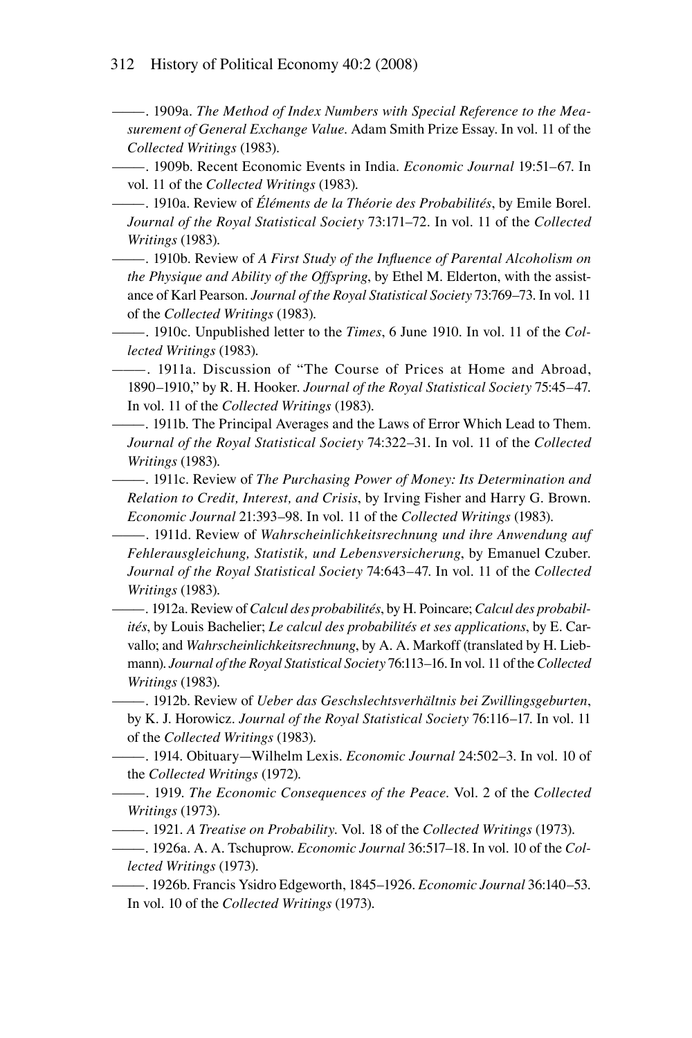———. 1909a. *The Method of Index Numbers with Special Reference to the Measurement of General Exchange Value.* Adam Smith Prize Essay. In vol. 11 of the *Collected Writings* (1983).

———. 1909b. Recent Economic Events in India. *Economic Journal* 19:51–67. In vol. 11 of the *Collected Writings* (1983).

———. 1910a. Review of *Éléments de la Théorie des Probabilités*, by Emile Borel. *Journal of the Royal Statistical Society* 73:171–72. In vol. 11 of the *Collected Writings* (1983).

———. 1910b. Review of *A First Study of the Influence of Parental Alcoholism on the Physique and Ability of the Offspring*, by Ethel M. Elderton, with the assistance of Karl Pearson. *Journal of the Royal Statistical Society* 73:769–73. In vol. 11 of the *Collected Writings* (1983).

———. 1910c. Unpublished letter to the *Times*, 6 June 1910. In vol. 11 of the *Collected Writings* (1983).

———. 1911a. Discussion of "The Course of Prices at Home and Abroad, 1890–1910," by R. H. Hooker. *Journal of the Royal Statistical Society* 75:45–47. In vol. 11 of the *Collected Writings* (1983).

———. 1911b. The Principal Averages and the Laws of Error Which Lead to Them. *Journal of the Royal Statistical Society* 74:322–31. In vol. 11 of the *Collected Writings* (1983).

———. 1911c. Review of *The Purchasing Power of Money: Its Determination and Relation to Credit, Interest, and Crisis*, by Irving Fisher and Harry G. Brown. *Economic Journal* 21:393–98. In vol. 11 of the *Collected Writings* (1983).

———. 1911d. Review of *Wahrscheinlichkeitsrechnung und ihre Anwendung auf Fehlerausgleichung, Statistik, und Lebensversicherung*, by Emanuel Czuber. *Journal of the Royal Statistical Society* 74:643–47. In vol. 11 of the *Collected Writings* (1983).

———. 1912a. Review of *Calcul des probabilités*, by H. Poincare; *Calcul des probabilités*, by Louis Bachelier; *Le calcul des probabilités et ses applications*, by E. Carvallo; and *Wahrscheinlichkeitsrechnung*, by A. A. Markoff (translated by H. Liebmann). *Journal of the Royal Statistical Society* 76:113–16. In vol. 11 of the *Collected Writings* (1983).

———. 1912b. Review of *Ueber das Geschslechtsverhältnis bei Zwillingsgeburten*, by K. J. Horowicz. *Journal of the Royal Statistical Society* 76:116–17. In vol. 11 of the *Collected Writings* (1983).

———. 1914. Obituary—Wilhelm Lexis. *Economic Journal* 24:502–3. In vol. 10 of the *Collected Writings* (1972).

———. 1919. *The Economic Consequences of the Peace*. Vol. 2 of the *Collected Writings* (1973).

———. 1921. *A Treatise on Probability*. Vol. 18 of the *Collected Writings* (1973).

———. 1926a. A. A. Tschuprow. *Economic Journal* 36:517–18. In vol. 10 of the *Collected Writings* (1973).

———. 1926b. Francis Ysidro Edgeworth, 1845–1926. *Economic Journal* 36:140–53. In vol. 10 of the *Collected Writings* (1973).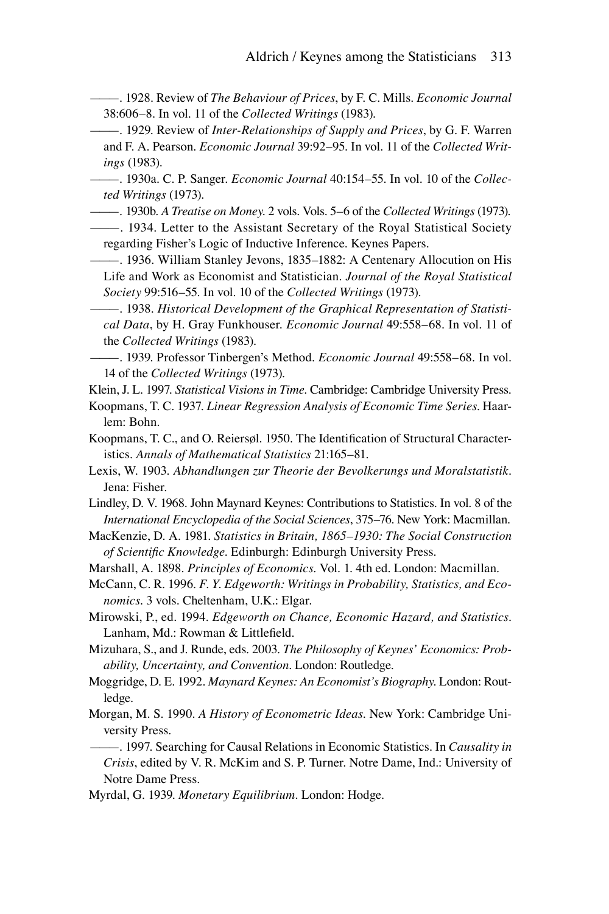———. 1928. Review of *The Behaviour of Prices*, by F. C. Mills. *Economic Journal* 38:606–8. In vol. 11 of the *Collected Writings* (1983).

———. 1929. Review of *Inter-Relationships of Supply and Prices*, by G. F. Warren and F. A. Pearson. *Economic Journal* 39:92–95. In vol. 11 of the *Collected Writings* (1983).

———. 1930a. C. P. Sanger. *Economic Journal* 40:154–55. In vol. 10 of the *Collected Writings* (1973).

———. 1930b. *A Treatise on Money*. 2 vols. Vols. 5–6 of the *Collected Writings* (1973).

———. 1934. Letter to the Assistant Secretary of the Royal Statistical Society regarding Fisher's Logic of Inductive Inference. Keynes Papers.

———. 1936. William Stanley Jevons, 1835–1882: A Centenary Allocution on His Life and Work as Economist and Statistician. *Journal of the Royal Statistical Society* 99:516–55. In vol. 10 of the *Collected Writings* (1973).

———. 1938. *Historical Development of the Graphical Representation of Statistical Data*, by H. Gray Funkhouser. *Economic Journal* 49:558–68. In vol. 11 of the *Collected Writings* (1983).

———. 1939. Professor Tinbergen's Method. *Economic Journal* 49:558–68. In vol. 14 of the *Collected Writings* (1973).

Klein, J. L. 1997. *Statistical Visions in Time*. Cambridge: Cambridge University Press.

Koopmans, T. C. 1937. *Linear Regression Analysis of Economic Time Series*. Haarlem: Bohn.

Koopmans, T. C., and O. Reiersøl. 1950. The Identification of Structural Characteristics. *Annals of Mathematical Statistics* 21:165–81.

Lexis, W. 1903. *Abhandlungen zur Theorie der Bevolkerungs und Moralstatistik*. Jena: Fisher.

Lindley, D. V. 1968. John Maynard Keynes: Contributions to Statistics. In vol. 8 of the *International Encyclopedia of the Social Sciences*, 375–76. New York: Macmillan.

MacKenzie, D. A. 1981. *Statistics in Britain, 1865–1930: The Social Construction of Scientific Knowledge*. Edinburgh: Edinburgh University Press.

Marshall, A. 1898. *Principles of Economics*. Vol. 1. 4th ed. London: Macmillan.

McCann, C. R. 1996. *F. Y. Edgeworth: Writings in Probability, Statistics, and Economics*. 3 vols. Cheltenham, U.K.: Elgar.

Mirowski, P., ed. 1994. *Edgeworth on Chance, Economic Hazard, and Statistics*. Lanham, Md.: Rowman & Littlefield.

Mizuhara, S., and J. Runde, eds. 2003. *The Philosophy of Keynes' Economics: Probability, Uncertainty, and Convention*. London: Routledge.

Moggridge, D. E. 1992. *Maynard Keynes: An Economist's Biography*. London: Routledge.

Morgan, M. S. 1990. *A History of Econometric Ideas*. New York: Cambridge University Press.

———. 1997. Searching for Causal Relations in Economic Statistics. In *Causality in Crisis*, edited by V. R. McKim and S. P. Turner. Notre Dame, Ind.: University of Notre Dame Press.

Myrdal, G. 1939. *Monetary Equilibrium*. London: Hodge.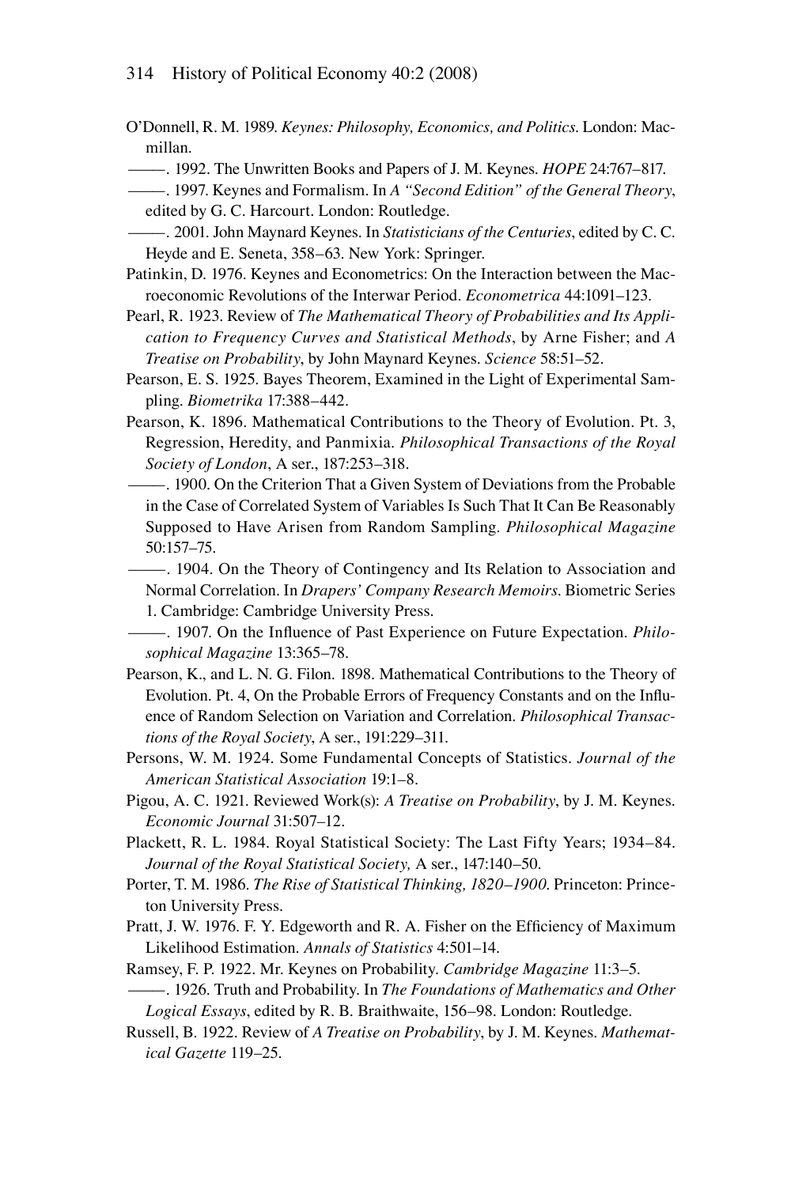O'Donnell, R. M. 1989. *Keynes: Philosophy, Economics, and Politics*. London: Macmillan.

———. 1992. The Unwritten Books and Papers of J. M. Keynes. *HOPE* 24:767–817.

———. 1997. Keynes and Formalism. In *A "Second Edition" of the General Theory*, edited by G. C. Harcourt. London: Routledge.

———. 2001. John Maynard Keynes. In *Statisticians of the Centuries*, edited by C. C. Heyde and E. Seneta, 358–63. New York: Springer.

Patinkin, D. 1976. Keynes and Econometrics: On the Interaction between the Macroeconomic Revolutions of the Interwar Period. *Econometrica* 44:1091–123.

Pearl, R. 1923. Review of *The Mathematical Theory of Probabilities and Its Application to Frequency Curves and Statistical Methods*, by Arne Fisher; and *A Treatise on Probability*, by John Maynard Keynes. *Science* 58:51–52.

Pearson, E. S. 1925. Bayes Theorem, Examined in the Light of Experimental Sampling. *Biometrika* 17:388–442.

Pearson, K. 1896. Mathematical Contributions to the Theory of Evolution. Pt. 3, Regression, Heredity, and Panmixia. *Philosophical Transactions of the Royal Society of London*, A ser., 187:253–318.

———. 1900. On the Criterion That a Given System of Deviations from the Probable in the Case of Correlated System of Variables Is Such That It Can Be Reasonably Supposed to Have Arisen from Random Sampling. *Philosophical Magazine* 50:157–75.

———. 1904. On the Theory of Contingency and Its Relation to Association and Normal Correlation. In *Drapers' Company Research Memoirs*. Biometric Series 1. Cambridge: Cambridge University Press.

———. 1907. On the Influence of Past Experience on Future Expectation. *Philosophical Magazine* 13:365–78.

Pearson, K., and L. N. G. Filon. 1898. Mathematical Contributions to the Theory of Evolution. Pt. 4, On the Probable Errors of Frequency Constants and on the Influence of Random Selection on Variation and Correlation. *Philosophical Transactions of the Royal Society*, A ser., 191:229–311.

Persons, W. M. 1924. Some Fundamental Concepts of Statistics. *Journal of the American Statistical Association* 19:1–8.

Pigou, A. C. 1921. Reviewed Work(s): *A Treatise on Probability*, by J. M. Keynes. *Economic Journal* 31:507–12.

Plackett, R. L. 1984. Royal Statistical Society: The Last Fifty Years; 1934–84. *Journal of the Royal Statistical Society,* A ser., 147:140–50.

Porter, T. M. 1986. *The Rise of Statistical Thinking, 1820–1900*. Princeton: Princeton University Press.

Pratt, J. W. 1976. F. Y. Edgeworth and R. A. Fisher on the Efficiency of Maximum Likelihood Estimation. *Annals of Statistics* 4:501–14.

Ramsey, F. P. 1922. Mr. Keynes on Probability. *Cambridge Magazine* 11:3–5.

———. 1926. Truth and Probability. In *The Foundations of Mathematics and Other Logical Essays*, edited by R. B. Braithwaite, 156–98. London: Routledge.

Russell, B. 1922. Review of *A Treatise on Probability*, by J. M. Keynes. *Mathematical Gazette* 119–25.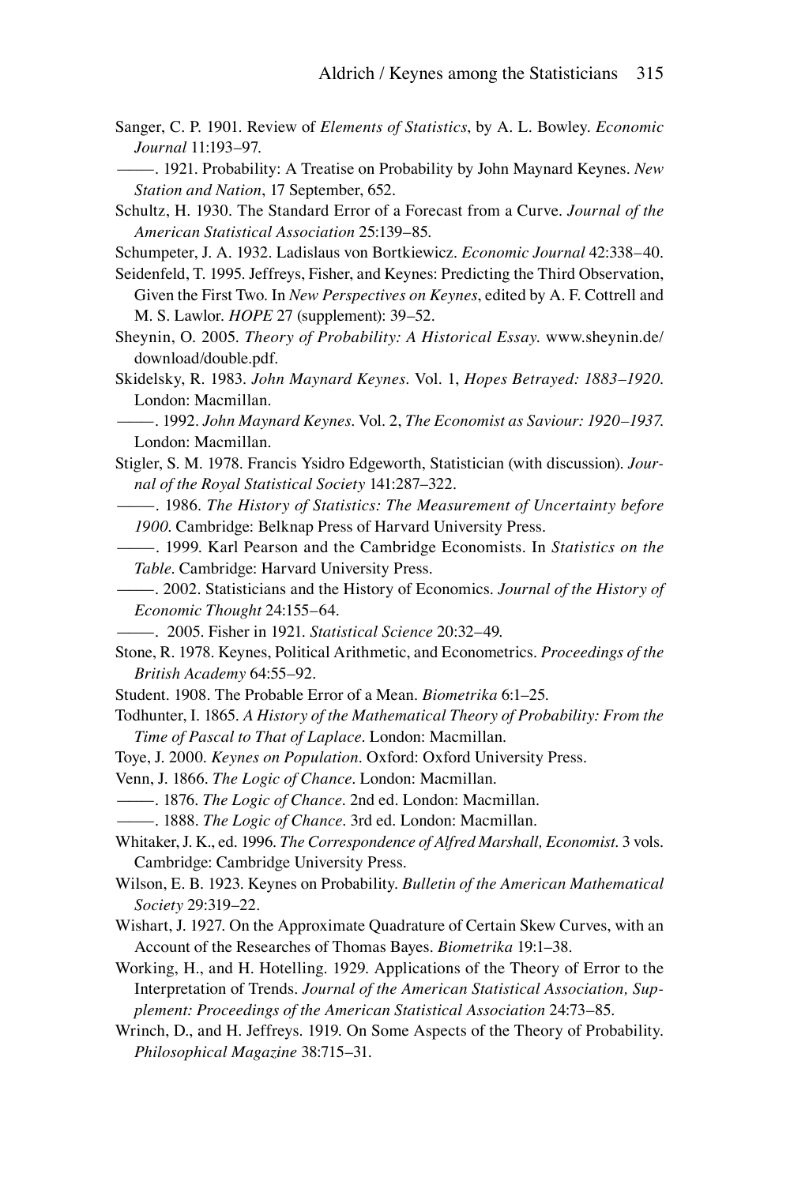Sanger, C. P. 1901. Review of *Elements of Statistics*, by A. L. Bowley. *Economic Journal* 11:193–97.

———. 1921. Probability: A Treatise on Probability by John Maynard Keynes. *New Station and Nation*, 17 September, 652.

Schultz, H. 1930. The Standard Error of a Forecast from a Curve. *Journal of the American Statistical Association* 25:139–85.

Schumpeter, J. A. 1932. Ladislaus von Bortkiewicz. *Economic Journal* 42:338–40.

Seidenfeld, T. 1995. Jeffreys, Fisher, and Keynes: Predicting the Third Observation, Given the First Two. In *New Perspectives on Keynes*, edited by A. F. Cottrell and M. S. Lawlor. *HOPE* 27 (supplement): 39–52.

Sheynin, O. 2005. *Theory of Probability: A Historical Essay*. www.sheynin.de/download/double.pdf.

Skidelsky, R. 1983. *John Maynard Keynes*. Vol. 1, *Hopes Betrayed: 1883–1920*. London: Macmillan.

———. 1992. *John Maynard Keynes*. Vol. 2, *The Economist as Saviour: 1920–1937*. London: Macmillan.

Stigler, S. M. 1978. Francis Ysidro Edgeworth, Statistician (with discussion). *Journal of the Royal Statistical Society* 141:287–322.

———. 1986. *The History of Statistics: The Measurement of Uncertainty before 1900*. Cambridge: Belknap Press of Harvard University Press.

———. 1999. Karl Pearson and the Cambridge Economists. In *Statistics on the Table*. Cambridge: Harvard University Press.

———. 2002. Statisticians and the History of Economics. *Journal of the History of Economic Thought* 24:155–64.

———. 2005. Fisher in 1921. *Statistical Science* 20:32–49.

Stone, R. 1978. Keynes, Political Arithmetic, and Econometrics. *Proceedings of the British Academy* 64:55–92.

Student. 1908. The Probable Error of a Mean. *Biometrika* 6:1–25.

Todhunter, I. 1865. *A History of the Mathematical Theory of Probability: From the Time of Pascal to That of Laplace*. London: Macmillan.

Toye, J. 2000. *Keynes on Population*. Oxford: Oxford University Press.

Venn, J. 1866. *The Logic of Chance*. London: Macmillan.

———. 1876. *The Logic of Chance*. 2nd ed. London: Macmillan.

———. 1888. *The Logic of Chance*. 3rd ed. London: Macmillan.

Whitaker, J. K., ed. 1996. *The Correspondence of Alfred Marshall, Economist*. 3 vols. Cambridge: Cambridge University Press.

Wilson, E. B. 1923. Keynes on Probability. *Bulletin of the American Mathematical Society* 29:319–22.

Wishart, J. 1927. On the Approximate Quadrature of Certain Skew Curves, with an Account of the Researches of Thomas Bayes. *Biometrika* 19:1–38.

Working, H., and H. Hotelling. 1929. Applications of the Theory of Error to the Interpretation of Trends. *Journal of the American Statistical Association, Supplement: Proceedings of the American Statistical Association* 24:73–85.

Wrinch, D., and H. Jeffreys. 1919. On Some Aspects of the Theory of Probability. *Philosophical Magazine* 38:715–31.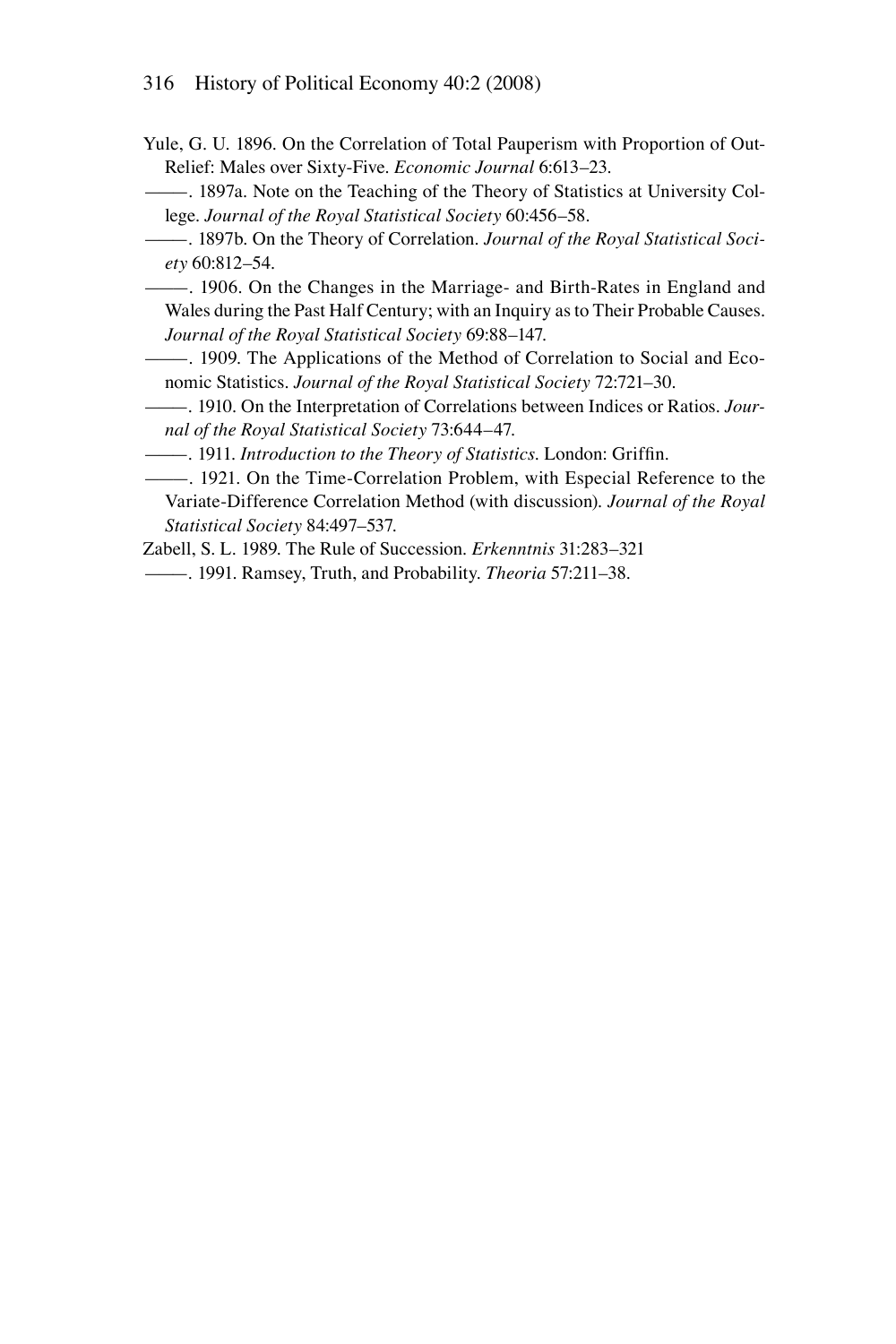Yule, G. U. 1896. On the Correlation of Total Pauperism with Proportion of Out-Relief: Males over Sixty-Five. *Economic Journal* 6:613–23.

———. 1897a. Note on the Teaching of the Theory of Statistics at University College. *Journal of the Royal Statistical Society* 60:456–58.

———. 1897b. On the Theory of Correlation. *Journal of the Royal Statistical Society* 60:812–54.

———. 1906. On the Changes in the Marriage- and Birth-Rates in England and Wales during the Past Half Century; with an Inquiry as to Their Probable Causes. *Journal of the Royal Statistical Society* 69:88–147.

———. 1909. The Applications of the Method of Correlation to Social and Economic Statistics. *Journal of the Royal Statistical Society* 72:721–30.

———. 1910. On the Interpretation of Correlations between Indices or Ratios. *Journal of the Royal Statistical Society* 73:644–47.

———. 1911. *Introduction to the Theory of Statistics*. London: Griffin.

———. 1921. On the Time-Correlation Problem, with Especial Reference to the Variate-Difference Correlation Method (with discussion). *Journal of the Royal Statistical Society* 84:497–537.

Zabell, S. L. 1989. The Rule of Succession. *Erkenntnis* 31:283–321

———. 1991. Ramsey, Truth, and Probability. *Theoria* 57:211–38.